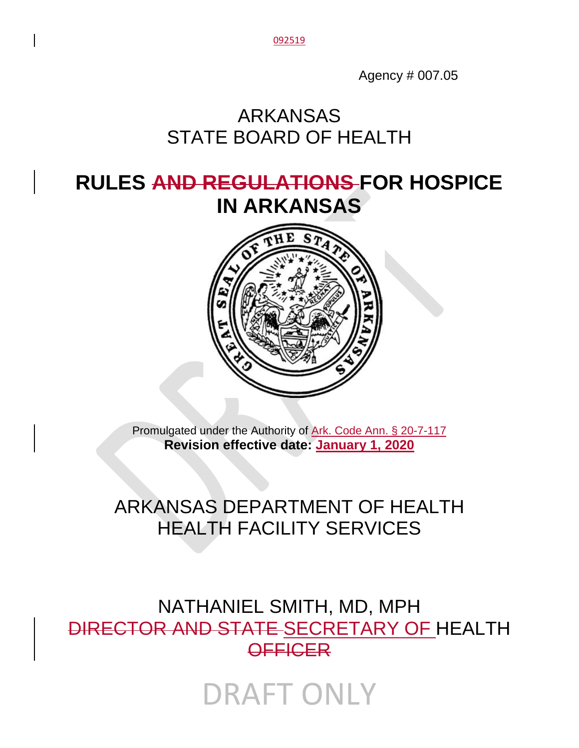092519

Agency # 007.05

# ARKANSAS
# STATE BOARD OF HEALTH

# RULES ~~AND REGULATIONS~~ FOR HOSPICE IN ARKANSAS

Promulgated under the Authority of Ark. Code Ann. § 20-7-117

**Revision effective date: January 1, 2020**

## ARKANSAS DEPARTMENT OF HEALTH
## HEALTH FACILITY SERVICES

NATHANIEL SMITH, MD, MPH

~~DIRECTOR AND STATE~~ SECRETARY OF HEALTH ~~OFFICER~~

DRAFT ONLY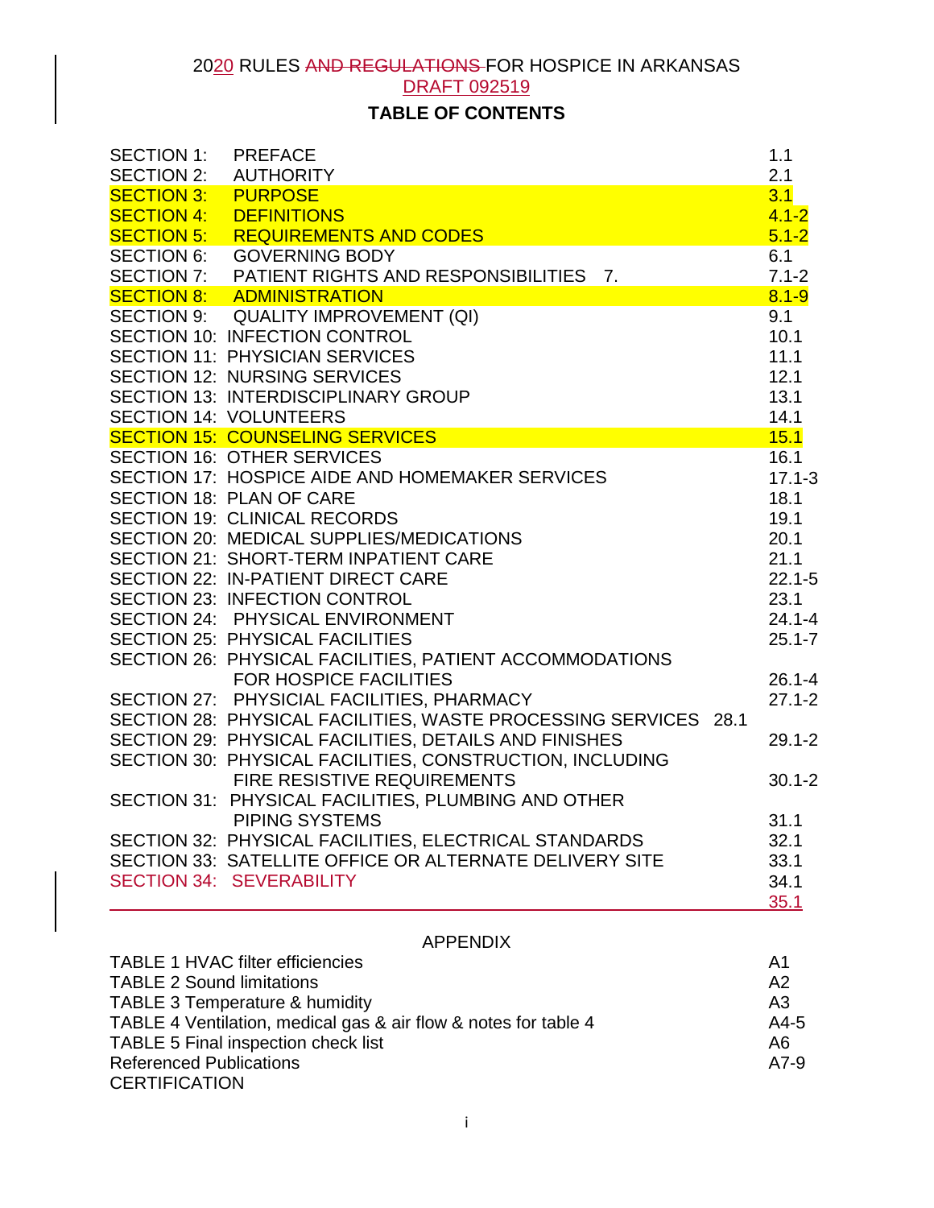2020 RULES ~~AND REGULATIONS~~ FOR HOSPICE IN ARKANSAS

DRAFT 092519

**TABLE OF CONTENTS**

| | | |
|---|---|---|
| SECTION 1: | PREFACE | 1.1 |
| SECTION 2: | AUTHORITY | 2.1 |
| SECTION 3: | PURPOSE | 3.1 |
| SECTION 4: | DEFINITIONS | 4.1-2 |
| SECTION 5: | REQUIREMENTS AND CODES | 5.1-2 |
| SECTION 6: | GOVERNING BODY | 6.1 |
| SECTION 7: | PATIENT RIGHTS AND RESPONSIBILITIES 7. | 7.1-2 |
| SECTION 8: | ADMINISTRATION | 8.1-9 |
| SECTION 9: | QUALITY IMPROVEMENT (QI) | 9.1 |
| SECTION 10: | INFECTION CONTROL | 10.1 |
| SECTION 11: | PHYSICIAN SERVICES | 11.1 |
| SECTION 12: | NURSING SERVICES | 12.1 |
| SECTION 13: | INTERDISCIPLINARY GROUP | 13.1 |
| SECTION 14: | VOLUNTEERS | 14.1 |
| SECTION 15: | COUNSELING SERVICES | 15.1 |
| SECTION 16: | OTHER SERVICES | 16.1 |
| SECTION 17: | HOSPICE AIDE AND HOMEMAKER SERVICES | 17.1-3 |
| SECTION 18: | PLAN OF CARE | 18.1 |
| SECTION 19: | CLINICAL RECORDS | 19.1 |
| SECTION 20: | MEDICAL SUPPLIES/MEDICATIONS | 20.1 |
| SECTION 21: | SHORT-TERM INPATIENT CARE | 21.1 |
| SECTION 22: | IN-PATIENT DIRECT CARE | 22.1-5 |
| SECTION 23: | INFECTION CONTROL | 23.1 |
| SECTION 24: | PHYSICAL ENVIRONMENT | 24.1-4 |
| SECTION 25: | PHYSICAL FACILITIES | 25.1-7 |
| SECTION 26: | PHYSICAL FACILITIES, PATIENT ACCOMMODATIONS FOR HOSPICE FACILITIES | 26.1-4 |
| SECTION 27: | PHYSICIAL FACILITIES, PHARMACY | 27.1-2 |
| SECTION 28: | PHYSICAL FACILITIES, WASTE PROCESSING SERVICES 28.1 | |
| SECTION 29: | PHYSICAL FACILITIES, DETAILS AND FINISHES | 29.1-2 |
| SECTION 30: | PHYSICAL FACILITIES, CONSTRUCTION, INCLUDING FIRE RESISTIVE REQUIREMENTS | 30.1-2 |
| SECTION 31: | PHYSICAL FACILITIES, PLUMBING AND OTHER PIPING SYSTEMS | 31.1 |
| SECTION 32: | PHYSICAL FACILITIES, ELECTRICAL STANDARDS | 32.1 |
| SECTION 33: | SATELLITE OFFICE OR ALTERNATE DELIVERY SITE | 33.1 |
| SECTION 34: | SEVERABILITY | 34.1 |
| | | 35.1 |

APPENDIX

| | |
|---|---|
| TABLE 1 HVAC filter efficiencies | A1 |
| TABLE 2 Sound limitations | A2 |
| TABLE 3 Temperature & humidity | A3 |
| TABLE 4 Ventilation, medical gas & air flow & notes for table 4 | A4-5 |
| TABLE 5 Final inspection check list | A6 |
| Referenced Publications | A7-9 |
| CERTIFICATION | |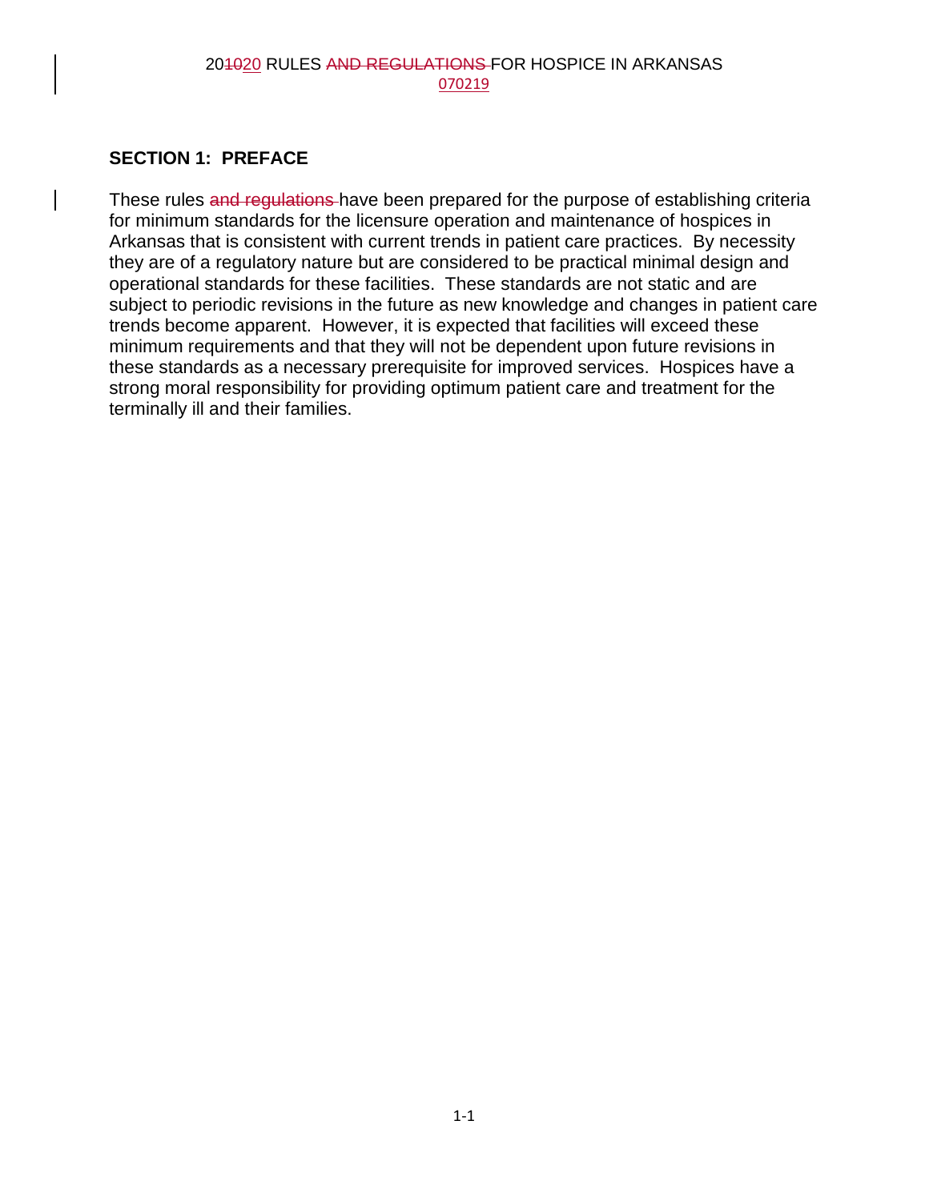## SECTION 1: PREFACE

These rules ~~and regulations~~ have been prepared for the purpose of establishing criteria for minimum standards for the licensure operation and maintenance of hospices in Arkansas that is consistent with current trends in patient care practices. By necessity they are of a regulatory nature but are considered to be practical minimal design and operational standards for these facilities. These standards are not static and are subject to periodic revisions in the future as new knowledge and changes in patient care trends become apparent. However, it is expected that facilities will exceed these minimum requirements and that they will not be dependent upon future revisions in these standards as a necessary prerequisite for improved services. Hospices have a strong moral responsibility for providing optimum patient care and treatment for the terminally ill and their families.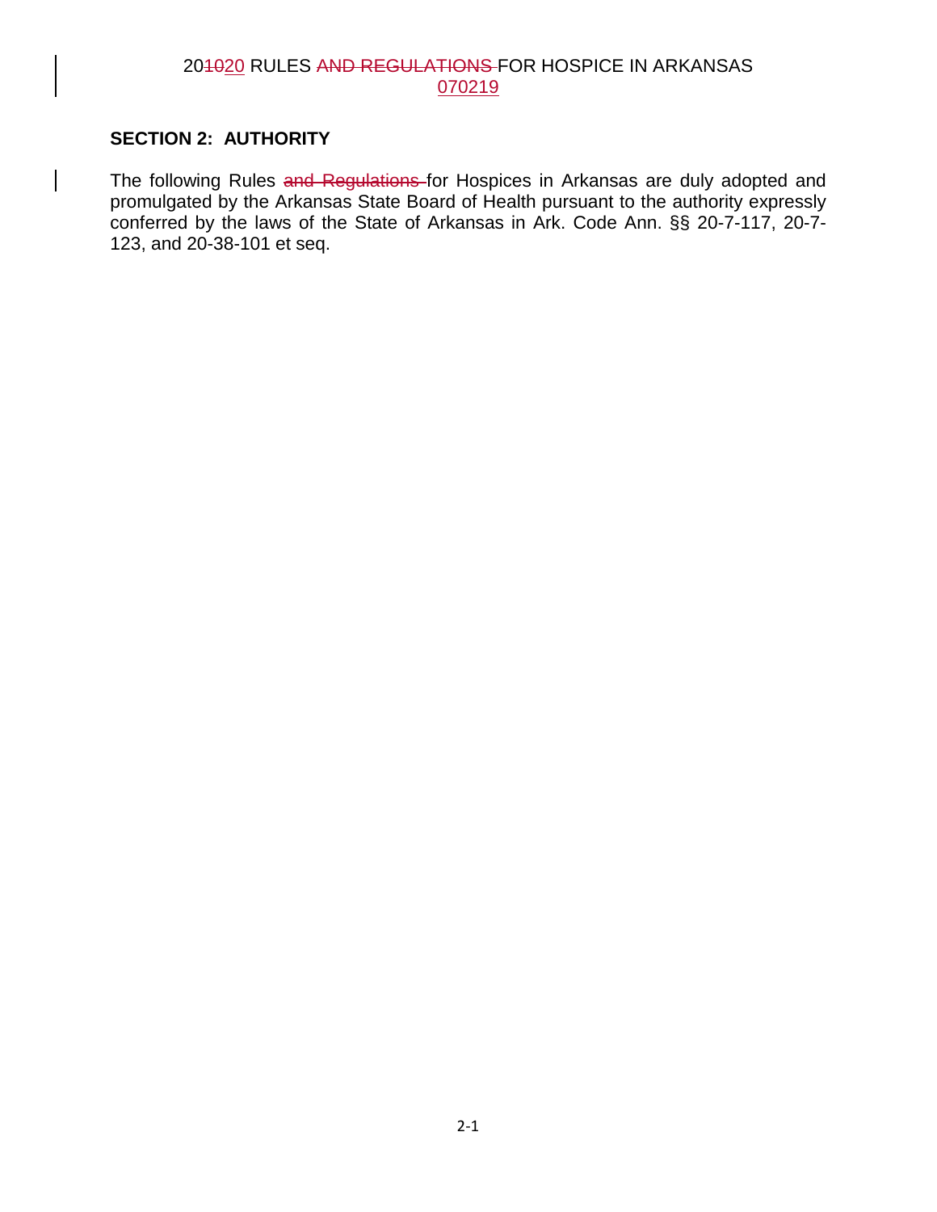## SECTION 2: AUTHORITY

The following Rules ~~and Regulations~~ for Hospices in Arkansas are duly adopted and promulgated by the Arkansas State Board of Health pursuant to the authority expressly conferred by the laws of the State of Arkansas in Ark. Code Ann. §§ 20-7-117, 20-7-123, and 20-38-101 et seq.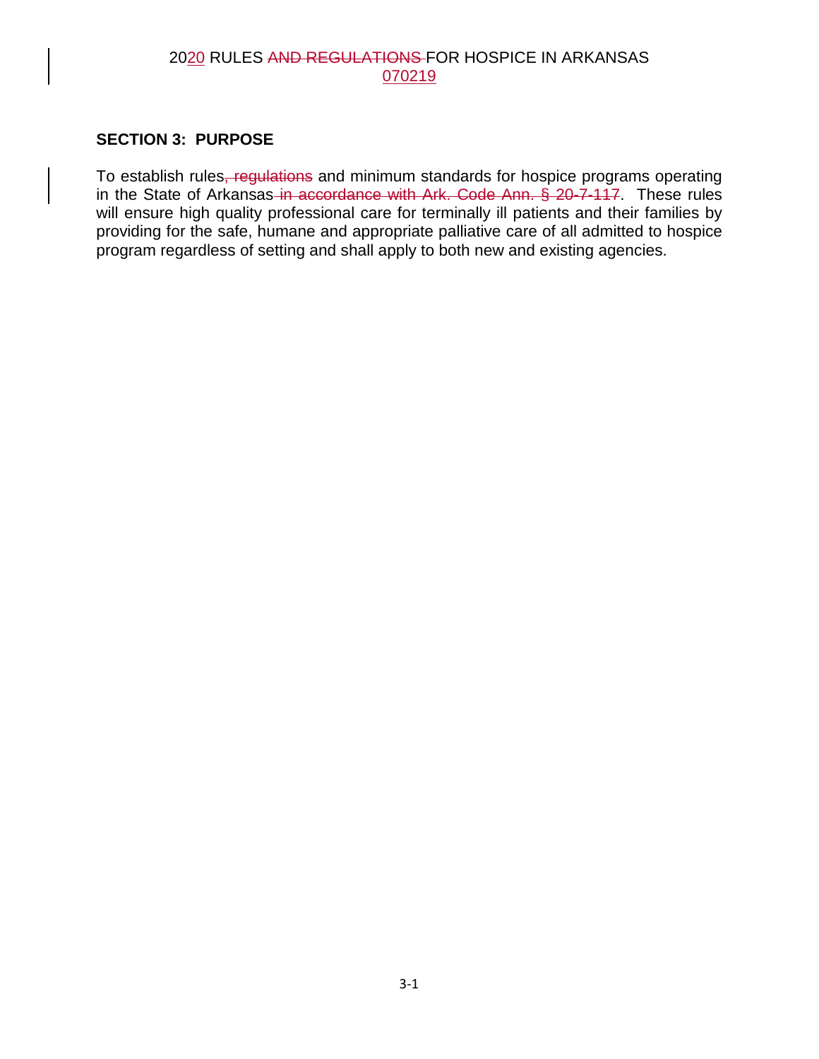## SECTION 3: PURPOSE

To establish rules~~, regulations~~ and minimum standards for hospice programs operating in the State of Arkansas~~ in accordance with Ark. Code Ann. § 20-7-117~~. These rules will ensure high quality professional care for terminally ill patients and their families by providing for the safe, humane and appropriate palliative care of all admitted to hospice program regardless of setting and shall apply to both new and existing agencies.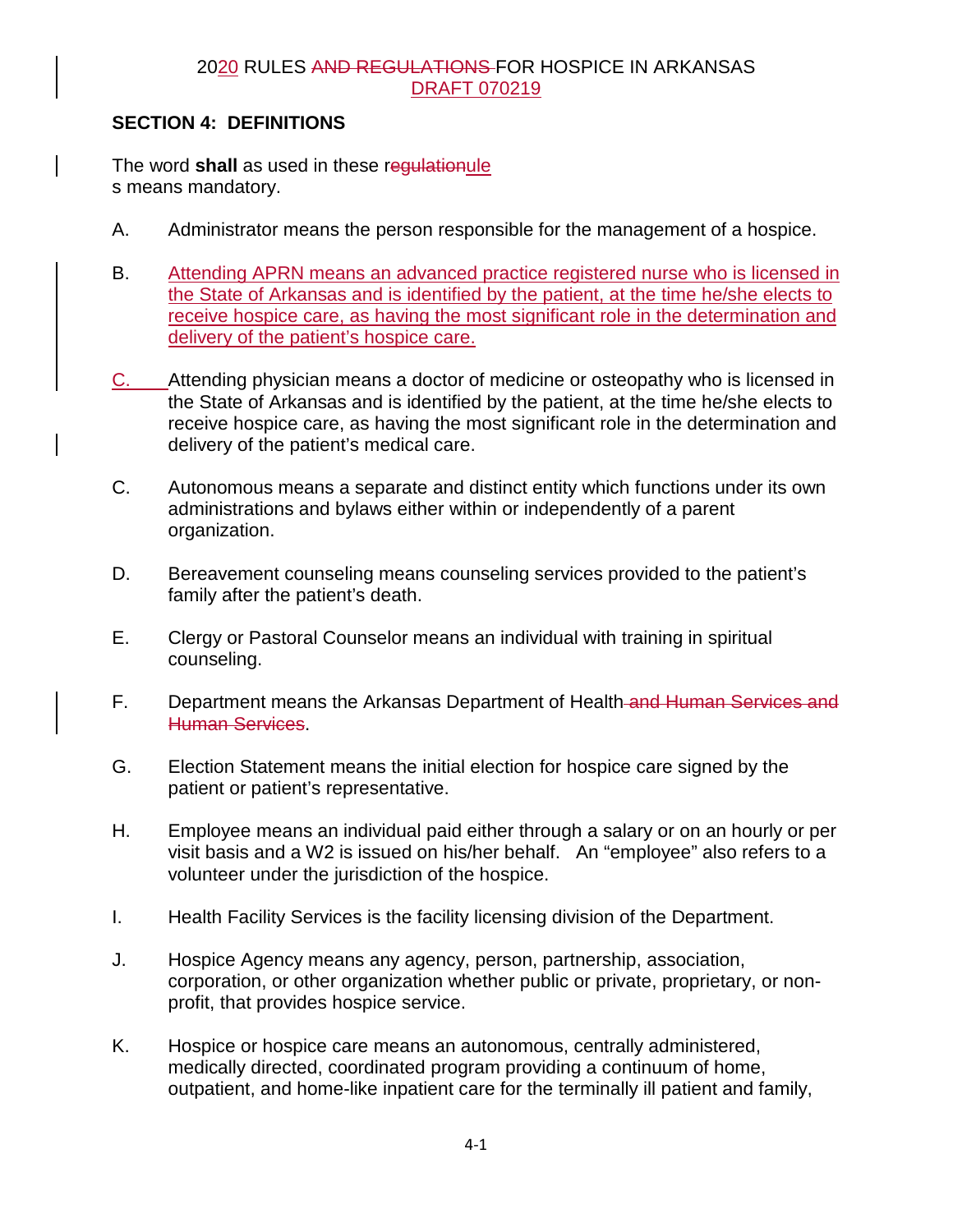2020 RULES AND REGULATIONS FOR HOSPICE IN ARKANSAS
DRAFT 070219

## SECTION 4: DEFINITIONS

The word **shall** as used in these regulationules means mandatory.

A. Administrator means the person responsible for the management of a hospice.

B. Attending APRN means an advanced practice registered nurse who is licensed in the State of Arkansas and is identified by the patient, at the time he/she elects to receive hospice care, as having the most significant role in the determination and delivery of the patient's hospice care.

C. Attending physician means a doctor of medicine or osteopathy who is licensed in the State of Arkansas and is identified by the patient, at the time he/she elects to receive hospice care, as having the most significant role in the determination and delivery of the patient's medical care.

C. Autonomous means a separate and distinct entity which functions under its own administrations and bylaws either within or independently of a parent organization.

D. Bereavement counseling means counseling services provided to the patient's family after the patient's death.

E. Clergy or Pastoral Counselor means an individual with training in spiritual counseling.

F. Department means the Arkansas Department of Health and Human Services and Human Services.

G. Election Statement means the initial election for hospice care signed by the patient or patient's representative.

H. Employee means an individual paid either through a salary or on an hourly or per visit basis and a W2 is issued on his/her behalf. An "employee" also refers to a volunteer under the jurisdiction of the hospice.

I. Health Facility Services is the facility licensing division of the Department.

J. Hospice Agency means any agency, person, partnership, association, corporation, or other organization whether public or private, proprietary, or non-profit, that provides hospice service.

K. Hospice or hospice care means an autonomous, centrally administered, medically directed, coordinated program providing a continuum of home, outpatient, and home-like inpatient care for the terminally ill patient and family,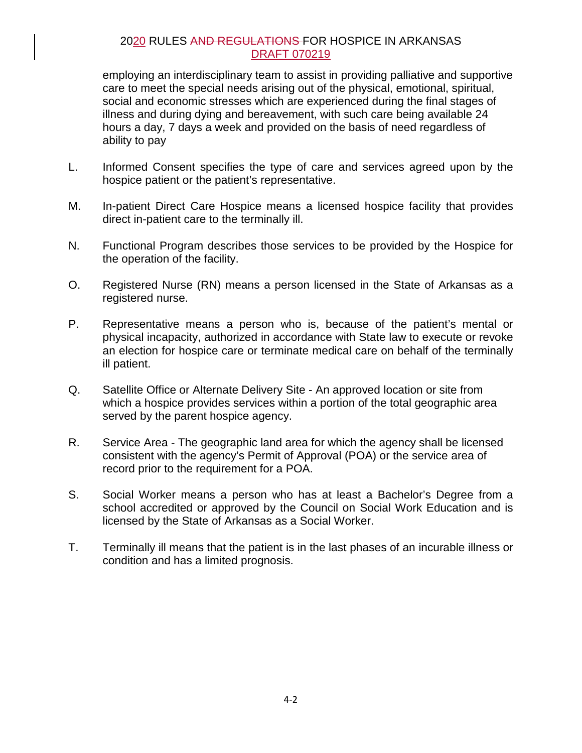employing an interdisciplinary team to assist in providing palliative and supportive care to meet the special needs arising out of the physical, emotional, spiritual, social and economic stresses which are experienced during the final stages of illness and during dying and bereavement, with such care being available 24 hours a day, 7 days a week and provided on the basis of need regardless of ability to pay

L. Informed Consent specifies the type of care and services agreed upon by the hospice patient or the patient's representative.

M. In-patient Direct Care Hospice means a licensed hospice facility that provides direct in-patient care to the terminally ill.

N. Functional Program describes those services to be provided by the Hospice for the operation of the facility.

O. Registered Nurse (RN) means a person licensed in the State of Arkansas as a registered nurse.

P. Representative means a person who is, because of the patient's mental or physical incapacity, authorized in accordance with State law to execute or revoke an election for hospice care or terminate medical care on behalf of the terminally ill patient.

Q. Satellite Office or Alternate Delivery Site - An approved location or site from which a hospice provides services within a portion of the total geographic area served by the parent hospice agency.

R. Service Area - The geographic land area for which the agency shall be licensed consistent with the agency's Permit of Approval (POA) or the service area of record prior to the requirement for a POA.

S. Social Worker means a person who has at least a Bachelor's Degree from a school accredited or approved by the Council on Social Work Education and is licensed by the State of Arkansas as a Social Worker.

T. Terminally ill means that the patient is in the last phases of an incurable illness or condition and has a limited prognosis.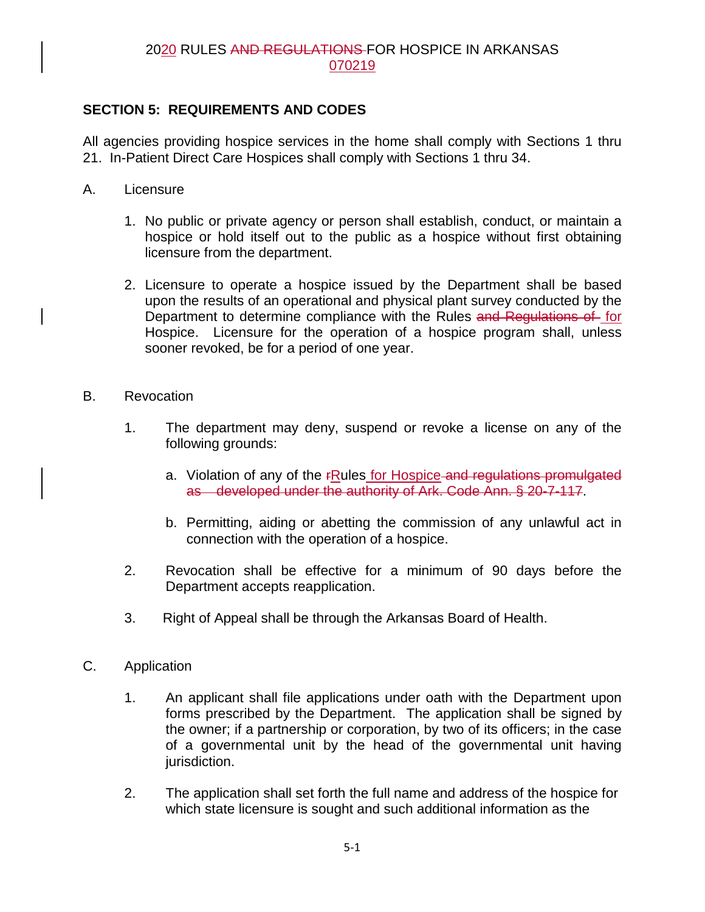## SECTION 5: REQUIREMENTS AND CODES

All agencies providing hospice services in the home shall comply with Sections 1 thru 21. In-Patient Direct Care Hospices shall comply with Sections 1 thru 34.

A. Licensure

1. No public or private agency or person shall establish, conduct, or maintain a hospice or hold itself out to the public as a hospice without first obtaining licensure from the department.

2. Licensure to operate a hospice issued by the Department shall be based upon the results of an operational and physical plant survey conducted by the Department to determine compliance with the Rules ~~and Regulations of~~ for Hospice. Licensure for the operation of a hospice program shall, unless sooner revoked, be for a period of one year.

B. Revocation

1. The department may deny, suspend or revoke a license on any of the following grounds:

   a. Violation of any of the ~~r~~Rules for Hospice ~~and regulations promulgated as developed under the authority of Ark. Code Ann. § 20-7-117~~.

   b. Permitting, aiding or abetting the commission of any unlawful act in connection with the operation of a hospice.

2. Revocation shall be effective for a minimum of 90 days before the Department accepts reapplication.

3. Right of Appeal shall be through the Arkansas Board of Health.

C. Application

1. An applicant shall file applications under oath with the Department upon forms prescribed by the Department. The application shall be signed by the owner; if a partnership or corporation, by two of its officers; in the case of a governmental unit by the head of the governmental unit having jurisdiction.

2. The application shall set forth the full name and address of the hospice for which state licensure is sought and such additional information as the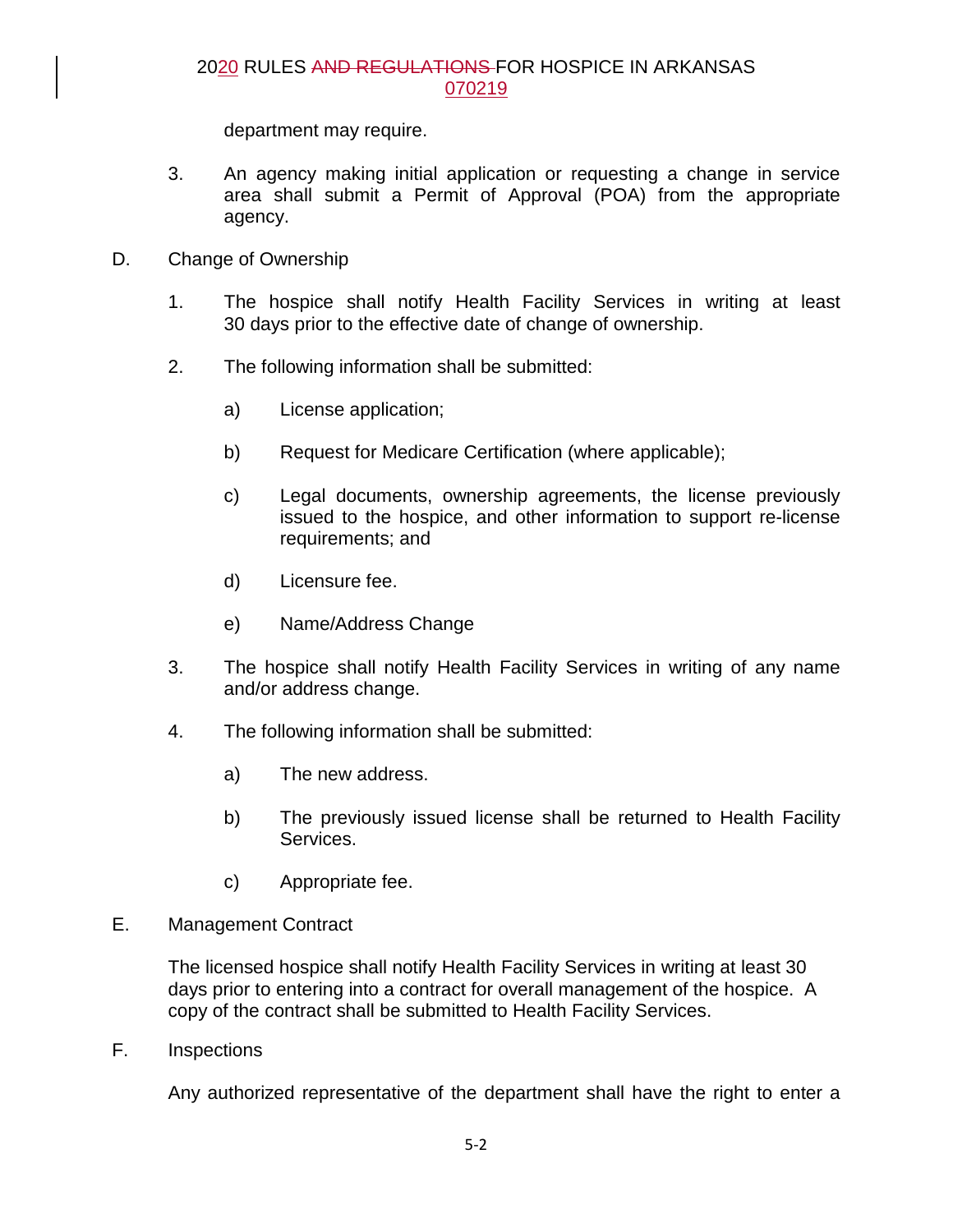department may require.

3. An agency making initial application or requesting a change in service area shall submit a Permit of Approval (POA) from the appropriate agency.

D. Change of Ownership

1. The hospice shall notify Health Facility Services in writing at least 30 days prior to the effective date of change of ownership.

2. The following information shall be submitted:

   a) License application;

   b) Request for Medicare Certification (where applicable);

   c) Legal documents, ownership agreements, the license previously issued to the hospice, and other information to support re-license requirements; and

   d) Licensure fee.

   e) Name/Address Change

3. The hospice shall notify Health Facility Services in writing of any name and/or address change.

4. The following information shall be submitted:

   a) The new address.

   b) The previously issued license shall be returned to Health Facility Services.

   c) Appropriate fee.

E. Management Contract

The licensed hospice shall notify Health Facility Services in writing at least 30 days prior to entering into a contract for overall management of the hospice. A copy of the contract shall be submitted to Health Facility Services.

F. Inspections

Any authorized representative of the department shall have the right to enter a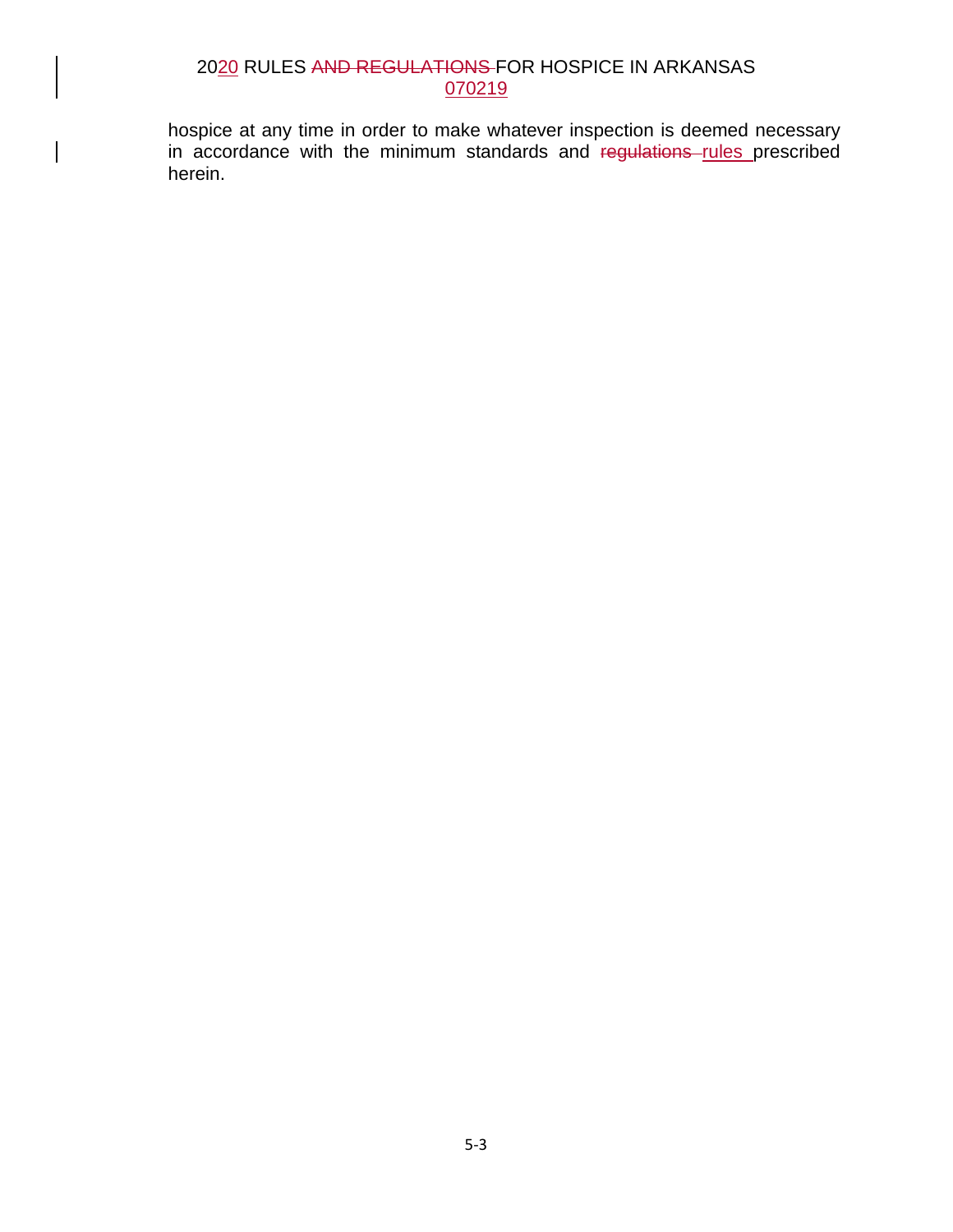hospice at any time in order to make whatever inspection is deemed necessary in accordance with the minimum standards and ~~regulations~~ rules prescribed herein.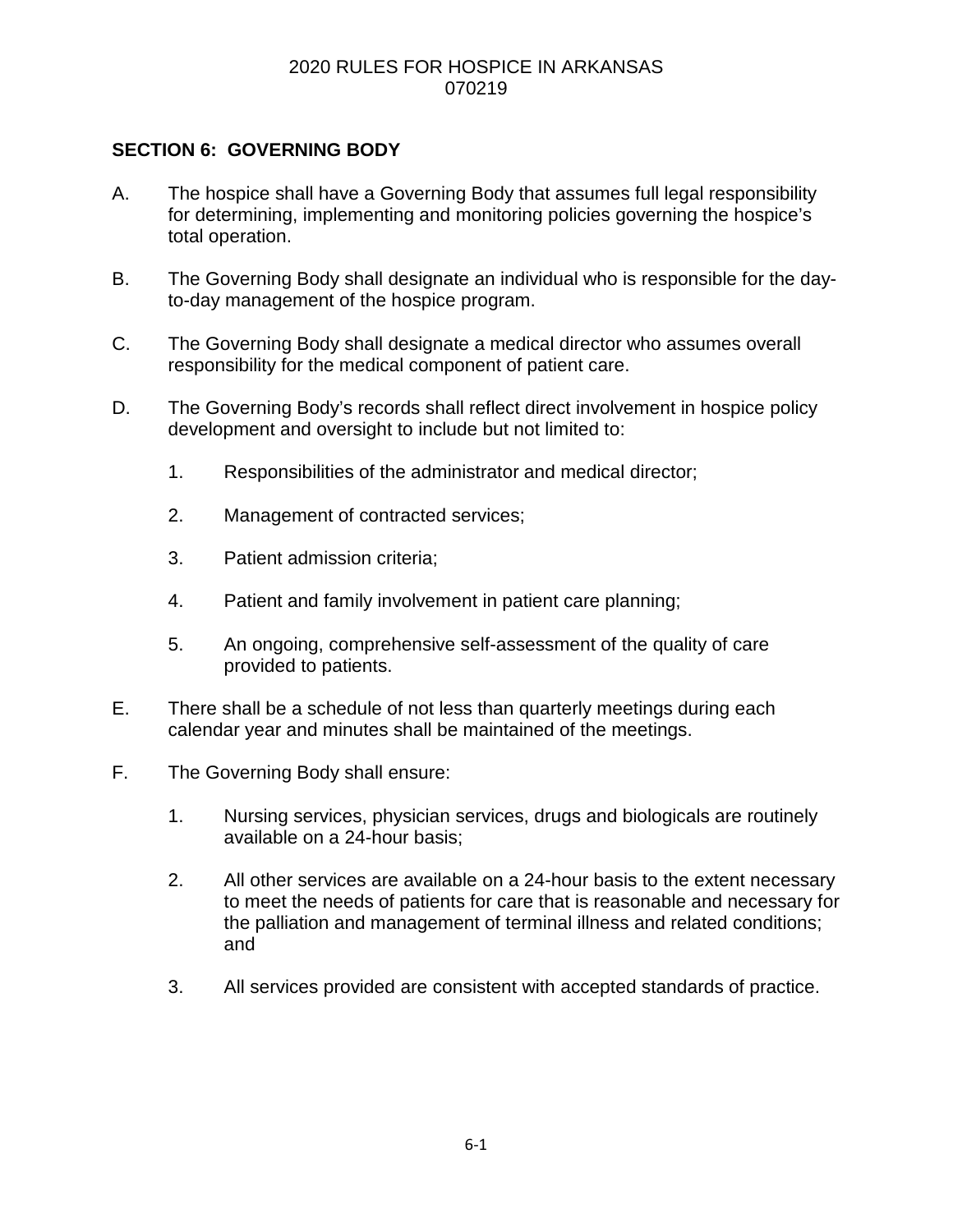## SECTION 6: GOVERNING BODY

A. The hospice shall have a Governing Body that assumes full legal responsibility for determining, implementing and monitoring policies governing the hospice's total operation.

B. The Governing Body shall designate an individual who is responsible for the day-to-day management of the hospice program.

C. The Governing Body shall designate a medical director who assumes overall responsibility for the medical component of patient care.

D. The Governing Body's records shall reflect direct involvement in hospice policy development and oversight to include but not limited to:

   1. Responsibilities of the administrator and medical director;

   2. Management of contracted services;

   3. Patient admission criteria;

   4. Patient and family involvement in patient care planning;

   5. An ongoing, comprehensive self-assessment of the quality of care provided to patients.

E. There shall be a schedule of not less than quarterly meetings during each calendar year and minutes shall be maintained of the meetings.

F. The Governing Body shall ensure:

   1. Nursing services, physician services, drugs and biologicals are routinely available on a 24-hour basis;

   2. All other services are available on a 24-hour basis to the extent necessary to meet the needs of patients for care that is reasonable and necessary for the palliation and management of terminal illness and related conditions; and

   3. All services provided are consistent with accepted standards of practice.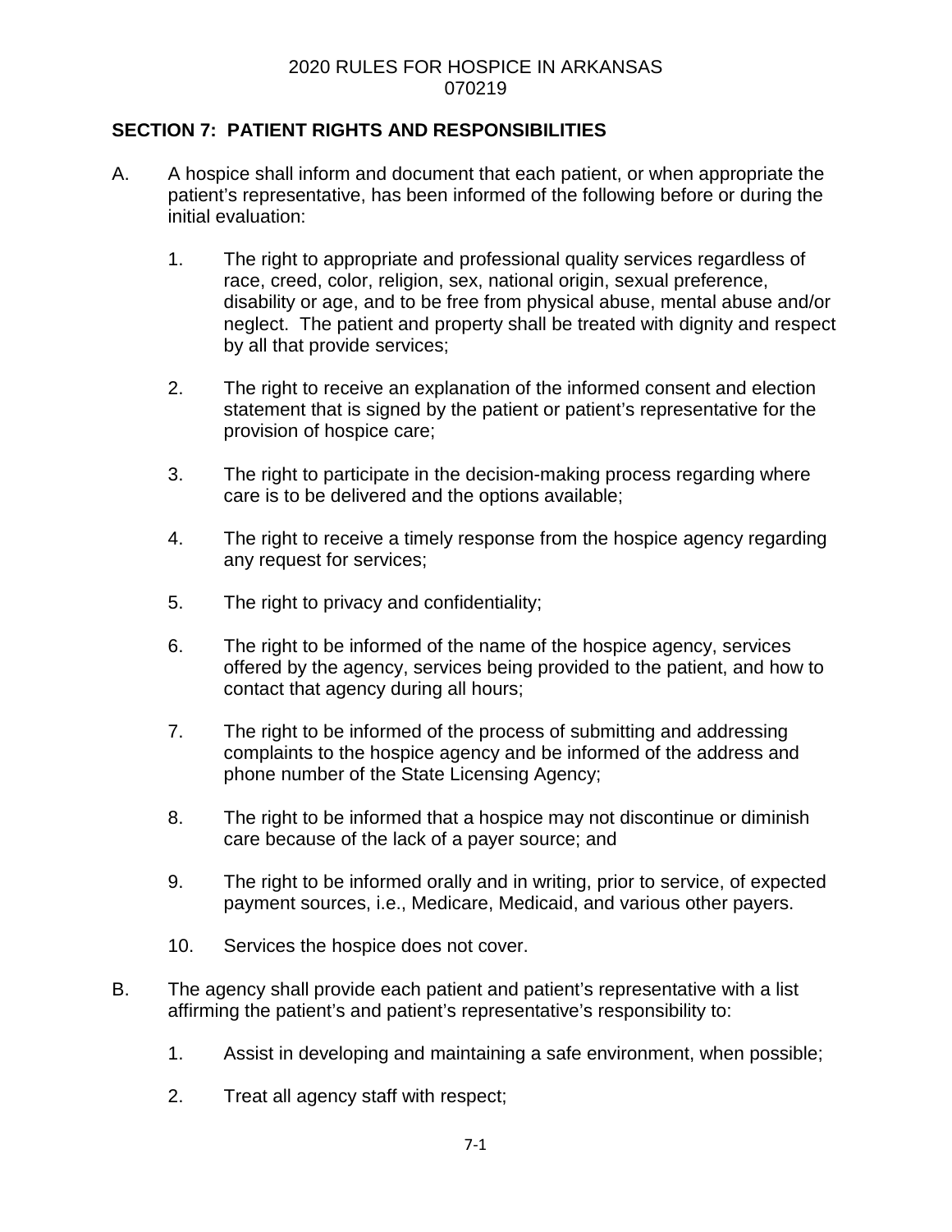## SECTION 7: PATIENT RIGHTS AND RESPONSIBILITIES

A. A hospice shall inform and document that each patient, or when appropriate the patient's representative, has been informed of the following before or during the initial evaluation:

1. The right to appropriate and professional quality services regardless of race, creed, color, religion, sex, national origin, sexual preference, disability or age, and to be free from physical abuse, mental abuse and/or neglect. The patient and property shall be treated with dignity and respect by all that provide services;

2. The right to receive an explanation of the informed consent and election statement that is signed by the patient or patient's representative for the provision of hospice care;

3. The right to participate in the decision-making process regarding where care is to be delivered and the options available;

4. The right to receive a timely response from the hospice agency regarding any request for services;

5. The right to privacy and confidentiality;

6. The right to be informed of the name of the hospice agency, services offered by the agency, services being provided to the patient, and how to contact that agency during all hours;

7. The right to be informed of the process of submitting and addressing complaints to the hospice agency and be informed of the address and phone number of the State Licensing Agency;

8. The right to be informed that a hospice may not discontinue or diminish care because of the lack of a payer source; and

9. The right to be informed orally and in writing, prior to service, of expected payment sources, i.e., Medicare, Medicaid, and various other payers.

10. Services the hospice does not cover.

B. The agency shall provide each patient and patient's representative with a list affirming the patient's and patient's representative's responsibility to:

1. Assist in developing and maintaining a safe environment, when possible;

2. Treat all agency staff with respect;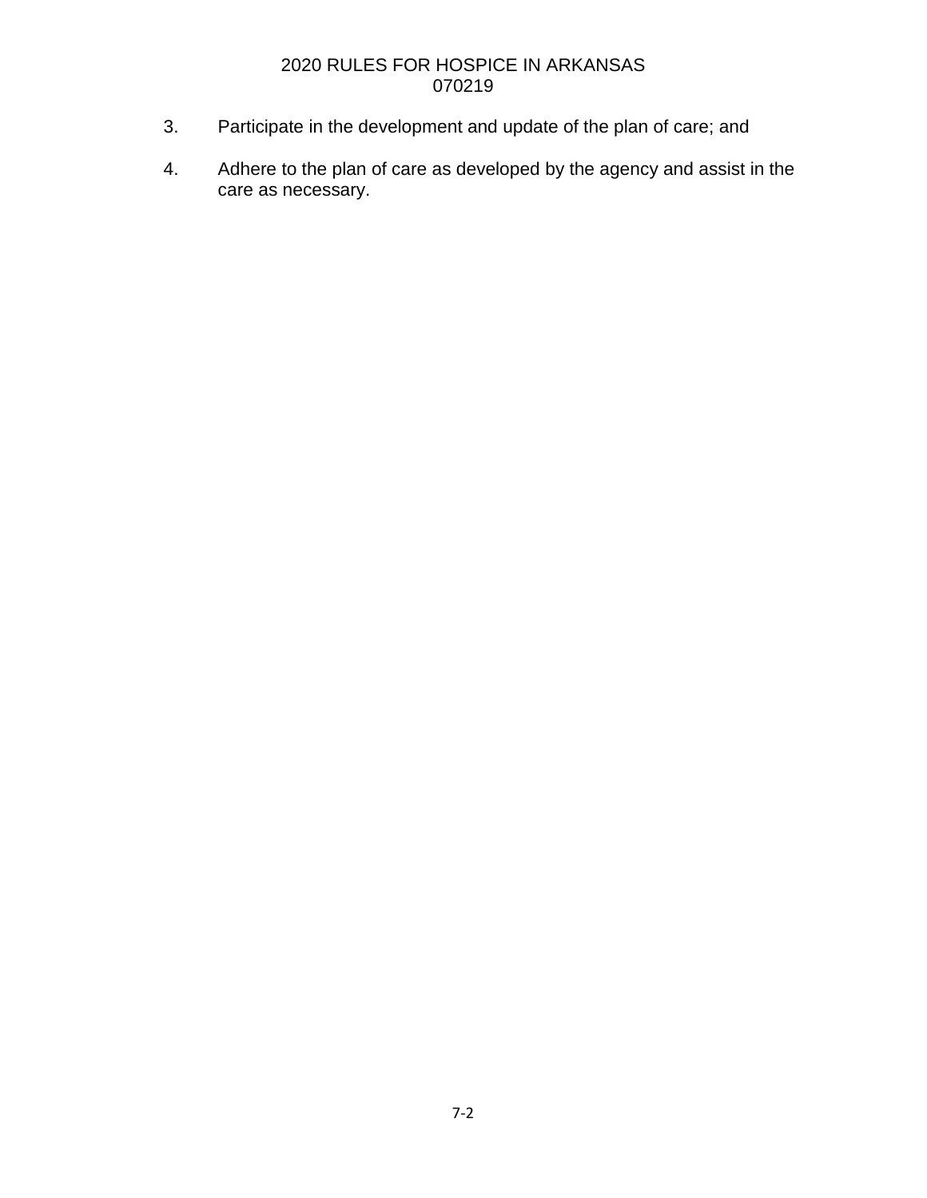3. Participate in the development and update of the plan of care; and

4. Adhere to the plan of care as developed by the agency and assist in the care as necessary.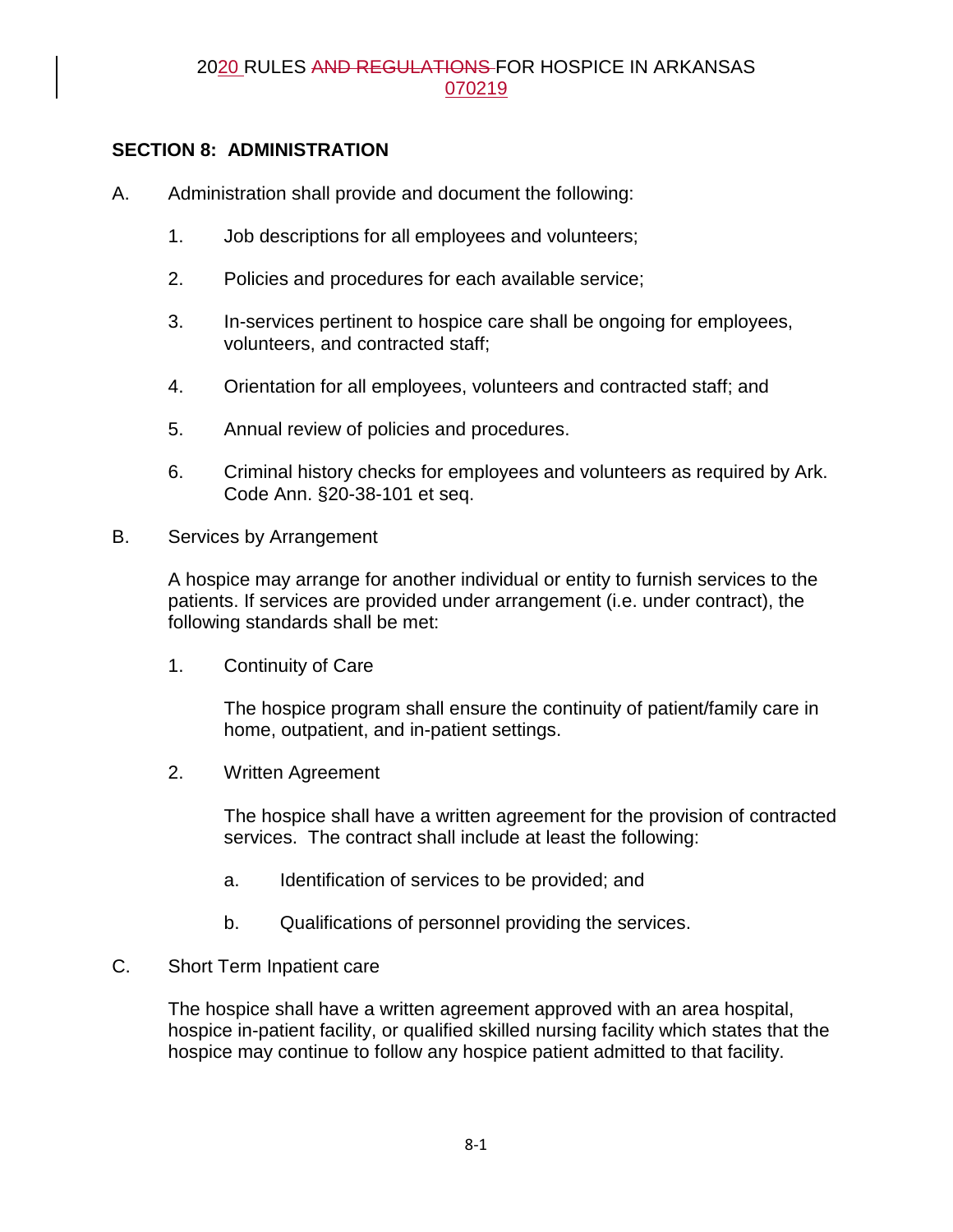## SECTION 8: ADMINISTRATION

A. Administration shall provide and document the following:

1. Job descriptions for all employees and volunteers;

2. Policies and procedures for each available service;

3. In-services pertinent to hospice care shall be ongoing for employees, volunteers, and contracted staff;

4. Orientation for all employees, volunteers and contracted staff; and

5. Annual review of policies and procedures.

6. Criminal history checks for employees and volunteers as required by Ark. Code Ann. §20-38-101 et seq.

B. Services by Arrangement

A hospice may arrange for another individual or entity to furnish services to the patients. If services are provided under arrangement (i.e. under contract), the following standards shall be met:

1. Continuity of Care

The hospice program shall ensure the continuity of patient/family care in home, outpatient, and in-patient settings.

2. Written Agreement

The hospice shall have a written agreement for the provision of contracted services. The contract shall include at least the following:

a. Identification of services to be provided; and

b. Qualifications of personnel providing the services.

C. Short Term Inpatient care

The hospice shall have a written agreement approved with an area hospital, hospice in-patient facility, or qualified skilled nursing facility which states that the hospice may continue to follow any hospice patient admitted to that facility.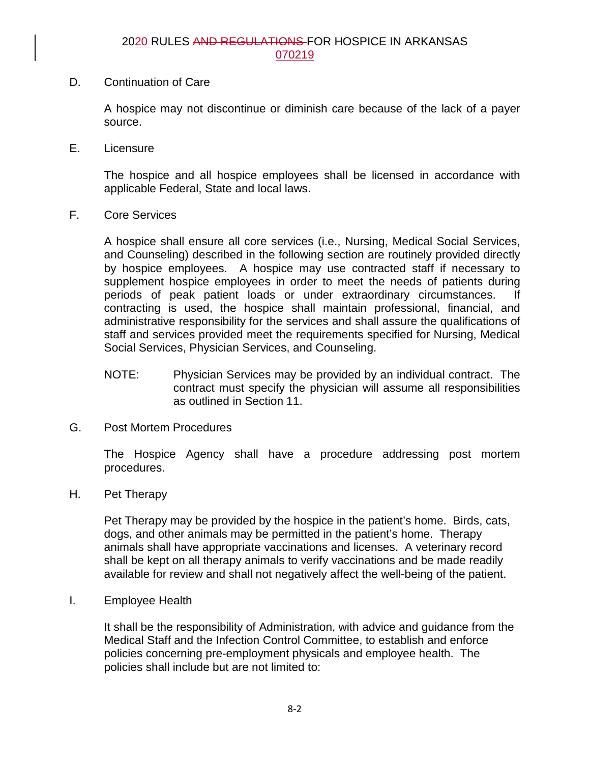D. Continuation of Care

A hospice may not discontinue or diminish care because of the lack of a payer source.

E. Licensure

The hospice and all hospice employees shall be licensed in accordance with applicable Federal, State and local laws.

F. Core Services

A hospice shall ensure all core services (i.e., Nursing, Medical Social Services, and Counseling) described in the following section are routinely provided directly by hospice employees. A hospice may use contracted staff if necessary to supplement hospice employees in order to meet the needs of patients during periods of peak patient loads or under extraordinary circumstances. If contracting is used, the hospice shall maintain professional, financial, and administrative responsibility for the services and shall assure the qualifications of staff and services provided meet the requirements specified for Nursing, Medical Social Services, Physician Services, and Counseling.

NOTE: Physician Services may be provided by an individual contract. The contract must specify the physician will assume all responsibilities as outlined in Section 11.

G. Post Mortem Procedures

The Hospice Agency shall have a procedure addressing post mortem procedures.

H. Pet Therapy

Pet Therapy may be provided by the hospice in the patient's home. Birds, cats, dogs, and other animals may be permitted in the patient's home. Therapy animals shall have appropriate vaccinations and licenses. A veterinary record shall be kept on all therapy animals to verify vaccinations and be made readily available for review and shall not negatively affect the well-being of the patient.

I. Employee Health

It shall be the responsibility of Administration, with advice and guidance from the Medical Staff and the Infection Control Committee, to establish and enforce policies concerning pre-employment physicals and employee health. The policies shall include but are not limited to: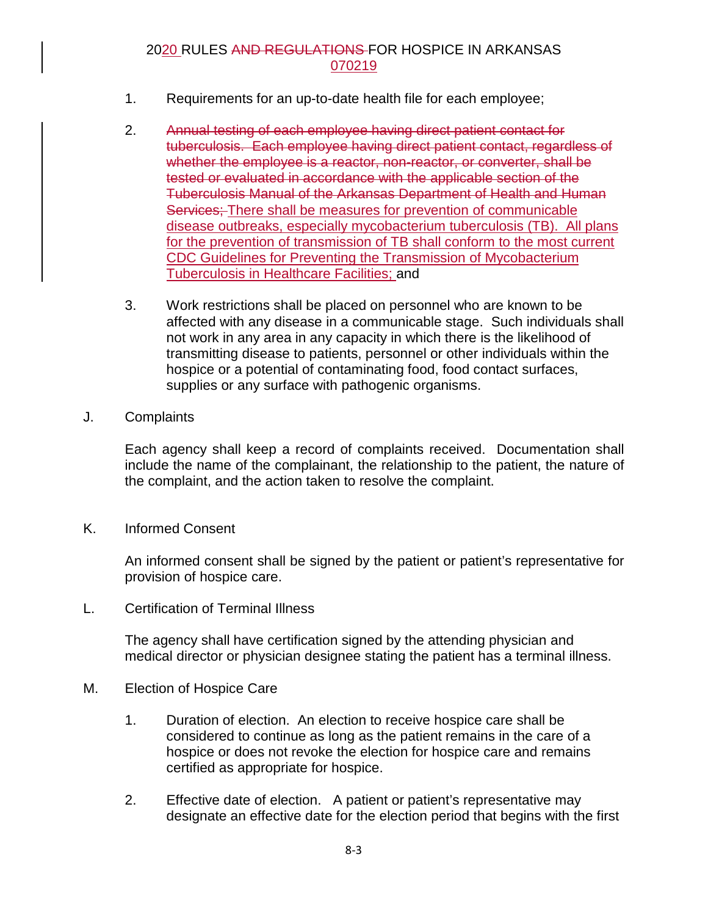1. Requirements for an up-to-date health file for each employee;

2. ~~Annual testing of each employee having direct patient contact for tuberculosis. Each employee having direct patient contact, regardless of whether the employee is a reactor, non-reactor, or converter, shall be tested or evaluated in accordance with the applicable section of the Tuberculosis Manual of the Arkansas Department of Health and Human Services;~~ There shall be measures for prevention of communicable disease outbreaks, especially mycobacterium tuberculosis (TB). All plans for the prevention of transmission of TB shall conform to the most current CDC Guidelines for Preventing the Transmission of Mycobacterium Tuberculosis in Healthcare Facilities; and

3. Work restrictions shall be placed on personnel who are known to be affected with any disease in a communicable stage. Such individuals shall not work in any area in any capacity in which there is the likelihood of transmitting disease to patients, personnel or other individuals within the hospice or a potential of contaminating food, food contact surfaces, supplies or any surface with pathogenic organisms.

J. Complaints

Each agency shall keep a record of complaints received. Documentation shall include the name of the complainant, the relationship to the patient, the nature of the complaint, and the action taken to resolve the complaint.

K. Informed Consent

An informed consent shall be signed by the patient or patient's representative for provision of hospice care.

L. Certification of Terminal Illness

The agency shall have certification signed by the attending physician and medical director or physician designee stating the patient has a terminal illness.

M. Election of Hospice Care

1. Duration of election. An election to receive hospice care shall be considered to continue as long as the patient remains in the care of a hospice or does not revoke the election for hospice care and remains certified as appropriate for hospice.

2. Effective date of election. A patient or patient's representative may designate an effective date for the election period that begins with the first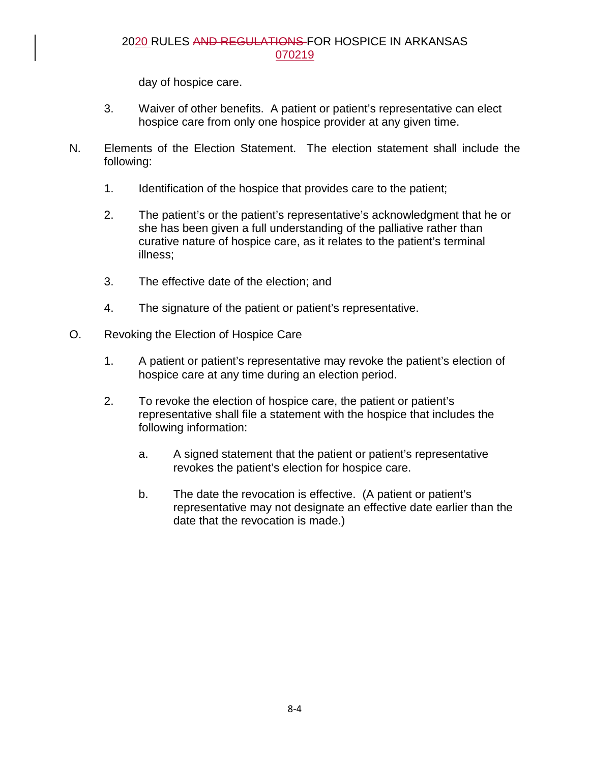day of hospice care.

3. Waiver of other benefits. A patient or patient's representative can elect hospice care from only one hospice provider at any given time.

N. Elements of the Election Statement. The election statement shall include the following:

1. Identification of the hospice that provides care to the patient;

2. The patient's or the patient's representative's acknowledgment that he or she has been given a full understanding of the palliative rather than curative nature of hospice care, as it relates to the patient's terminal illness;

3. The effective date of the election; and

4. The signature of the patient or patient's representative.

O. Revoking the Election of Hospice Care

1. A patient or patient's representative may revoke the patient's election of hospice care at any time during an election period.

2. To revoke the election of hospice care, the patient or patient's representative shall file a statement with the hospice that includes the following information:

   a. A signed statement that the patient or patient's representative revokes the patient's election for hospice care.

   b. The date the revocation is effective. (A patient or patient's representative may not designate an effective date earlier than the date that the revocation is made.)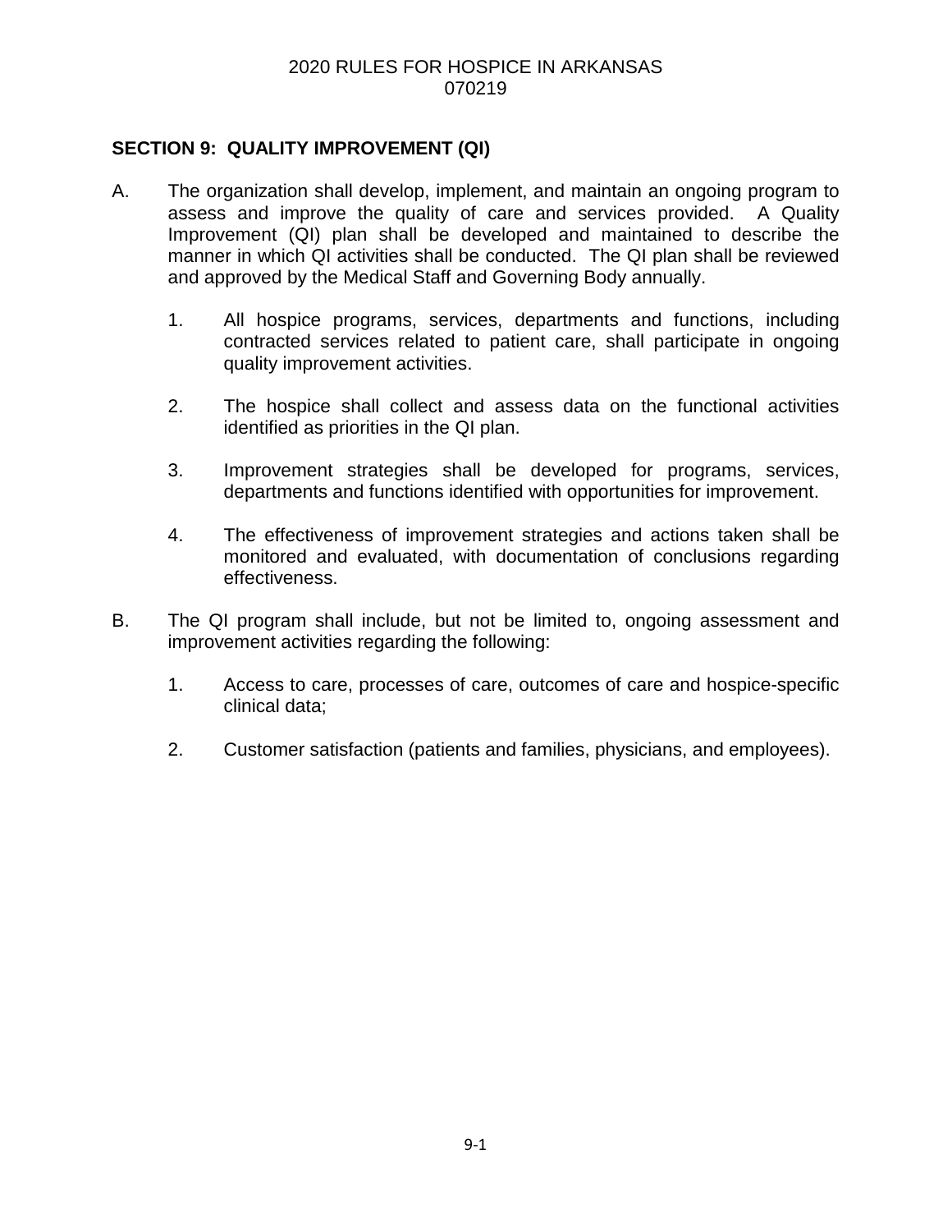## SECTION 9: QUALITY IMPROVEMENT (QI)

A. The organization shall develop, implement, and maintain an ongoing program to assess and improve the quality of care and services provided. A Quality Improvement (QI) plan shall be developed and maintained to describe the manner in which QI activities shall be conducted. The QI plan shall be reviewed and approved by the Medical Staff and Governing Body annually.

   1. All hospice programs, services, departments and functions, including contracted services related to patient care, shall participate in ongoing quality improvement activities.

   2. The hospice shall collect and assess data on the functional activities identified as priorities in the QI plan.

   3. Improvement strategies shall be developed for programs, services, departments and functions identified with opportunities for improvement.

   4. The effectiveness of improvement strategies and actions taken shall be monitored and evaluated, with documentation of conclusions regarding effectiveness.

B. The QI program shall include, but not be limited to, ongoing assessment and improvement activities regarding the following:

   1. Access to care, processes of care, outcomes of care and hospice-specific clinical data;

   2. Customer satisfaction (patients and families, physicians, and employees).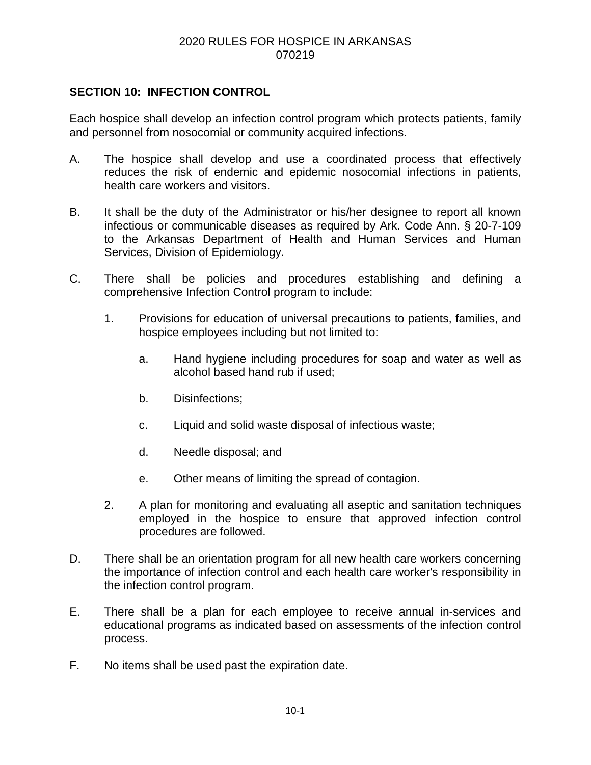## SECTION 10: INFECTION CONTROL

Each hospice shall develop an infection control program which protects patients, family and personnel from nosocomial or community acquired infections.

A. The hospice shall develop and use a coordinated process that effectively reduces the risk of endemic and epidemic nosocomial infections in patients, health care workers and visitors.

B. It shall be the duty of the Administrator or his/her designee to report all known infectious or communicable diseases as required by Ark. Code Ann. § 20-7-109 to the Arkansas Department of Health and Human Services and Human Services, Division of Epidemiology.

C. There shall be policies and procedures establishing and defining a comprehensive Infection Control program to include:

   1. Provisions for education of universal precautions to patients, families, and hospice employees including but not limited to:

      a. Hand hygiene including procedures for soap and water as well as alcohol based hand rub if used;

      b. Disinfections;

      c. Liquid and solid waste disposal of infectious waste;

      d. Needle disposal; and

      e. Other means of limiting the spread of contagion.

   2. A plan for monitoring and evaluating all aseptic and sanitation techniques employed in the hospice to ensure that approved infection control procedures are followed.

D. There shall be an orientation program for all new health care workers concerning the importance of infection control and each health care worker's responsibility in the infection control program.

E. There shall be a plan for each employee to receive annual in-services and educational programs as indicated based on assessments of the infection control process.

F. No items shall be used past the expiration date.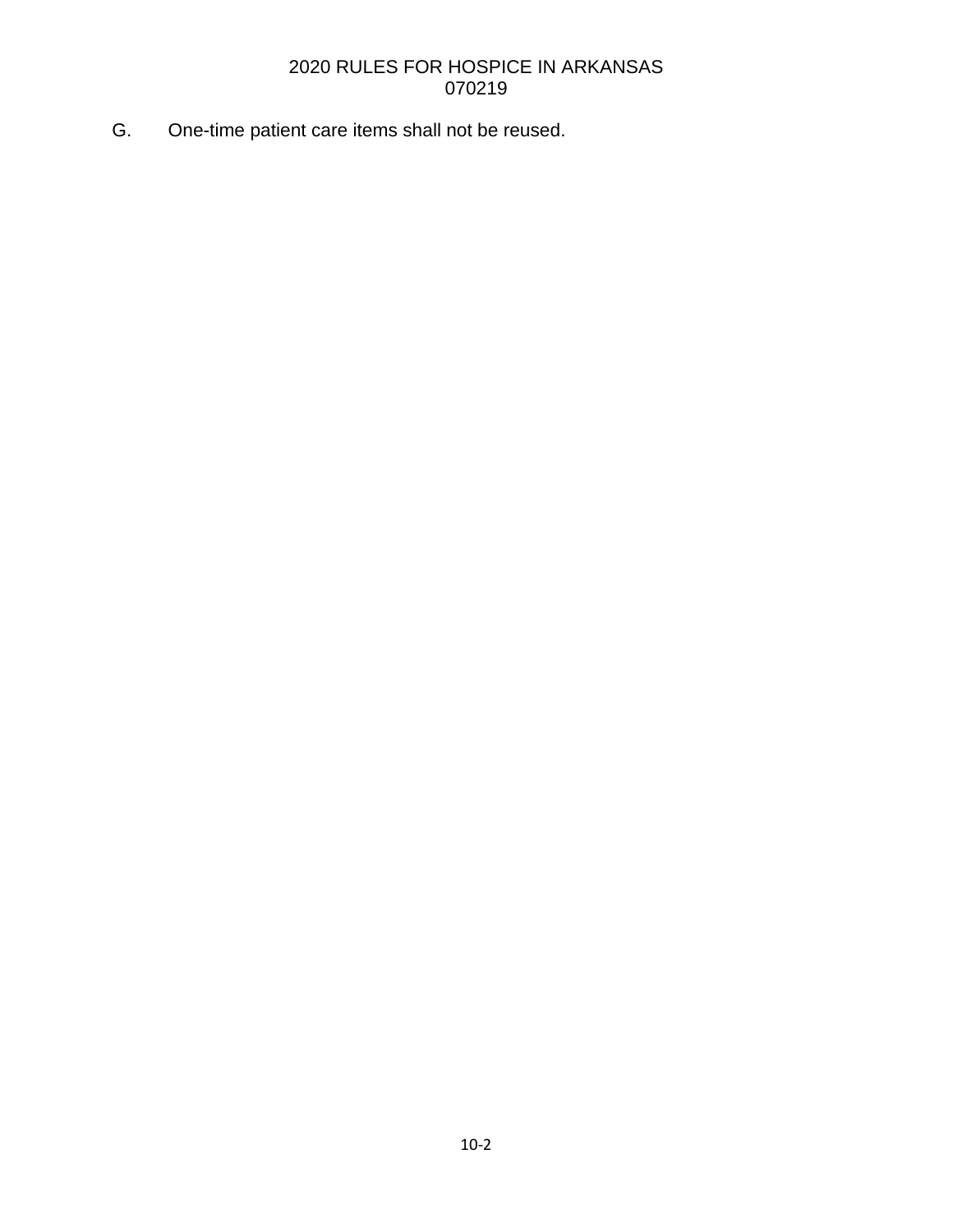G. One-time patient care items shall not be reused.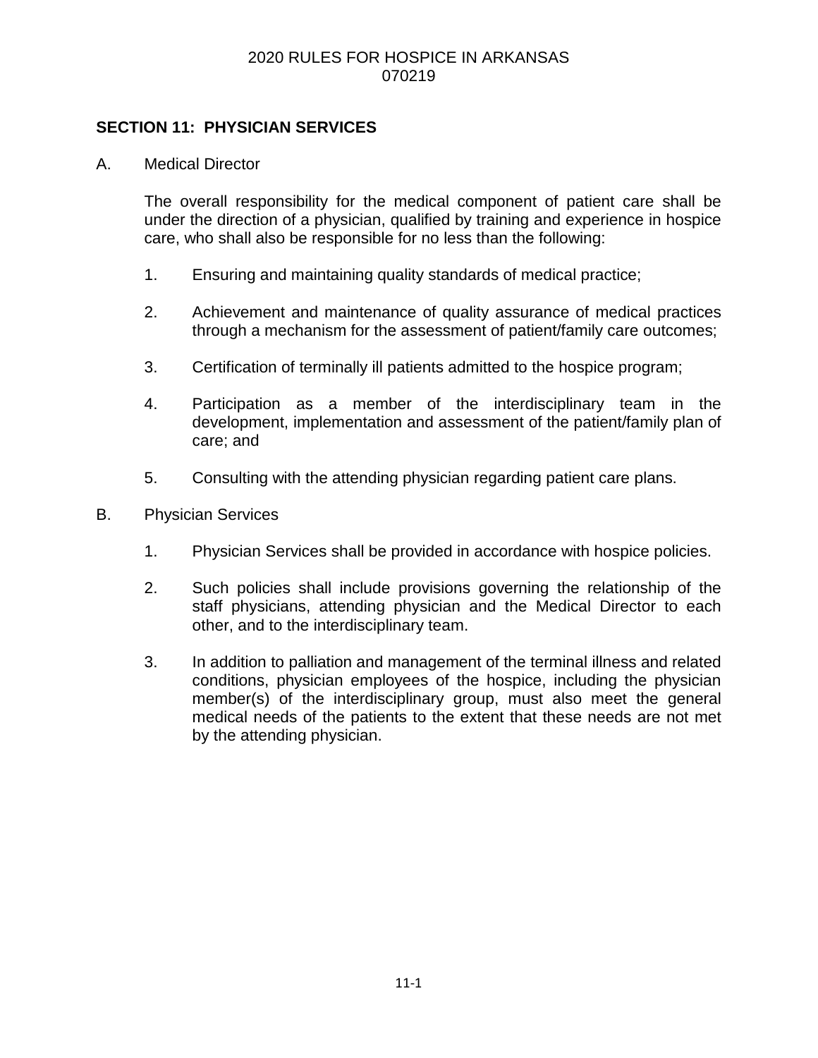## SECTION 11: PHYSICIAN SERVICES

A. Medical Director

The overall responsibility for the medical component of patient care shall be under the direction of a physician, qualified by training and experience in hospice care, who shall also be responsible for no less than the following:

1. Ensuring and maintaining quality standards of medical practice;

2. Achievement and maintenance of quality assurance of medical practices through a mechanism for the assessment of patient/family care outcomes;

3. Certification of terminally ill patients admitted to the hospice program;

4. Participation as a member of the interdisciplinary team in the development, implementation and assessment of the patient/family plan of care; and

5. Consulting with the attending physician regarding patient care plans.

B. Physician Services

1. Physician Services shall be provided in accordance with hospice policies.

2. Such policies shall include provisions governing the relationship of the staff physicians, attending physician and the Medical Director to each other, and to the interdisciplinary team.

3. In addition to palliation and management of the terminal illness and related conditions, physician employees of the hospice, including the physician member(s) of the interdisciplinary group, must also meet the general medical needs of the patients to the extent that these needs are not met by the attending physician.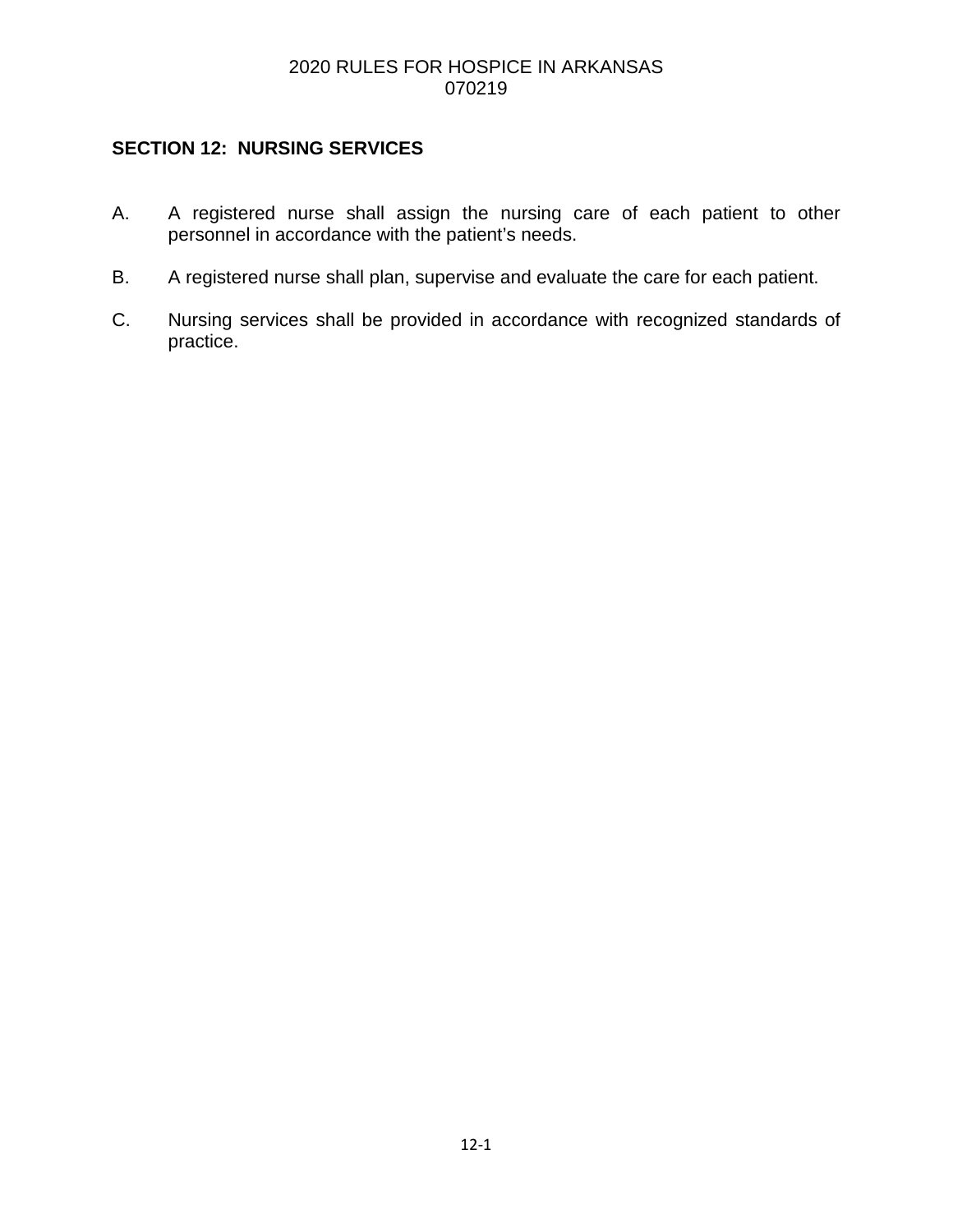## SECTION 12: NURSING SERVICES

A. A registered nurse shall assign the nursing care of each patient to other personnel in accordance with the patient's needs.

B. A registered nurse shall plan, supervise and evaluate the care for each patient.

C. Nursing services shall be provided in accordance with recognized standards of practice.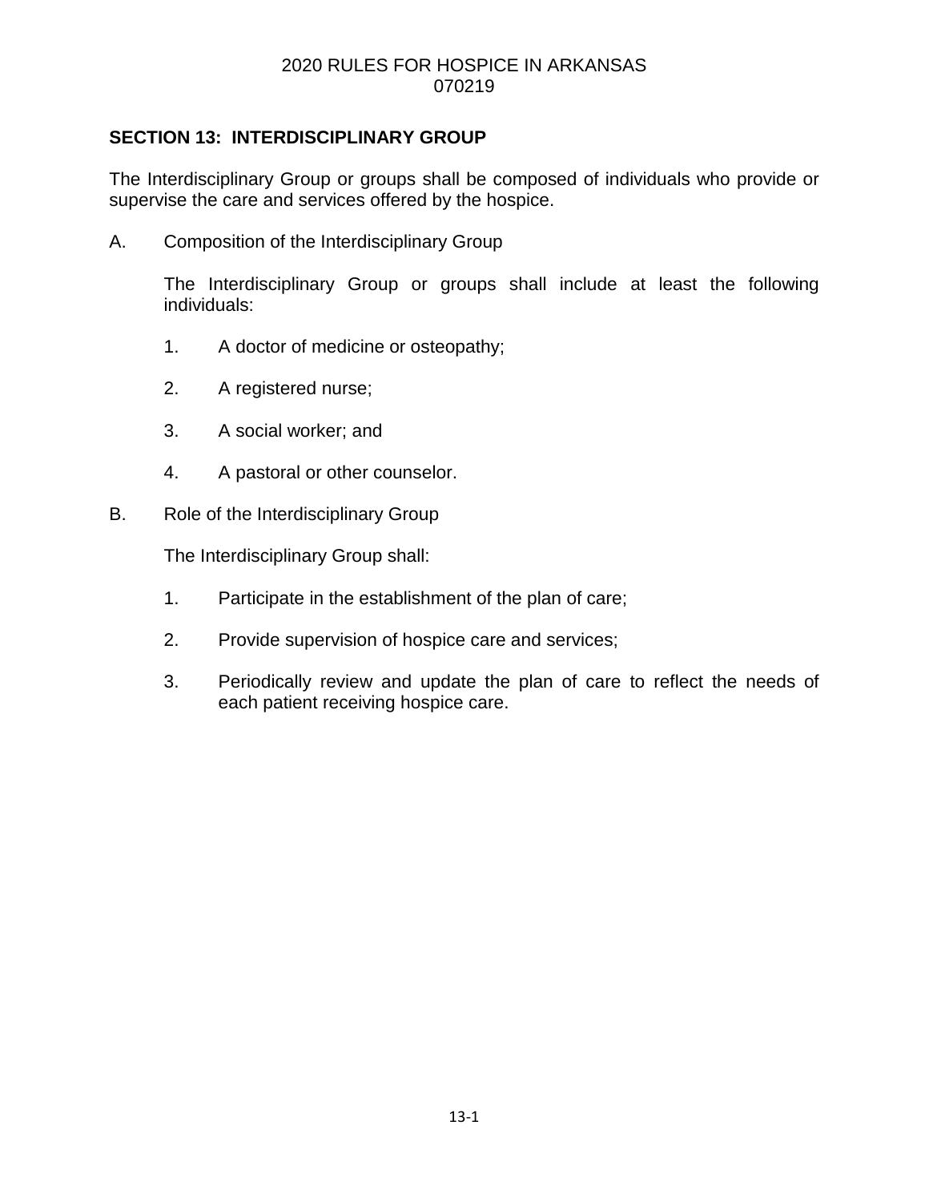## SECTION 13: INTERDISCIPLINARY GROUP

The Interdisciplinary Group or groups shall be composed of individuals who provide or supervise the care and services offered by the hospice.

A. Composition of the Interdisciplinary Group

The Interdisciplinary Group or groups shall include at least the following individuals:

1. A doctor of medicine or osteopathy;

2. A registered nurse;

3. A social worker; and

4. A pastoral or other counselor.

B. Role of the Interdisciplinary Group

The Interdisciplinary Group shall:

1. Participate in the establishment of the plan of care;

2. Provide supervision of hospice care and services;

3. Periodically review and update the plan of care to reflect the needs of each patient receiving hospice care.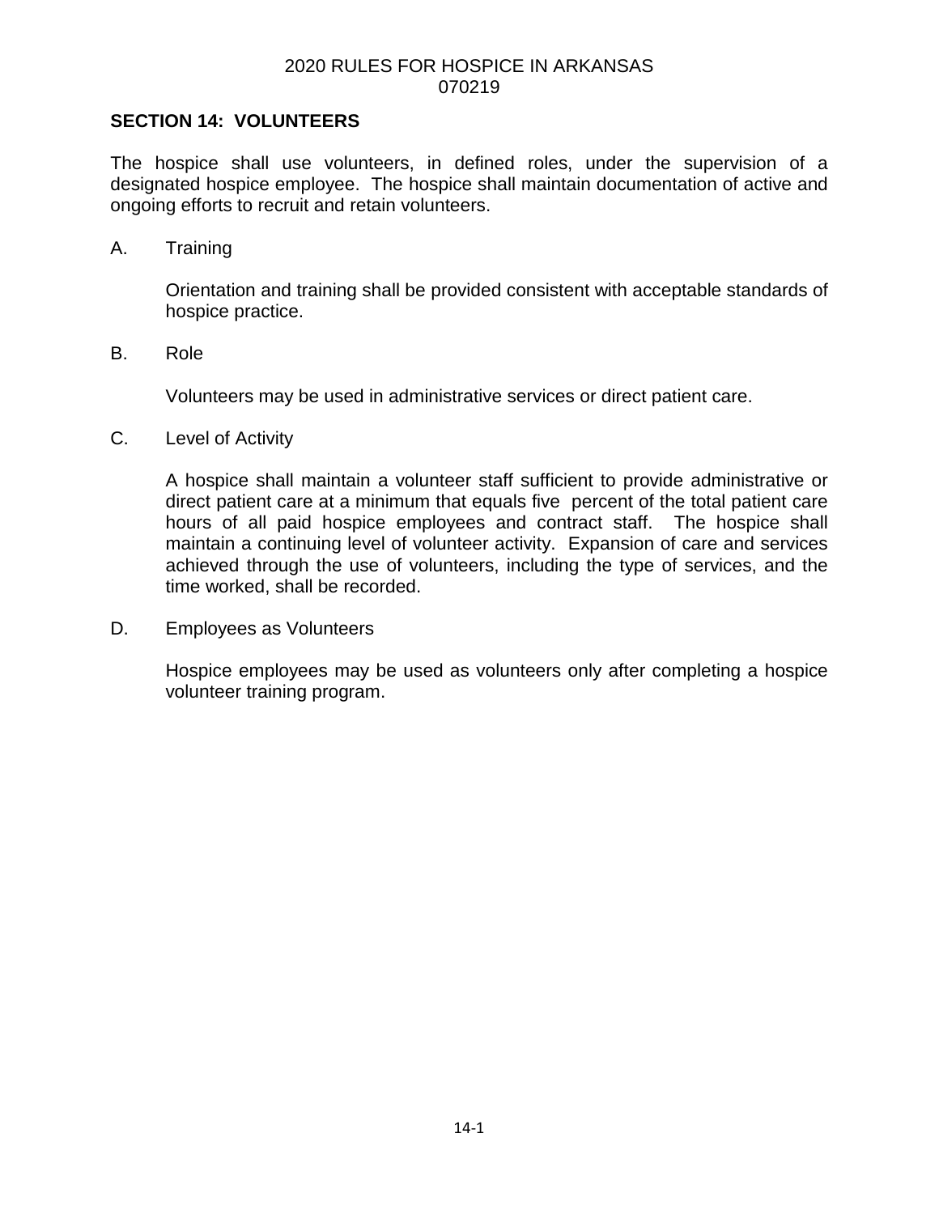## SECTION 14: VOLUNTEERS

The hospice shall use volunteers, in defined roles, under the supervision of a designated hospice employee. The hospice shall maintain documentation of active and ongoing efforts to recruit and retain volunteers.

A. Training

Orientation and training shall be provided consistent with acceptable standards of hospice practice.

B. Role

Volunteers may be used in administrative services or direct patient care.

C. Level of Activity

A hospice shall maintain a volunteer staff sufficient to provide administrative or direct patient care at a minimum that equals five percent of the total patient care hours of all paid hospice employees and contract staff. The hospice shall maintain a continuing level of volunteer activity. Expansion of care and services achieved through the use of volunteers, including the type of services, and the time worked, shall be recorded.

D. Employees as Volunteers

Hospice employees may be used as volunteers only after completing a hospice volunteer training program.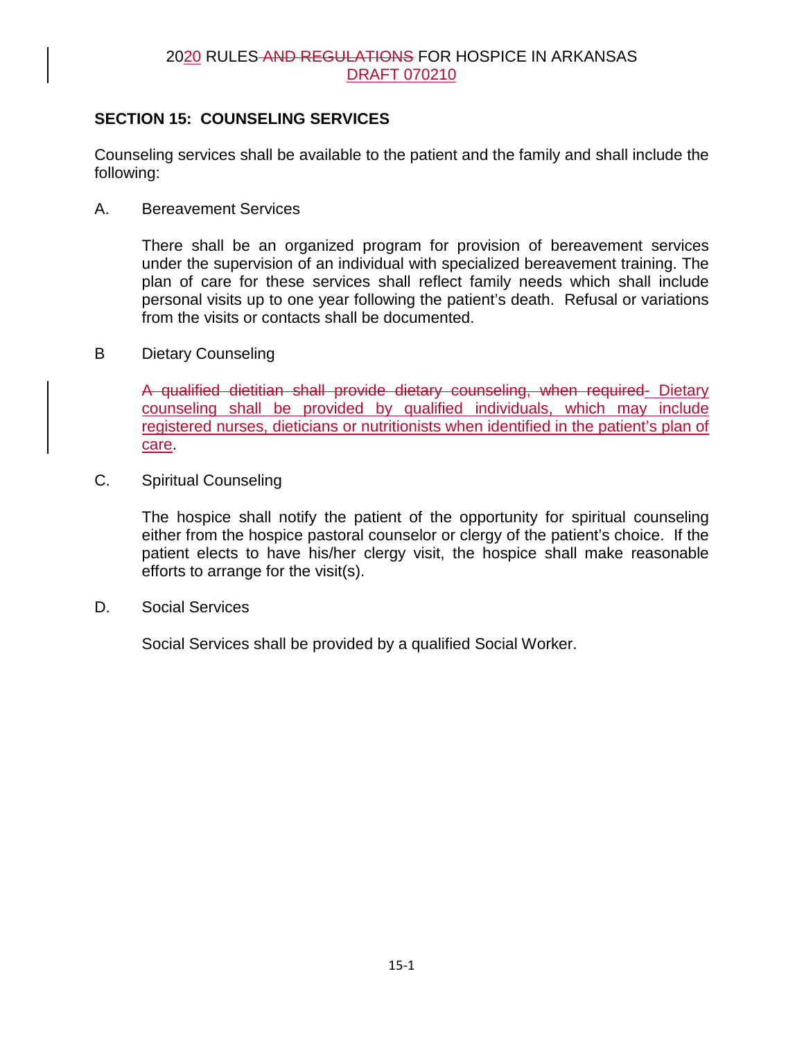## SECTION 15: COUNSELING SERVICES

Counseling services shall be available to the patient and the family and shall include the following:

A. Bereavement Services

There shall be an organized program for provision of bereavement services under the supervision of an individual with specialized bereavement training. The plan of care for these services shall reflect family needs which shall include personal visits up to one year following the patient's death. Refusal or variations from the visits or contacts shall be documented.

B Dietary Counseling

~~A qualified dietitian shall provide dietary counseling, when required~~. Dietary counseling shall be provided by qualified individuals, which may include registered nurses, dieticians or nutritionists when identified in the patient's plan of care.

C. Spiritual Counseling

The hospice shall notify the patient of the opportunity for spiritual counseling either from the hospice pastoral counselor or clergy of the patient's choice. If the patient elects to have his/her clergy visit, the hospice shall make reasonable efforts to arrange for the visit(s).

D. Social Services

Social Services shall be provided by a qualified Social Worker.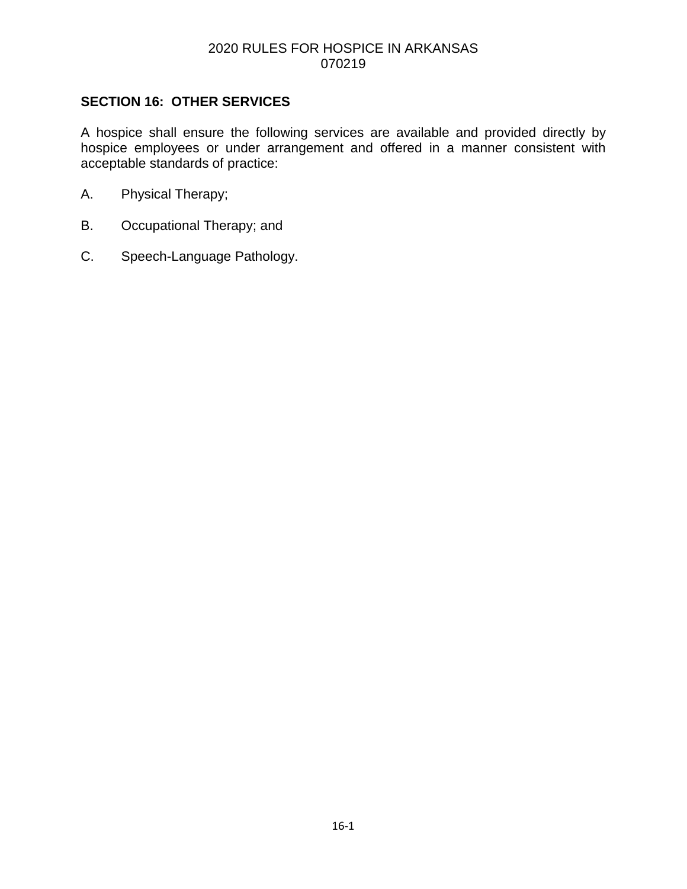## SECTION 16: OTHER SERVICES

A hospice shall ensure the following services are available and provided directly by hospice employees or under arrangement and offered in a manner consistent with acceptable standards of practice:

A. Physical Therapy;

B. Occupational Therapy; and

C. Speech-Language Pathology.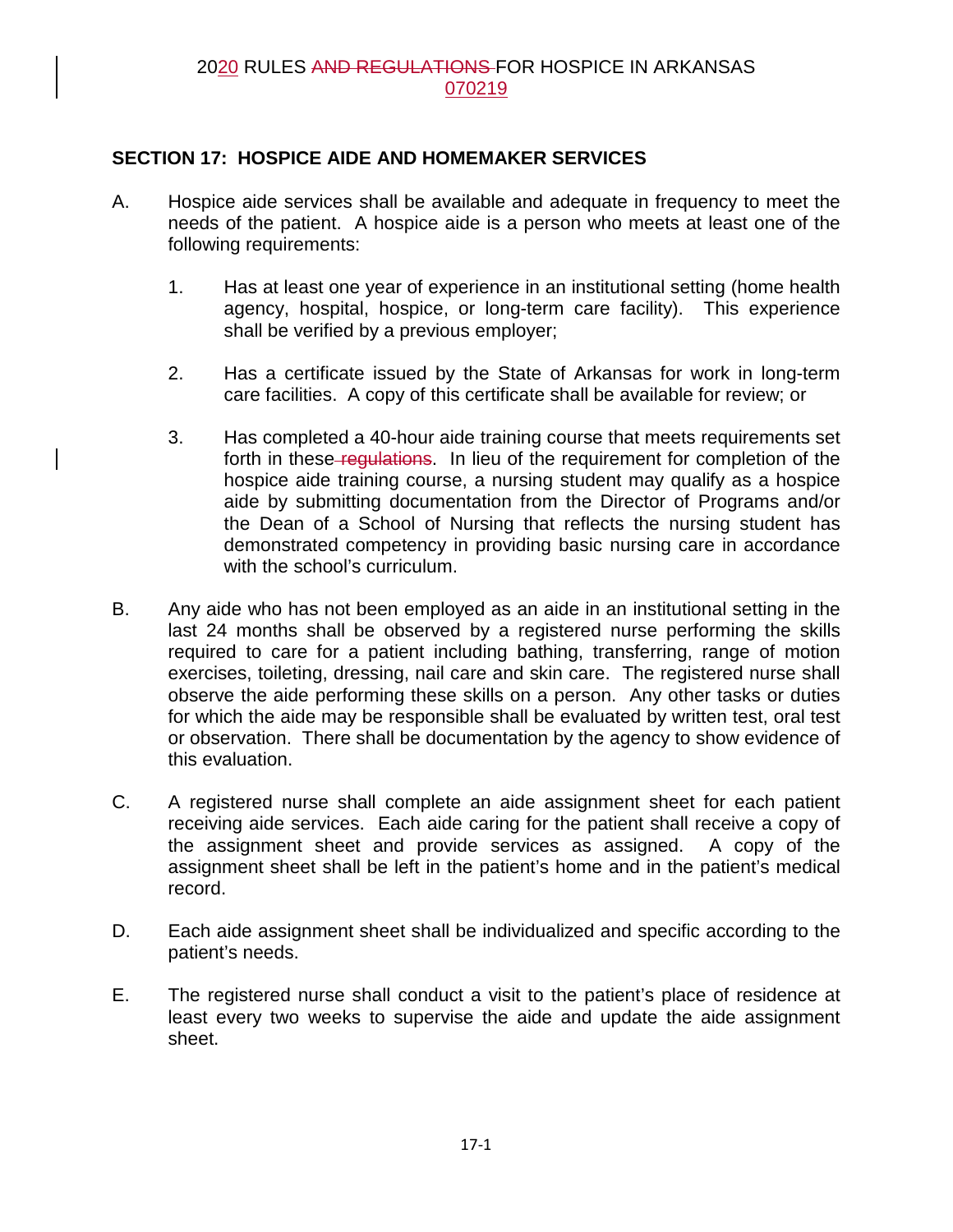## SECTION 17: HOSPICE AIDE AND HOMEMAKER SERVICES

A. Hospice aide services shall be available and adequate in frequency to meet the needs of the patient. A hospice aide is a person who meets at least one of the following requirements:

   1. Has at least one year of experience in an institutional setting (home health agency, hospital, hospice, or long-term care facility). This experience shall be verified by a previous employer;

   2. Has a certificate issued by the State of Arkansas for work in long-term care facilities. A copy of this certificate shall be available for review; or

   3. Has completed a 40-hour aide training course that meets requirements set forth in these ~~regulations~~. In lieu of the requirement for completion of the hospice aide training course, a nursing student may qualify as a hospice aide by submitting documentation from the Director of Programs and/or the Dean of a School of Nursing that reflects the nursing student has demonstrated competency in providing basic nursing care in accordance with the school's curriculum.

B. Any aide who has not been employed as an aide in an institutional setting in the last 24 months shall be observed by a registered nurse performing the skills required to care for a patient including bathing, transferring, range of motion exercises, toileting, dressing, nail care and skin care. The registered nurse shall observe the aide performing these skills on a person. Any other tasks or duties for which the aide may be responsible shall be evaluated by written test, oral test or observation. There shall be documentation by the agency to show evidence of this evaluation.

C. A registered nurse shall complete an aide assignment sheet for each patient receiving aide services. Each aide caring for the patient shall receive a copy of the assignment sheet and provide services as assigned. A copy of the assignment sheet shall be left in the patient's home and in the patient's medical record.

D. Each aide assignment sheet shall be individualized and specific according to the patient's needs.

E. The registered nurse shall conduct a visit to the patient's place of residence at least every two weeks to supervise the aide and update the aide assignment sheet.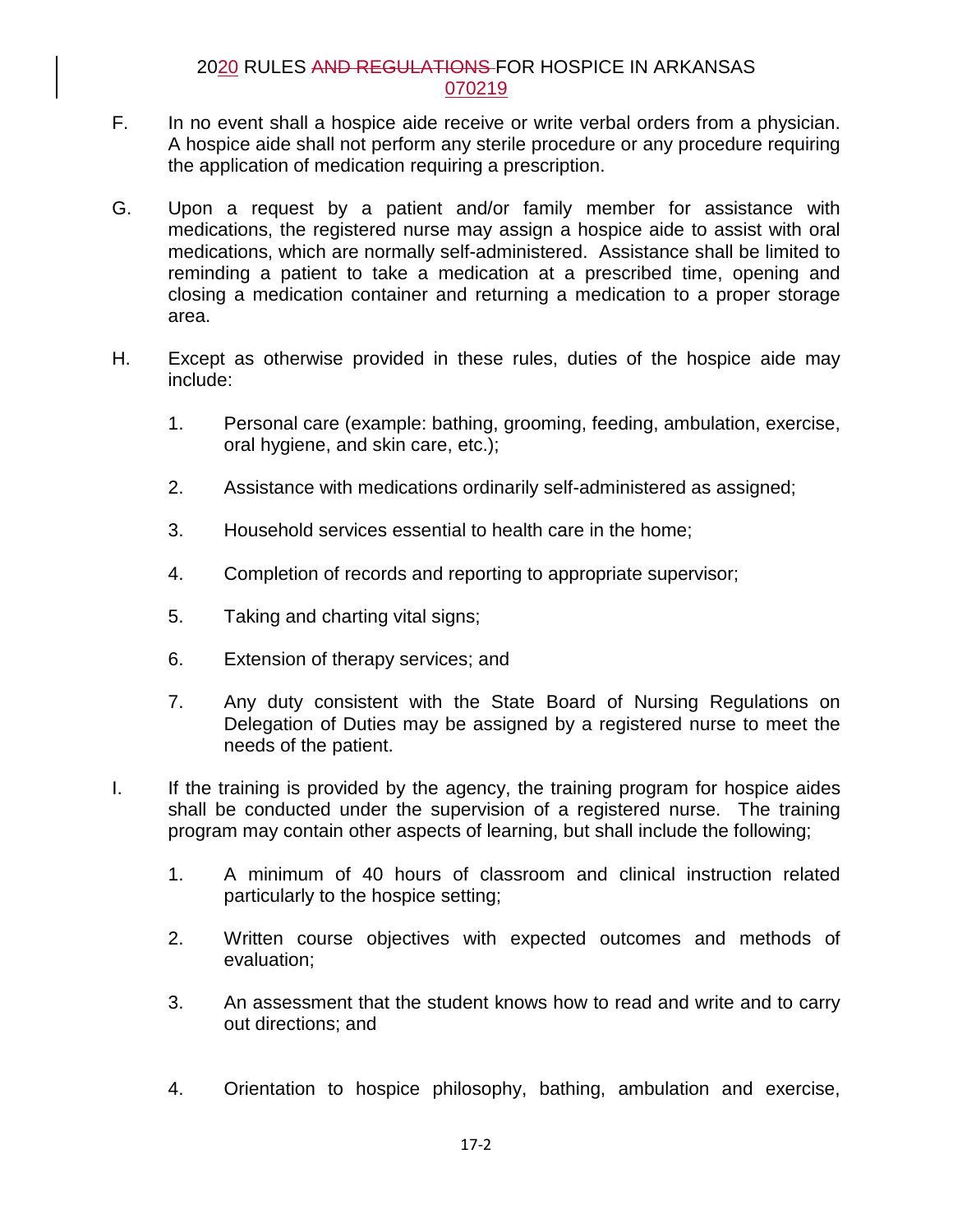F. In no event shall a hospice aide receive or write verbal orders from a physician. A hospice aide shall not perform any sterile procedure or any procedure requiring the application of medication requiring a prescription.

G. Upon a request by a patient and/or family member for assistance with medications, the registered nurse may assign a hospice aide to assist with oral medications, which are normally self-administered. Assistance shall be limited to reminding a patient to take a medication at a prescribed time, opening and closing a medication container and returning a medication to a proper storage area.

H. Except as otherwise provided in these rules, duties of the hospice aide may include:

1. Personal care (example: bathing, grooming, feeding, ambulation, exercise, oral hygiene, and skin care, etc.);

2. Assistance with medications ordinarily self-administered as assigned;

3. Household services essential to health care in the home;

4. Completion of records and reporting to appropriate supervisor;

5. Taking and charting vital signs;

6. Extension of therapy services; and

7. Any duty consistent with the State Board of Nursing Regulations on Delegation of Duties may be assigned by a registered nurse to meet the needs of the patient.

I. If the training is provided by the agency, the training program for hospice aides shall be conducted under the supervision of a registered nurse. The training program may contain other aspects of learning, but shall include the following;

1. A minimum of 40 hours of classroom and clinical instruction related particularly to the hospice setting;

2. Written course objectives with expected outcomes and methods of evaluation;

3. An assessment that the student knows how to read and write and to carry out directions; and

4. Orientation to hospice philosophy, bathing, ambulation and exercise,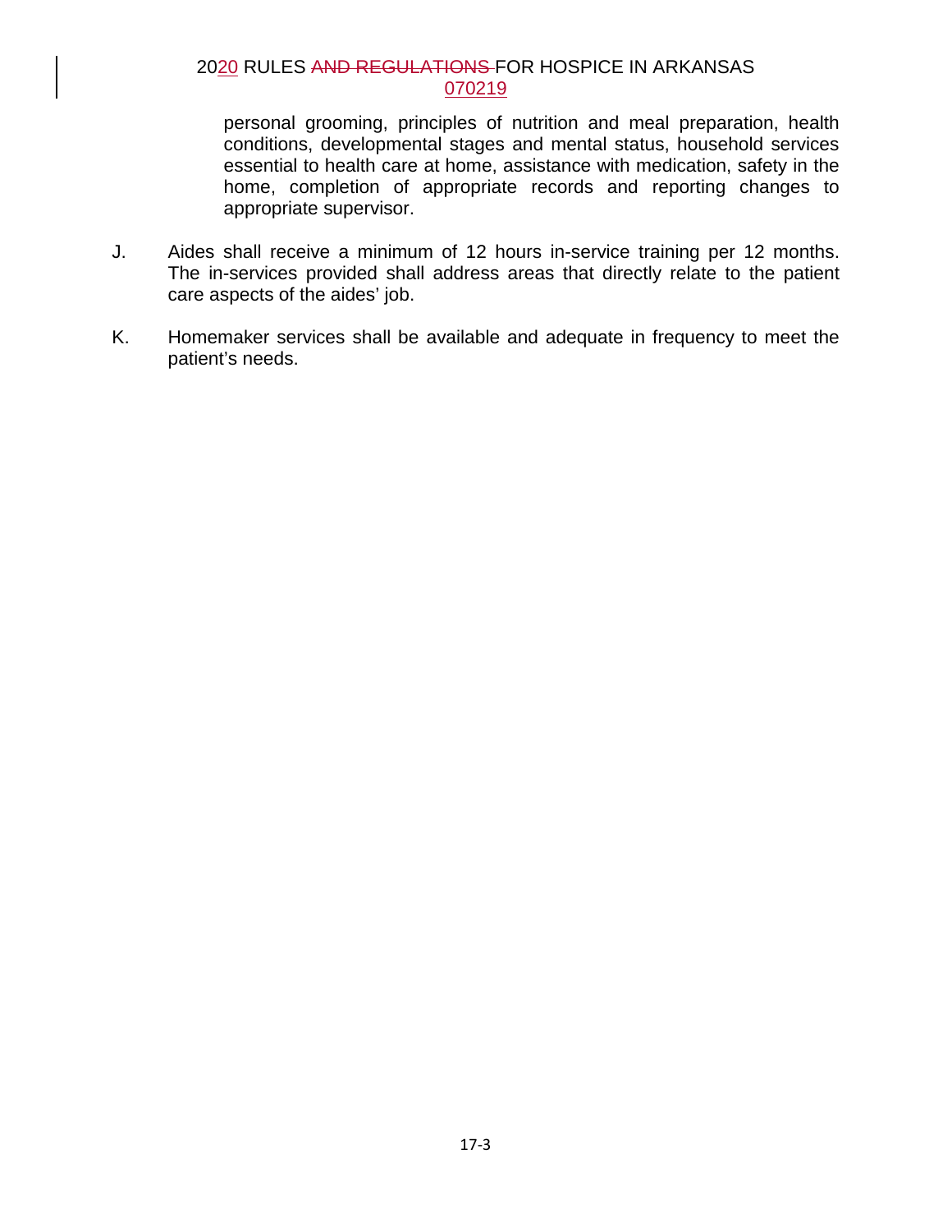personal grooming, principles of nutrition and meal preparation, health conditions, developmental stages and mental status, household services essential to health care at home, assistance with medication, safety in the home, completion of appropriate records and reporting changes to appropriate supervisor.

J. Aides shall receive a minimum of 12 hours in-service training per 12 months. The in-services provided shall address areas that directly relate to the patient care aspects of the aides' job.

K. Homemaker services shall be available and adequate in frequency to meet the patient's needs.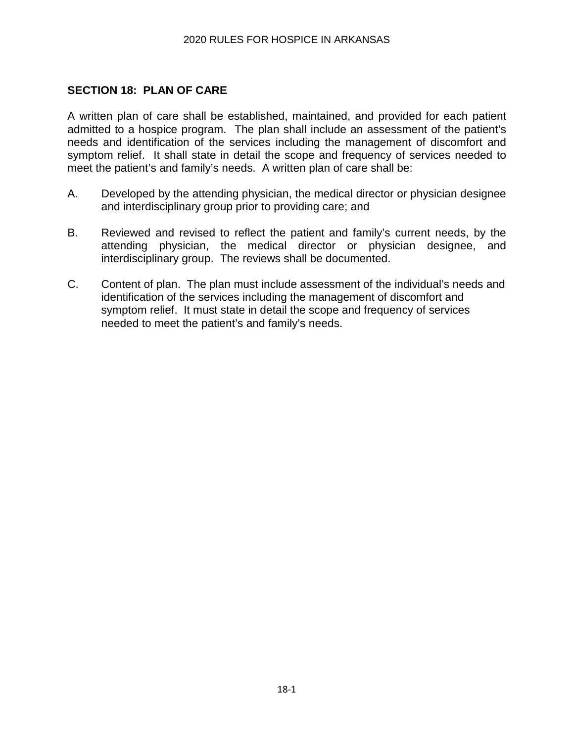## SECTION 18: PLAN OF CARE

A written plan of care shall be established, maintained, and provided for each patient admitted to a hospice program. The plan shall include an assessment of the patient's needs and identification of the services including the management of discomfort and symptom relief. It shall state in detail the scope and frequency of services needed to meet the patient's and family's needs. A written plan of care shall be:

A. Developed by the attending physician, the medical director or physician designee and interdisciplinary group prior to providing care; and

B. Reviewed and revised to reflect the patient and family's current needs, by the attending physician, the medical director or physician designee, and interdisciplinary group. The reviews shall be documented.

C. Content of plan. The plan must include assessment of the individual's needs and identification of the services including the management of discomfort and symptom relief. It must state in detail the scope and frequency of services needed to meet the patient's and family's needs.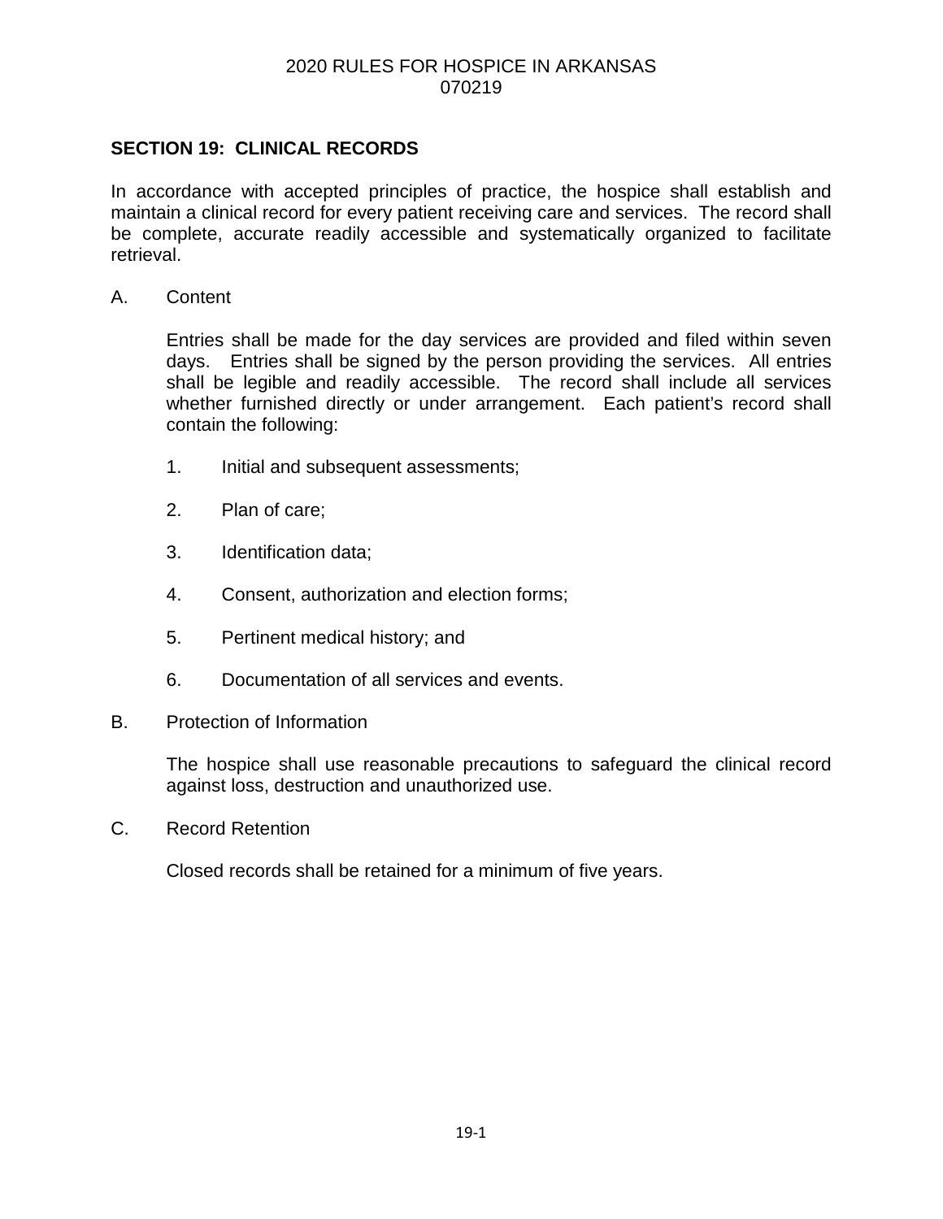## SECTION 19: CLINICAL RECORDS

In accordance with accepted principles of practice, the hospice shall establish and maintain a clinical record for every patient receiving care and services. The record shall be complete, accurate readily accessible and systematically organized to facilitate retrieval.

A. Content

Entries shall be made for the day services are provided and filed within seven days. Entries shall be signed by the person providing the services. All entries shall be legible and readily accessible. The record shall include all services whether furnished directly or under arrangement. Each patient's record shall contain the following:

1. Initial and subsequent assessments;
2. Plan of care;
3. Identification data;
4. Consent, authorization and election forms;
5. Pertinent medical history; and
6. Documentation of all services and events.

B. Protection of Information

The hospice shall use reasonable precautions to safeguard the clinical record against loss, destruction and unauthorized use.

C. Record Retention

Closed records shall be retained for a minimum of five years.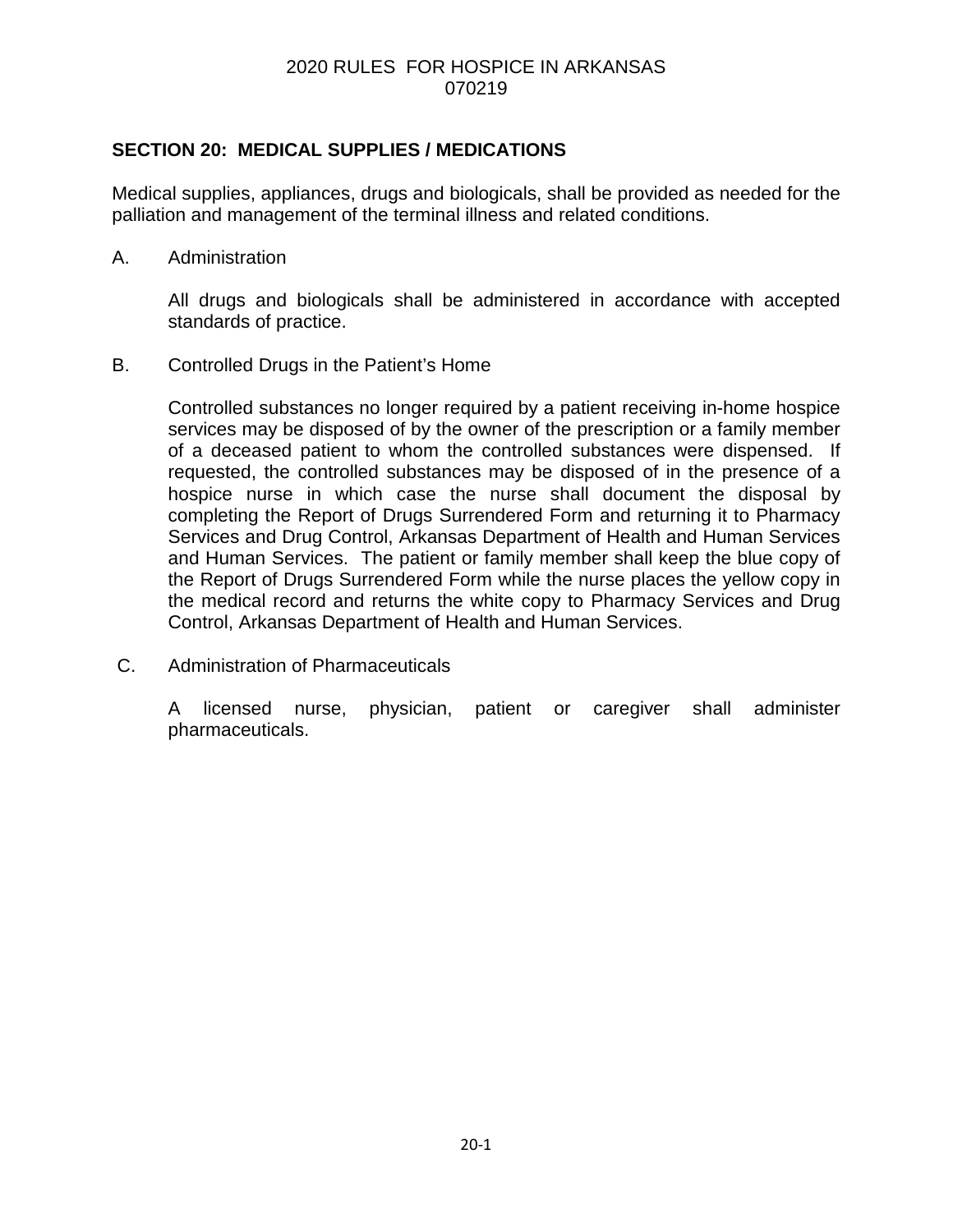## SECTION 20: MEDICAL SUPPLIES / MEDICATIONS

Medical supplies, appliances, drugs and biologicals, shall be provided as needed for the palliation and management of the terminal illness and related conditions.

A. Administration

All drugs and biologicals shall be administered in accordance with accepted standards of practice.

B. Controlled Drugs in the Patient's Home

Controlled substances no longer required by a patient receiving in-home hospice services may be disposed of by the owner of the prescription or a family member of a deceased patient to whom the controlled substances were dispensed. If requested, the controlled substances may be disposed of in the presence of a hospice nurse in which case the nurse shall document the disposal by completing the Report of Drugs Surrendered Form and returning it to Pharmacy Services and Drug Control, Arkansas Department of Health and Human Services and Human Services. The patient or family member shall keep the blue copy of the Report of Drugs Surrendered Form while the nurse places the yellow copy in the medical record and returns the white copy to Pharmacy Services and Drug Control, Arkansas Department of Health and Human Services.

C. Administration of Pharmaceuticals

A licensed nurse, physician, patient or caregiver shall administer pharmaceuticals.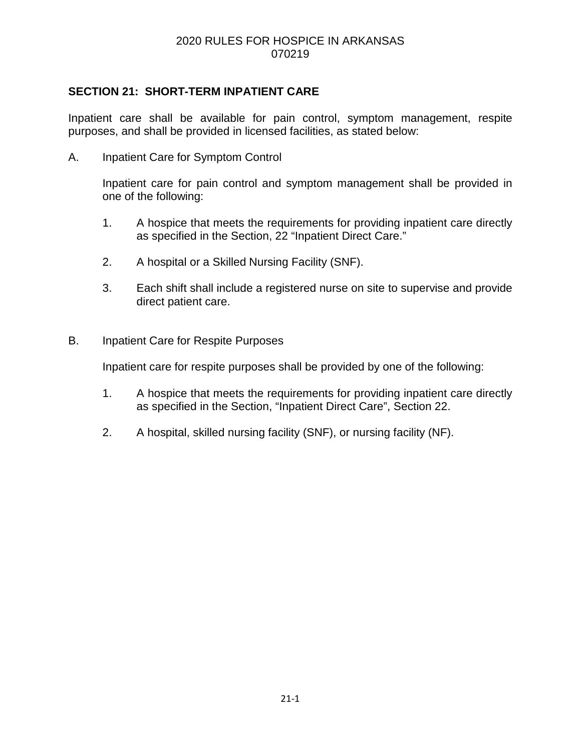## SECTION 21: SHORT-TERM INPATIENT CARE

Inpatient care shall be available for pain control, symptom management, respite purposes, and shall be provided in licensed facilities, as stated below:

A. Inpatient Care for Symptom Control

Inpatient care for pain control and symptom management shall be provided in one of the following:

1. A hospice that meets the requirements for providing inpatient care directly as specified in the Section, 22 "Inpatient Direct Care."

2. A hospital or a Skilled Nursing Facility (SNF).

3. Each shift shall include a registered nurse on site to supervise and provide direct patient care.

B. Inpatient Care for Respite Purposes

Inpatient care for respite purposes shall be provided by one of the following:

1. A hospice that meets the requirements for providing inpatient care directly as specified in the Section, "Inpatient Direct Care", Section 22.

2. A hospital, skilled nursing facility (SNF), or nursing facility (NF).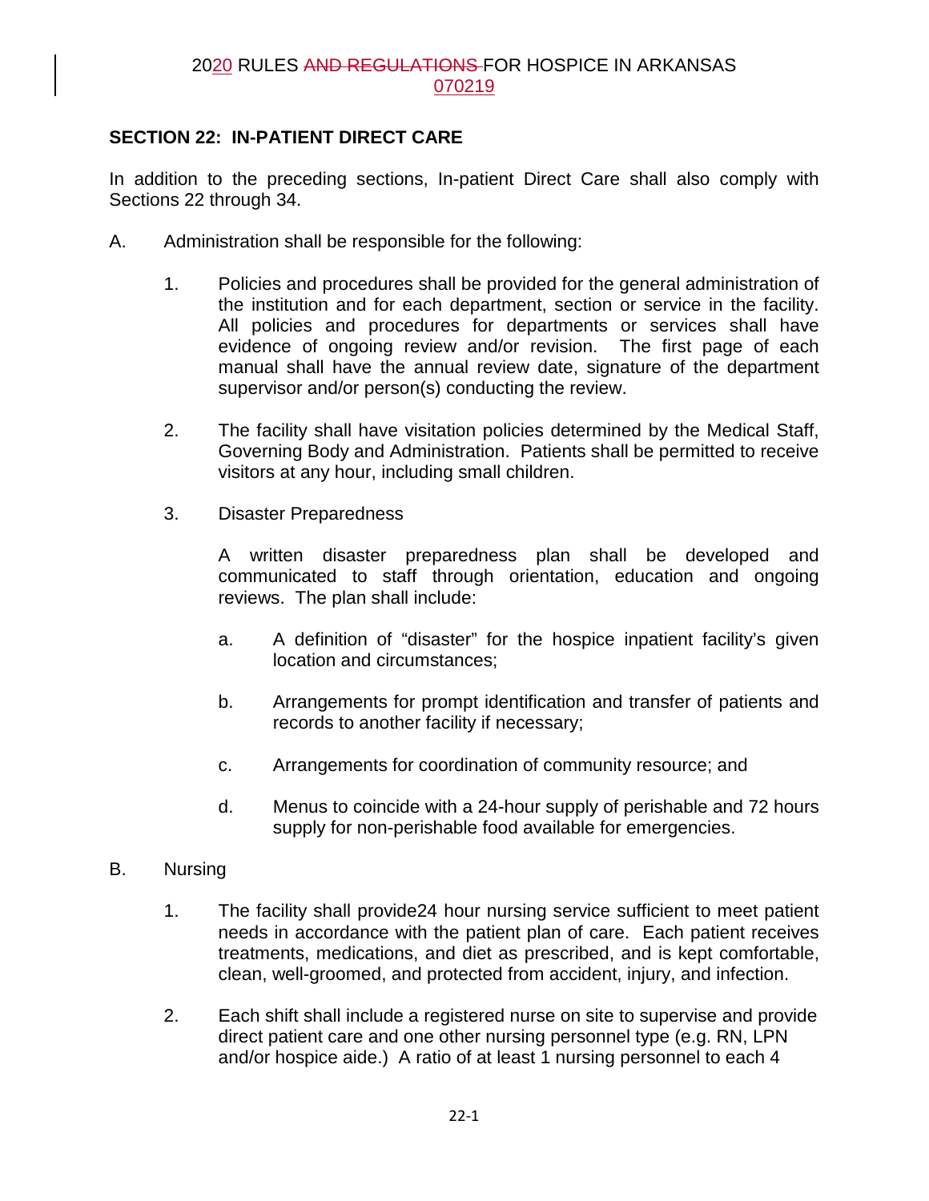## SECTION 22: IN-PATIENT DIRECT CARE

In addition to the preceding sections, In-patient Direct Care shall also comply with Sections 22 through 34.

A. Administration shall be responsible for the following:

1. Policies and procedures shall be provided for the general administration of the institution and for each department, section or service in the facility. All policies and procedures for departments or services shall have evidence of ongoing review and/or revision. The first page of each manual shall have the annual review date, signature of the department supervisor and/or person(s) conducting the review.

2. The facility shall have visitation policies determined by the Medical Staff, Governing Body and Administration. Patients shall be permitted to receive visitors at any hour, including small children.

3. Disaster Preparedness

   A written disaster preparedness plan shall be developed and communicated to staff through orientation, education and ongoing reviews. The plan shall include:

   a. A definition of "disaster" for the hospice inpatient facility's given location and circumstances;

   b. Arrangements for prompt identification and transfer of patients and records to another facility if necessary;

   c. Arrangements for coordination of community resource; and

   d. Menus to coincide with a 24-hour supply of perishable and 72 hours supply for non-perishable food available for emergencies.

B. Nursing

1. The facility shall provide24 hour nursing service sufficient to meet patient needs in accordance with the patient plan of care. Each patient receives treatments, medications, and diet as prescribed, and is kept comfortable, clean, well-groomed, and protected from accident, injury, and infection.

2. Each shift shall include a registered nurse on site to supervise and provide direct patient care and one other nursing personnel type (e.g. RN, LPN and/or hospice aide.) A ratio of at least 1 nursing personnel to each 4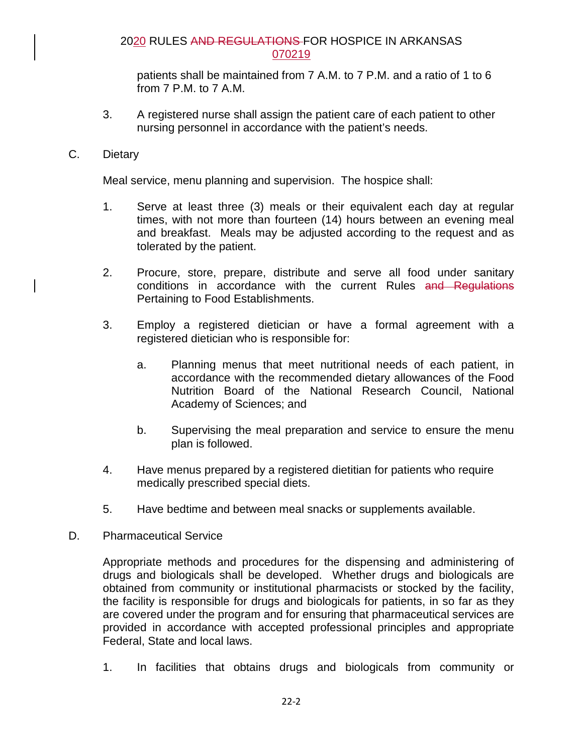patients shall be maintained from 7 A.M. to 7 P.M. and a ratio of 1 to 6 from 7 P.M. to 7 A.M.

3. A registered nurse shall assign the patient care of each patient to other nursing personnel in accordance with the patient's needs.

C. Dietary

Meal service, menu planning and supervision. The hospice shall:

1. Serve at least three (3) meals or their equivalent each day at regular times, with not more than fourteen (14) hours between an evening meal and breakfast. Meals may be adjusted according to the request and as tolerated by the patient.

2. Procure, store, prepare, distribute and serve all food under sanitary conditions in accordance with the current Rules ~~and Regulations~~ Pertaining to Food Establishments.

3. Employ a registered dietician or have a formal agreement with a registered dietician who is responsible for:

   a. Planning menus that meet nutritional needs of each patient, in accordance with the recommended dietary allowances of the Food Nutrition Board of the National Research Council, National Academy of Sciences; and

   b. Supervising the meal preparation and service to ensure the menu plan is followed.

4. Have menus prepared by a registered dietitian for patients who require medically prescribed special diets.

5. Have bedtime and between meal snacks or supplements available.

D. Pharmaceutical Service

Appropriate methods and procedures for the dispensing and administering of drugs and biologicals shall be developed. Whether drugs and biologicals are obtained from community or institutional pharmacists or stocked by the facility, the facility is responsible for drugs and biologicals for patients, in so far as they are covered under the program and for ensuring that pharmaceutical services are provided in accordance with accepted professional principles and appropriate Federal, State and local laws.

1. In facilities that obtains drugs and biologicals from community or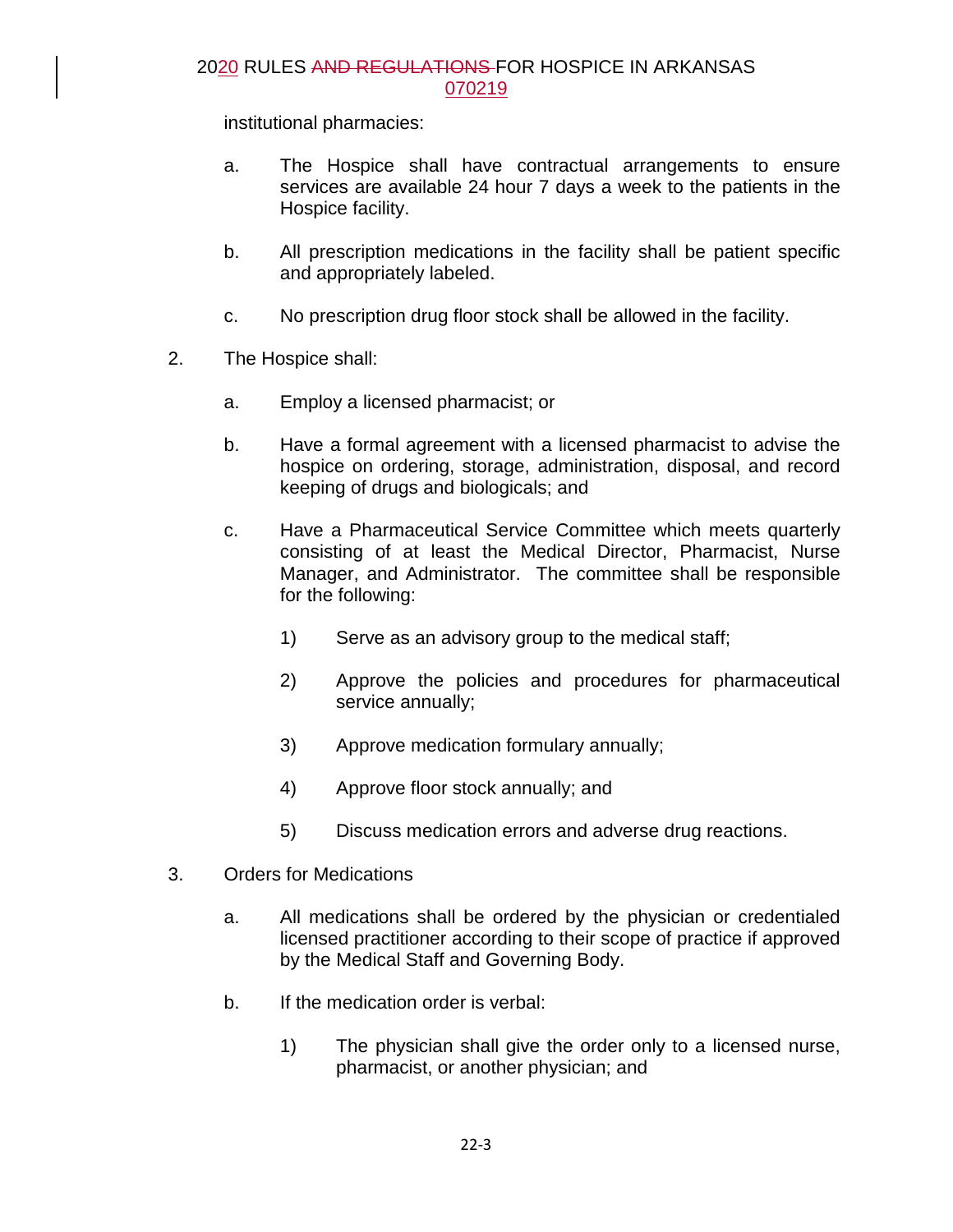institutional pharmacies:

a. The Hospice shall have contractual arrangements to ensure services are available 24 hour 7 days a week to the patients in the Hospice facility.

b. All prescription medications in the facility shall be patient specific and appropriately labeled.

c. No prescription drug floor stock shall be allowed in the facility.

2. The Hospice shall:

a. Employ a licensed pharmacist; or

b. Have a formal agreement with a licensed pharmacist to advise the hospice on ordering, storage, administration, disposal, and record keeping of drugs and biologicals; and

c. Have a Pharmaceutical Service Committee which meets quarterly consisting of at least the Medical Director, Pharmacist, Nurse Manager, and Administrator. The committee shall be responsible for the following:

1) Serve as an advisory group to the medical staff;

2) Approve the policies and procedures for pharmaceutical service annually;

3) Approve medication formulary annually;

4) Approve floor stock annually; and

5) Discuss medication errors and adverse drug reactions.

3. Orders for Medications

a. All medications shall be ordered by the physician or credentialed licensed practitioner according to their scope of practice if approved by the Medical Staff and Governing Body.

b. If the medication order is verbal:

1) The physician shall give the order only to a licensed nurse, pharmacist, or another physician; and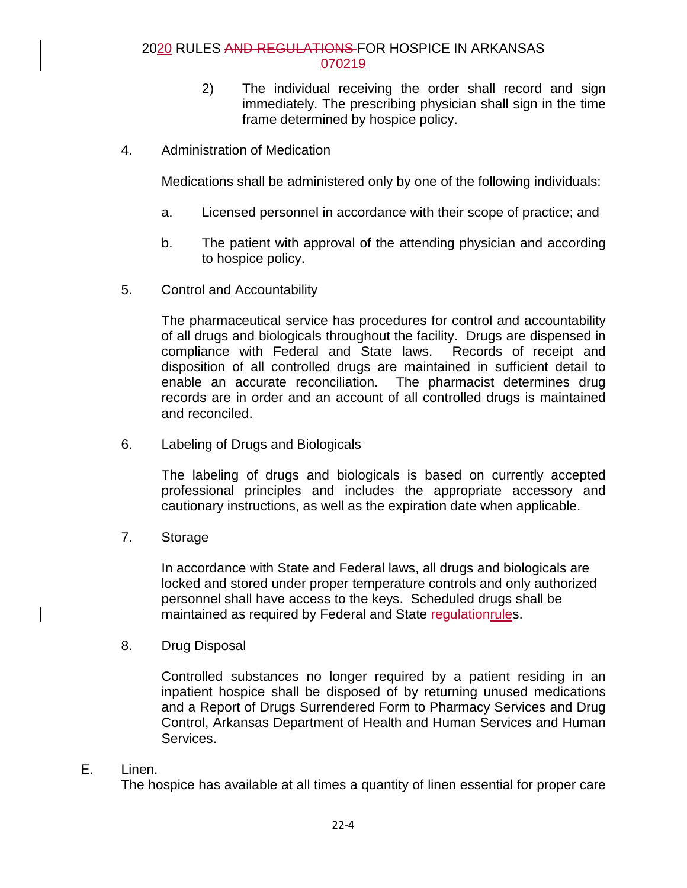2) The individual receiving the order shall record and sign immediately. The prescribing physician shall sign in the time frame determined by hospice policy.

4. Administration of Medication

Medications shall be administered only by one of the following individuals:

a. Licensed personnel in accordance with their scope of practice; and

b. The patient with approval of the attending physician and according to hospice policy.

5. Control and Accountability

The pharmaceutical service has procedures for control and accountability of all drugs and biologicals throughout the facility. Drugs are dispensed in compliance with Federal and State laws. Records of receipt and disposition of all controlled drugs are maintained in sufficient detail to enable an accurate reconciliation. The pharmacist determines drug records are in order and an account of all controlled drugs is maintained and reconciled.

6. Labeling of Drugs and Biologicals

The labeling of drugs and biologicals is based on currently accepted professional principles and includes the appropriate accessory and cautionary instructions, as well as the expiration date when applicable.

7. Storage

In accordance with State and Federal laws, all drugs and biologicals are locked and stored under proper temperature controls and only authorized personnel shall have access to the keys. Scheduled drugs shall be maintained as required by Federal and State ~~regulation~~rules.

8. Drug Disposal

Controlled substances no longer required by a patient residing in an inpatient hospice shall be disposed of by returning unused medications and a Report of Drugs Surrendered Form to Pharmacy Services and Drug Control, Arkansas Department of Health and Human Services and Human Services.

E. Linen.
The hospice has available at all times a quantity of linen essential for proper care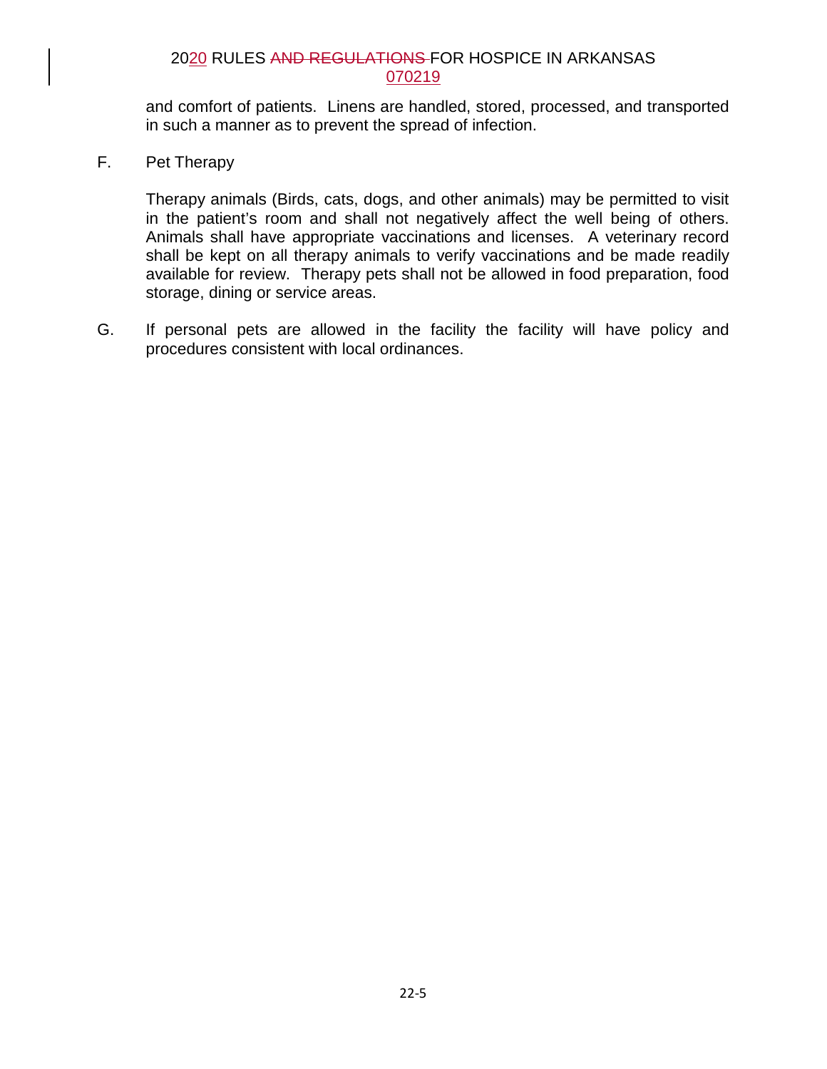and comfort of patients. Linens are handled, stored, processed, and transported in such a manner as to prevent the spread of infection.

F. Pet Therapy

Therapy animals (Birds, cats, dogs, and other animals) may be permitted to visit in the patient's room and shall not negatively affect the well being of others. Animals shall have appropriate vaccinations and licenses. A veterinary record shall be kept on all therapy animals to verify vaccinations and be made readily available for review. Therapy pets shall not be allowed in food preparation, food storage, dining or service areas.

G. If personal pets are allowed in the facility the facility will have policy and procedures consistent with local ordinances.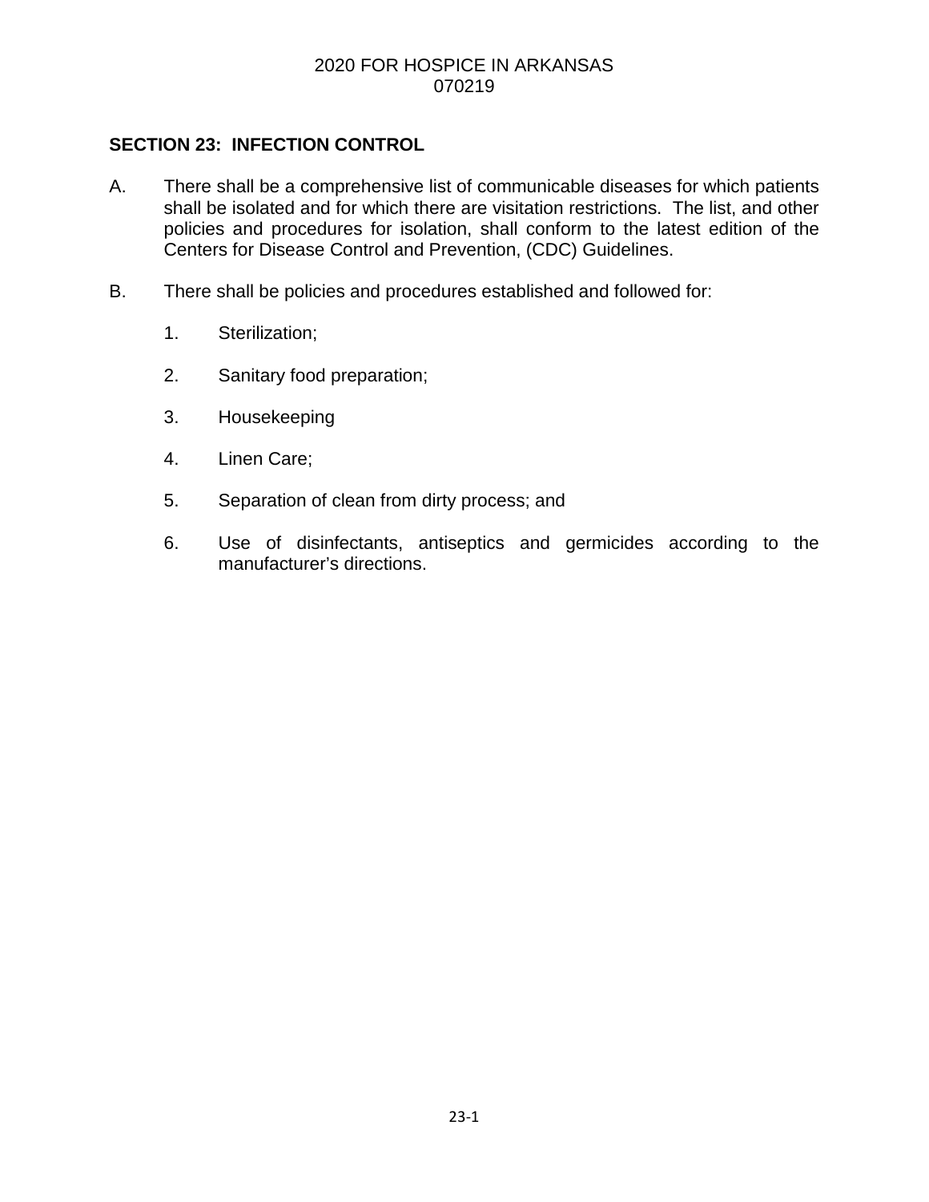## SECTION 23: INFECTION CONTROL

A. There shall be a comprehensive list of communicable diseases for which patients shall be isolated and for which there are visitation restrictions. The list, and other policies and procedures for isolation, shall conform to the latest edition of the Centers for Disease Control and Prevention, (CDC) Guidelines.

B. There shall be policies and procedures established and followed for:

   1. Sterilization;

   2. Sanitary food preparation;

   3. Housekeeping

   4. Linen Care;

   5. Separation of clean from dirty process; and

   6. Use of disinfectants, antiseptics and germicides according to the manufacturer's directions.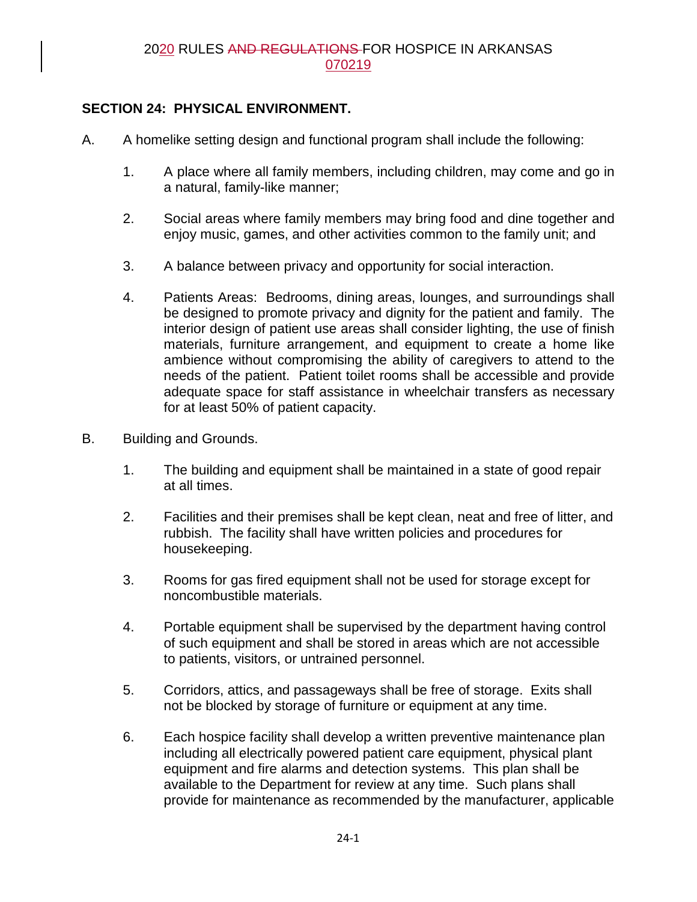## SECTION 24: PHYSICAL ENVIRONMENT.

A. A homelike setting design and functional program shall include the following:

1. A place where all family members, including children, may come and go in a natural, family-like manner;

2. Social areas where family members may bring food and dine together and enjoy music, games, and other activities common to the family unit; and

3. A balance between privacy and opportunity for social interaction.

4. Patients Areas: Bedrooms, dining areas, lounges, and surroundings shall be designed to promote privacy and dignity for the patient and family. The interior design of patient use areas shall consider lighting, the use of finish materials, furniture arrangement, and equipment to create a home like ambience without compromising the ability of caregivers to attend to the needs of the patient. Patient toilet rooms shall be accessible and provide adequate space for staff assistance in wheelchair transfers as necessary for at least 50% of patient capacity.

B. Building and Grounds.

1. The building and equipment shall be maintained in a state of good repair at all times.

2. Facilities and their premises shall be kept clean, neat and free of litter, and rubbish. The facility shall have written policies and procedures for housekeeping.

3. Rooms for gas fired equipment shall not be used for storage except for noncombustible materials.

4. Portable equipment shall be supervised by the department having control of such equipment and shall be stored in areas which are not accessible to patients, visitors, or untrained personnel.

5. Corridors, attics, and passageways shall be free of storage. Exits shall not be blocked by storage of furniture or equipment at any time.

6. Each hospice facility shall develop a written preventive maintenance plan including all electrically powered patient care equipment, physical plant equipment and fire alarms and detection systems. This plan shall be available to the Department for review at any time. Such plans shall provide for maintenance as recommended by the manufacturer, applicable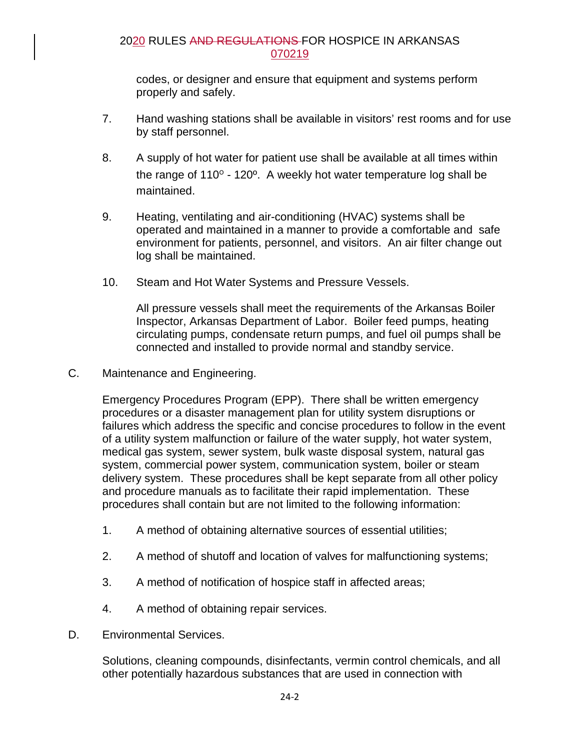codes, or designer and ensure that equipment and systems perform properly and safely.

7. Hand washing stations shall be available in visitors' rest rooms and for use by staff personnel.

8. A supply of hot water for patient use shall be available at all times within the range of 110° - 120º. A weekly hot water temperature log shall be maintained.

9. Heating, ventilating and air-conditioning (HVAC) systems shall be operated and maintained in a manner to provide a comfortable and safe environment for patients, personnel, and visitors. An air filter change out log shall be maintained.

10. Steam and Hot Water Systems and Pressure Vessels.

    All pressure vessels shall meet the requirements of the Arkansas Boiler Inspector, Arkansas Department of Labor. Boiler feed pumps, heating circulating pumps, condensate return pumps, and fuel oil pumps shall be connected and installed to provide normal and standby service.

C. Maintenance and Engineering.

Emergency Procedures Program (EPP). There shall be written emergency procedures or a disaster management plan for utility system disruptions or failures which address the specific and concise procedures to follow in the event of a utility system malfunction or failure of the water supply, hot water system, medical gas system, sewer system, bulk waste disposal system, natural gas system, commercial power system, communication system, boiler or steam delivery system. These procedures shall be kept separate from all other policy and procedure manuals as to facilitate their rapid implementation. These procedures shall contain but are not limited to the following information:

1. A method of obtaining alternative sources of essential utilities;

2. A method of shutoff and location of valves for malfunctioning systems;

3. A method of notification of hospice staff in affected areas;

4. A method of obtaining repair services.

D. Environmental Services.

Solutions, cleaning compounds, disinfectants, vermin control chemicals, and all other potentially hazardous substances that are used in connection with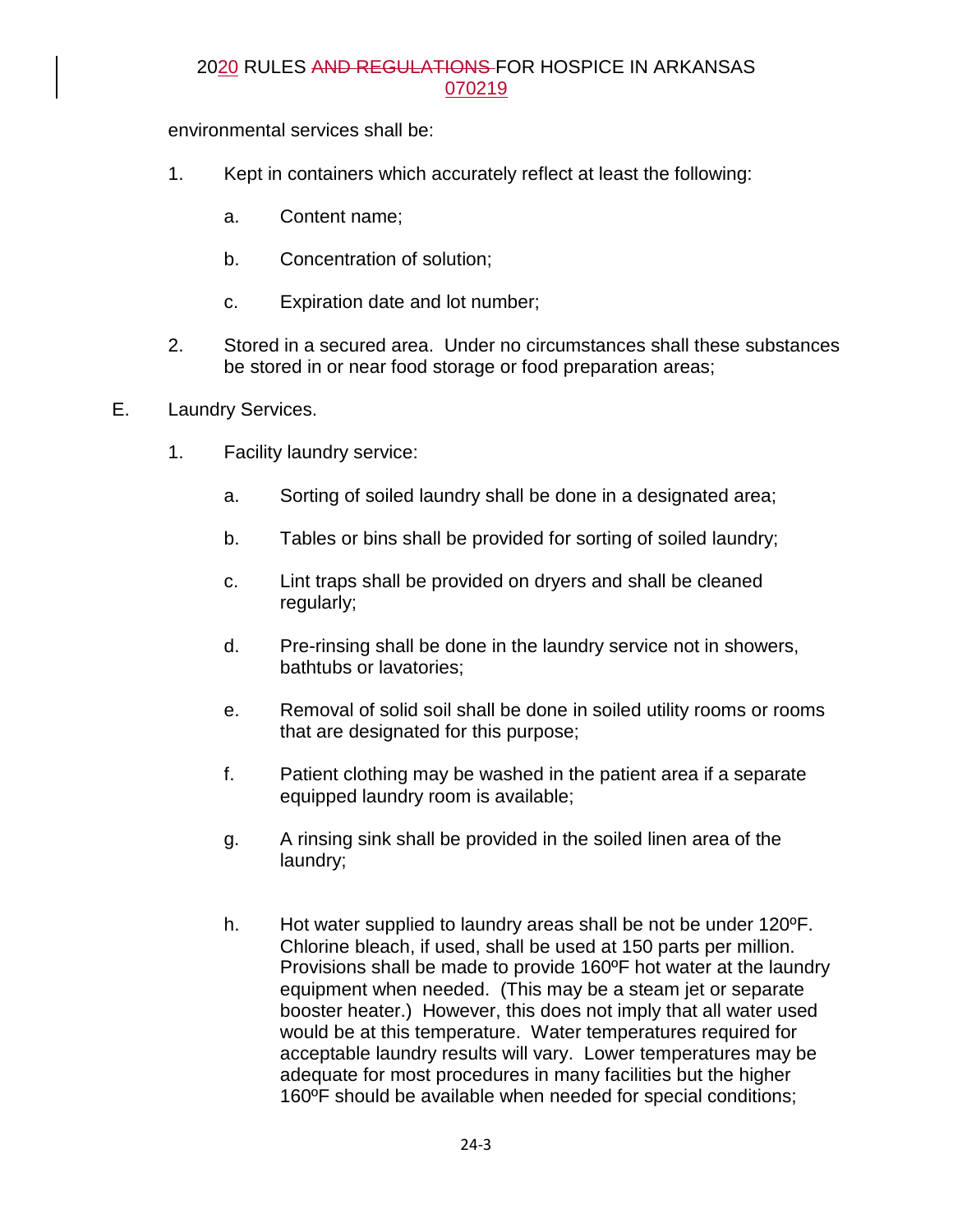environmental services shall be:

1. Kept in containers which accurately reflect at least the following:

    a. Content name;

    b. Concentration of solution;

    c. Expiration date and lot number;

2. Stored in a secured area. Under no circumstances shall these substances be stored in or near food storage or food preparation areas;

E. Laundry Services.

1. Facility laundry service:

    a. Sorting of soiled laundry shall be done in a designated area;

    b. Tables or bins shall be provided for sorting of soiled laundry;

    c. Lint traps shall be provided on dryers and shall be cleaned regularly;

    d. Pre-rinsing shall be done in the laundry service not in showers, bathtubs or lavatories;

    e. Removal of solid soil shall be done in soiled utility rooms or rooms that are designated for this purpose;

    f. Patient clothing may be washed in the patient area if a separate equipped laundry room is available;

    g. A rinsing sink shall be provided in the soiled linen area of the laundry;

    h. Hot water supplied to laundry areas shall be not be under 120ºF. Chlorine bleach, if used, shall be used at 150 parts per million. Provisions shall be made to provide 160ºF hot water at the laundry equipment when needed. (This may be a steam jet or separate booster heater.) However, this does not imply that all water used would be at this temperature. Water temperatures required for acceptable laundry results will vary. Lower temperatures may be adequate for most procedures in many facilities but the higher 160ºF should be available when needed for special conditions;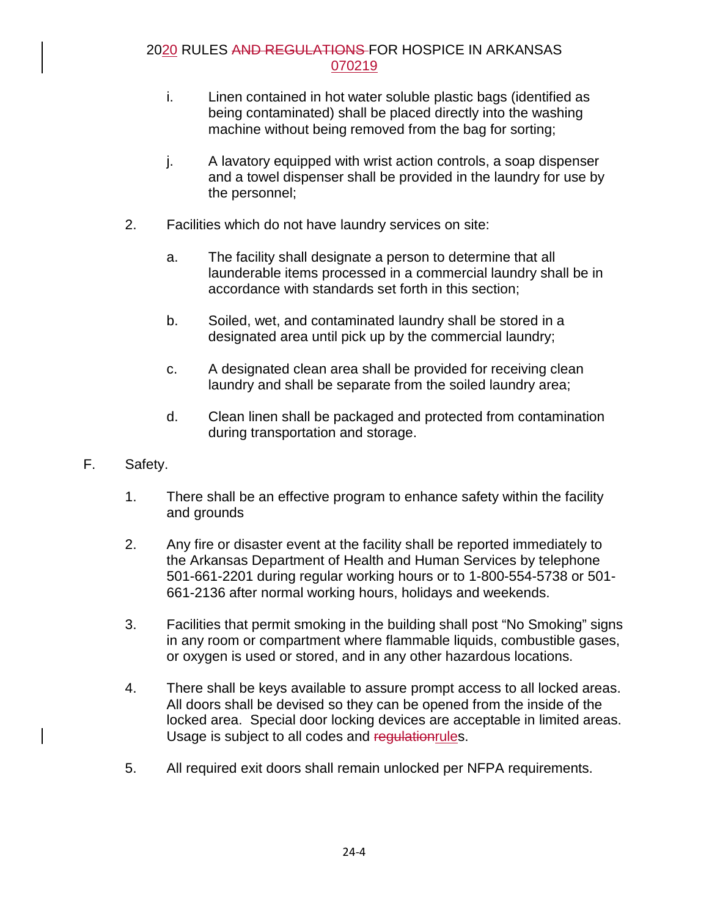i. Linen contained in hot water soluble plastic bags (identified as being contaminated) shall be placed directly into the washing machine without being removed from the bag for sorting;

j. A lavatory equipped with wrist action controls, a soap dispenser and a towel dispenser shall be provided in the laundry for use by the personnel;

2. Facilities which do not have laundry services on site:

   a. The facility shall designate a person to determine that all launderable items processed in a commercial laundry shall be in accordance with standards set forth in this section;

   b. Soiled, wet, and contaminated laundry shall be stored in a designated area until pick up by the commercial laundry;

   c. A designated clean area shall be provided for receiving clean laundry and shall be separate from the soiled laundry area;

   d. Clean linen shall be packaged and protected from contamination during transportation and storage.

F. Safety.

1. There shall be an effective program to enhance safety within the facility and grounds

2. Any fire or disaster event at the facility shall be reported immediately to the Arkansas Department of Health and Human Services by telephone 501-661-2201 during regular working hours or to 1-800-554-5738 or 501-661-2136 after normal working hours, holidays and weekends.

3. Facilities that permit smoking in the building shall post “No Smoking” signs in any room or compartment where flammable liquids, combustible gases, or oxygen is used or stored, and in any other hazardous locations.

4. There shall be keys available to assure prompt access to all locked areas. All doors shall be devised so they can be opened from the inside of the locked area. Special door locking devices are acceptable in limited areas. Usage is subject to all codes and ~~regulation~~rules.

5. All required exit doors shall remain unlocked per NFPA requirements.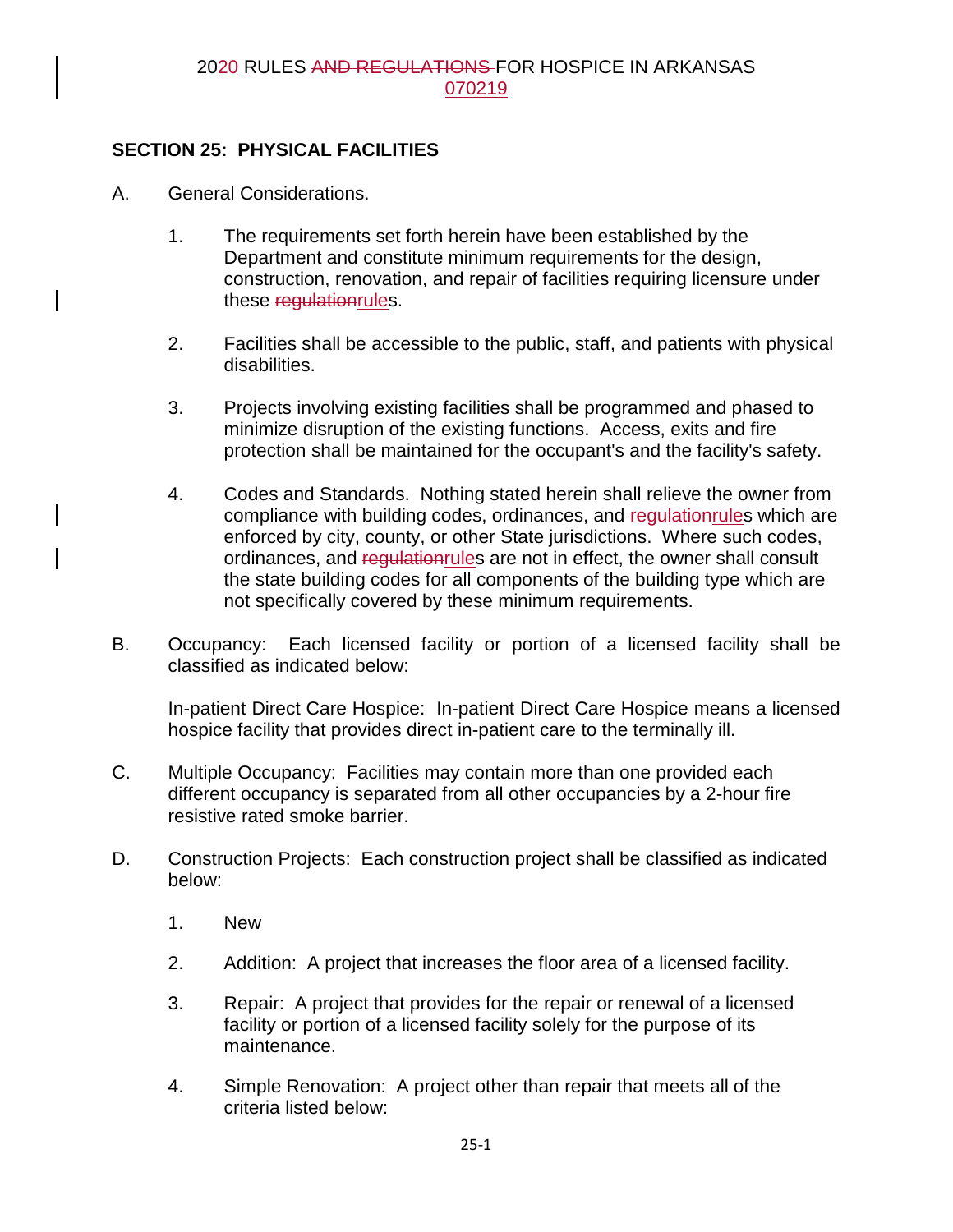## SECTION 25: PHYSICAL FACILITIES

A. General Considerations.

1. The requirements set forth herein have been established by the Department and constitute minimum requirements for the design, construction, renovation, and repair of facilities requiring licensure under these ~~regulation~~rules.

2. Facilities shall be accessible to the public, staff, and patients with physical disabilities.

3. Projects involving existing facilities shall be programmed and phased to minimize disruption of the existing functions. Access, exits and fire protection shall be maintained for the occupant's and the facility's safety.

4. Codes and Standards. Nothing stated herein shall relieve the owner from compliance with building codes, ordinances, and ~~regulation~~rules which are enforced by city, county, or other State jurisdictions. Where such codes, ordinances, and ~~regulation~~rules are not in effect, the owner shall consult the state building codes for all components of the building type which are not specifically covered by these minimum requirements.

B. Occupancy: Each licensed facility or portion of a licensed facility shall be classified as indicated below:

In-patient Direct Care Hospice: In-patient Direct Care Hospice means a licensed hospice facility that provides direct in-patient care to the terminally ill.

C. Multiple Occupancy: Facilities may contain more than one provided each different occupancy is separated from all other occupancies by a 2-hour fire resistive rated smoke barrier.

D. Construction Projects: Each construction project shall be classified as indicated below:

1. New

2. Addition: A project that increases the floor area of a licensed facility.

3. Repair: A project that provides for the repair or renewal of a licensed facility or portion of a licensed facility solely for the purpose of its maintenance.

4. Simple Renovation: A project other than repair that meets all of the criteria listed below: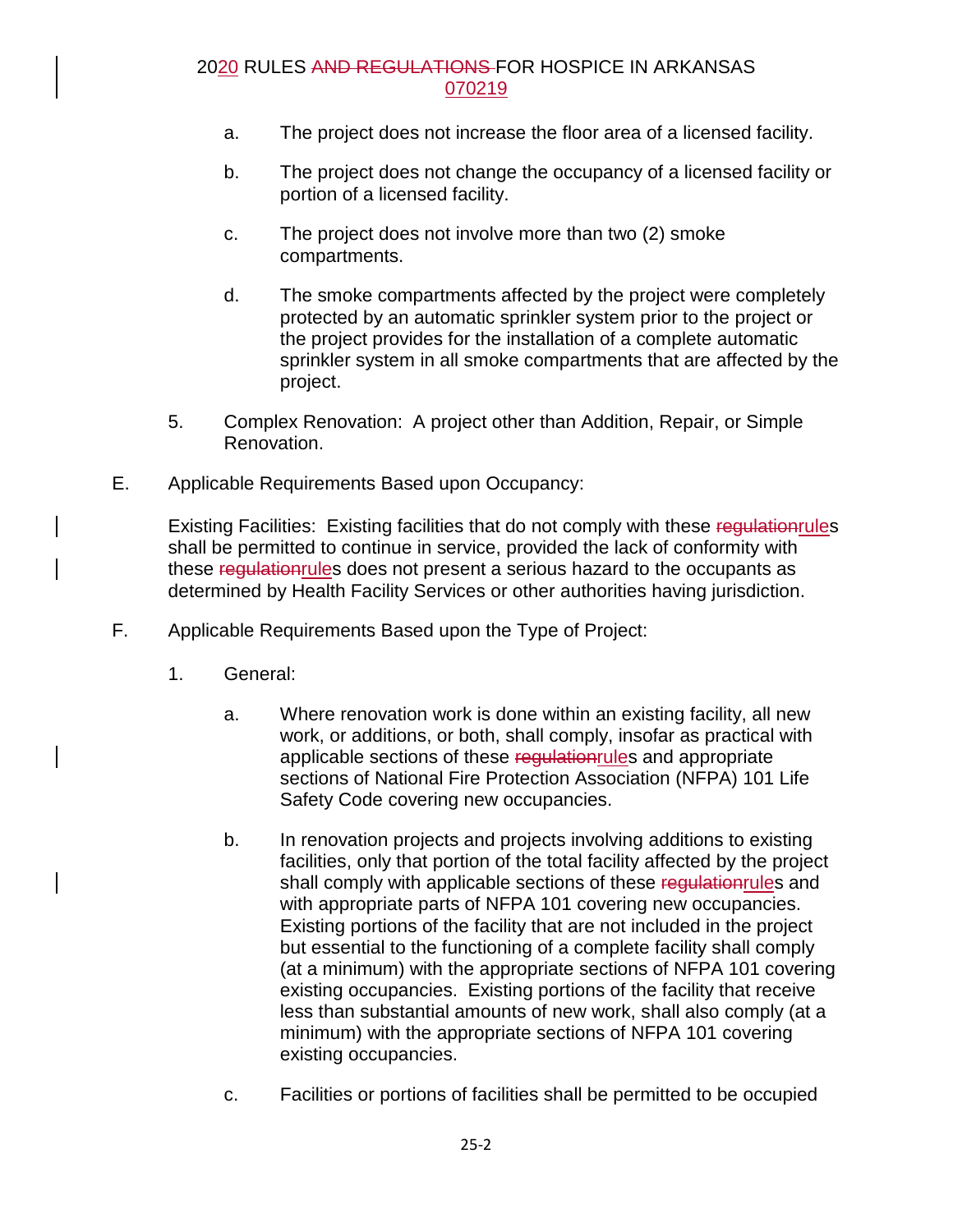a. The project does not increase the floor area of a licensed facility.

b. The project does not change the occupancy of a licensed facility or portion of a licensed facility.

c. The project does not involve more than two (2) smoke compartments.

d. The smoke compartments affected by the project were completely protected by an automatic sprinkler system prior to the project or the project provides for the installation of a complete automatic sprinkler system in all smoke compartments that are affected by the project.

5. Complex Renovation: A project other than Addition, Repair, or Simple Renovation.

E. Applicable Requirements Based upon Occupancy:

Existing Facilities: Existing facilities that do not comply with these ~~regulation~~rules shall be permitted to continue in service, provided the lack of conformity with these ~~regulation~~rules does not present a serious hazard to the occupants as determined by Health Facility Services or other authorities having jurisdiction.

F. Applicable Requirements Based upon the Type of Project:

1. General:

a. Where renovation work is done within an existing facility, all new work, or additions, or both, shall comply, insofar as practical with applicable sections of these ~~regulation~~rules and appropriate sections of National Fire Protection Association (NFPA) 101 Life Safety Code covering new occupancies.

b. In renovation projects and projects involving additions to existing facilities, only that portion of the total facility affected by the project shall comply with applicable sections of these ~~regulation~~rules and with appropriate parts of NFPA 101 covering new occupancies. Existing portions of the facility that are not included in the project but essential to the functioning of a complete facility shall comply (at a minimum) with the appropriate sections of NFPA 101 covering existing occupancies. Existing portions of the facility that receive less than substantial amounts of new work, shall also comply (at a minimum) with the appropriate sections of NFPA 101 covering existing occupancies.

c. Facilities or portions of facilities shall be permitted to be occupied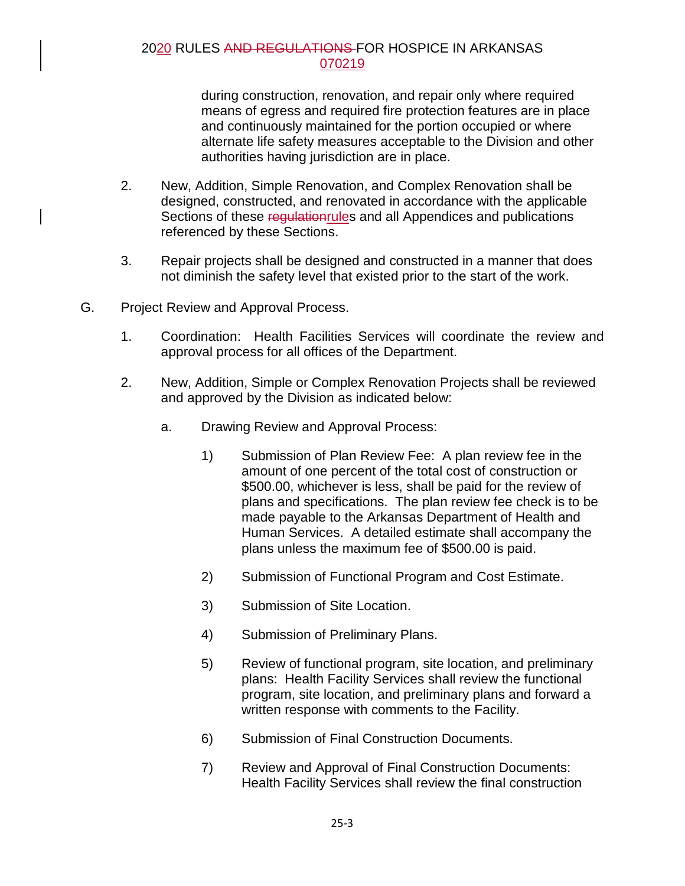during construction, renovation, and repair only where required means of egress and required fire protection features are in place and continuously maintained for the portion occupied or where alternate life safety measures acceptable to the Division and other authorities having jurisdiction are in place.

2. New, Addition, Simple Renovation, and Complex Renovation shall be designed, constructed, and renovated in accordance with the applicable Sections of these ~~regulation~~rules and all Appendices and publications referenced by these Sections.

3. Repair projects shall be designed and constructed in a manner that does not diminish the safety level that existed prior to the start of the work.

G. Project Review and Approval Process.

1. Coordination: Health Facilities Services will coordinate the review and approval process for all offices of the Department.

2. New, Addition, Simple or Complex Renovation Projects shall be reviewed and approved by the Division as indicated below:

a. Drawing Review and Approval Process:

1) Submission of Plan Review Fee: A plan review fee in the amount of one percent of the total cost of construction or $500.00, whichever is less, shall be paid for the review of plans and specifications. The plan review fee check is to be made payable to the Arkansas Department of Health and Human Services. A detailed estimate shall accompany the plans unless the maximum fee of $500.00 is paid.

2) Submission of Functional Program and Cost Estimate.

3) Submission of Site Location.

4) Submission of Preliminary Plans.

5) Review of functional program, site location, and preliminary plans: Health Facility Services shall review the functional program, site location, and preliminary plans and forward a written response with comments to the Facility.

6) Submission of Final Construction Documents.

7) Review and Approval of Final Construction Documents: Health Facility Services shall review the final construction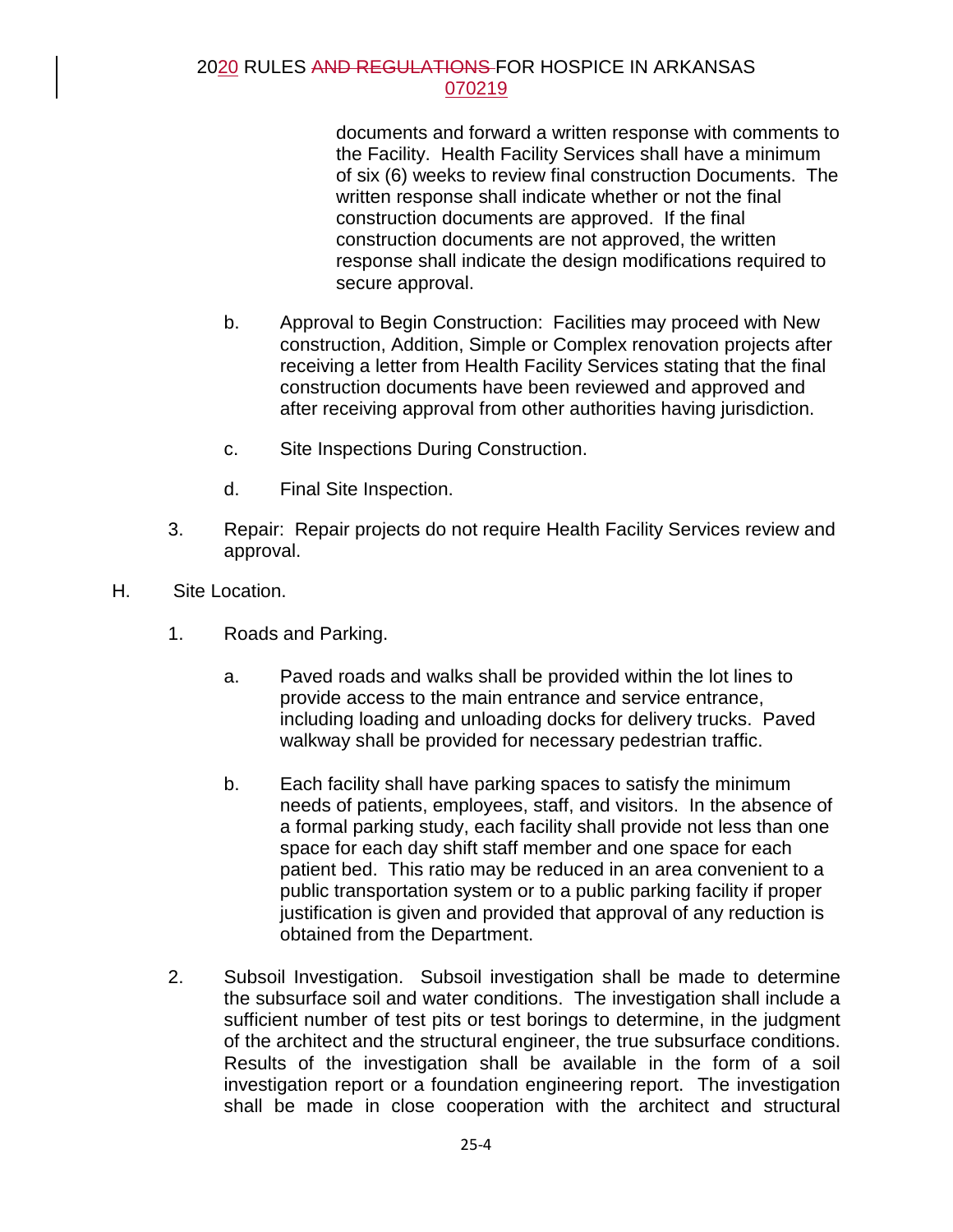documents and forward a written response with comments to the Facility. Health Facility Services shall have a minimum of six (6) weeks to review final construction Documents. The written response shall indicate whether or not the final construction documents are approved. If the final construction documents are not approved, the written response shall indicate the design modifications required to secure approval.

b. Approval to Begin Construction: Facilities may proceed with New construction, Addition, Simple or Complex renovation projects after receiving a letter from Health Facility Services stating that the final construction documents have been reviewed and approved and after receiving approval from other authorities having jurisdiction.

c. Site Inspections During Construction.

d. Final Site Inspection.

3. Repair: Repair projects do not require Health Facility Services review and approval.

H. Site Location.

1. Roads and Parking.

a. Paved roads and walks shall be provided within the lot lines to provide access to the main entrance and service entrance, including loading and unloading docks for delivery trucks. Paved walkway shall be provided for necessary pedestrian traffic.

b. Each facility shall have parking spaces to satisfy the minimum needs of patients, employees, staff, and visitors. In the absence of a formal parking study, each facility shall provide not less than one space for each day shift staff member and one space for each patient bed. This ratio may be reduced in an area convenient to a public transportation system or to a public parking facility if proper justification is given and provided that approval of any reduction is obtained from the Department.

2. Subsoil Investigation. Subsoil investigation shall be made to determine the subsurface soil and water conditions. The investigation shall include a sufficient number of test pits or test borings to determine, in the judgment of the architect and the structural engineer, the true subsurface conditions. Results of the investigation shall be available in the form of a soil investigation report or a foundation engineering report. The investigation shall be made in close cooperation with the architect and structural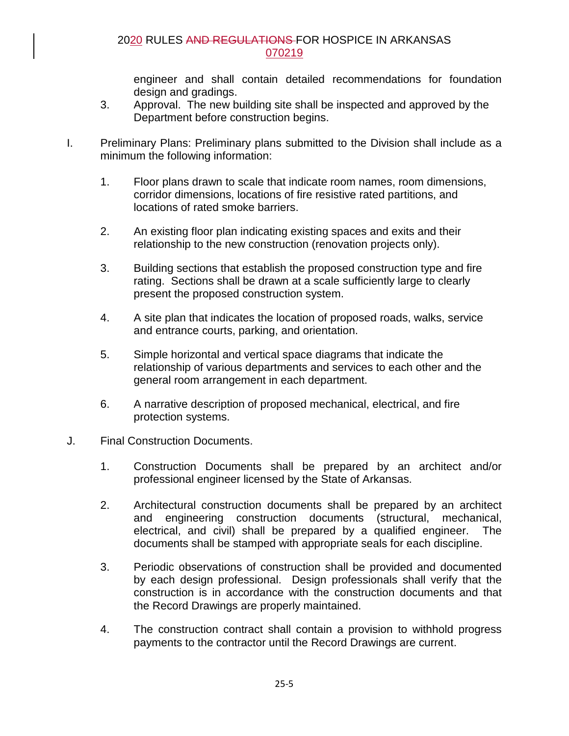engineer and shall contain detailed recommendations for foundation design and gradings.

3. Approval. The new building site shall be inspected and approved by the Department before construction begins.

I. Preliminary Plans: Preliminary plans submitted to the Division shall include as a minimum the following information:

   1. Floor plans drawn to scale that indicate room names, room dimensions, corridor dimensions, locations of fire resistive rated partitions, and locations of rated smoke barriers.

   2. An existing floor plan indicating existing spaces and exits and their relationship to the new construction (renovation projects only).

   3. Building sections that establish the proposed construction type and fire rating. Sections shall be drawn at a scale sufficiently large to clearly present the proposed construction system.

   4. A site plan that indicates the location of proposed roads, walks, service and entrance courts, parking, and orientation.

   5. Simple horizontal and vertical space diagrams that indicate the relationship of various departments and services to each other and the general room arrangement in each department.

   6. A narrative description of proposed mechanical, electrical, and fire protection systems.

J. Final Construction Documents.

   1. Construction Documents shall be prepared by an architect and/or professional engineer licensed by the State of Arkansas.

   2. Architectural construction documents shall be prepared by an architect and engineering construction documents (structural, mechanical, electrical, and civil) shall be prepared by a qualified engineer. The documents shall be stamped with appropriate seals for each discipline.

   3. Periodic observations of construction shall be provided and documented by each design professional. Design professionals shall verify that the construction is in accordance with the construction documents and that the Record Drawings are properly maintained.

   4. The construction contract shall contain a provision to withhold progress payments to the contractor until the Record Drawings are current.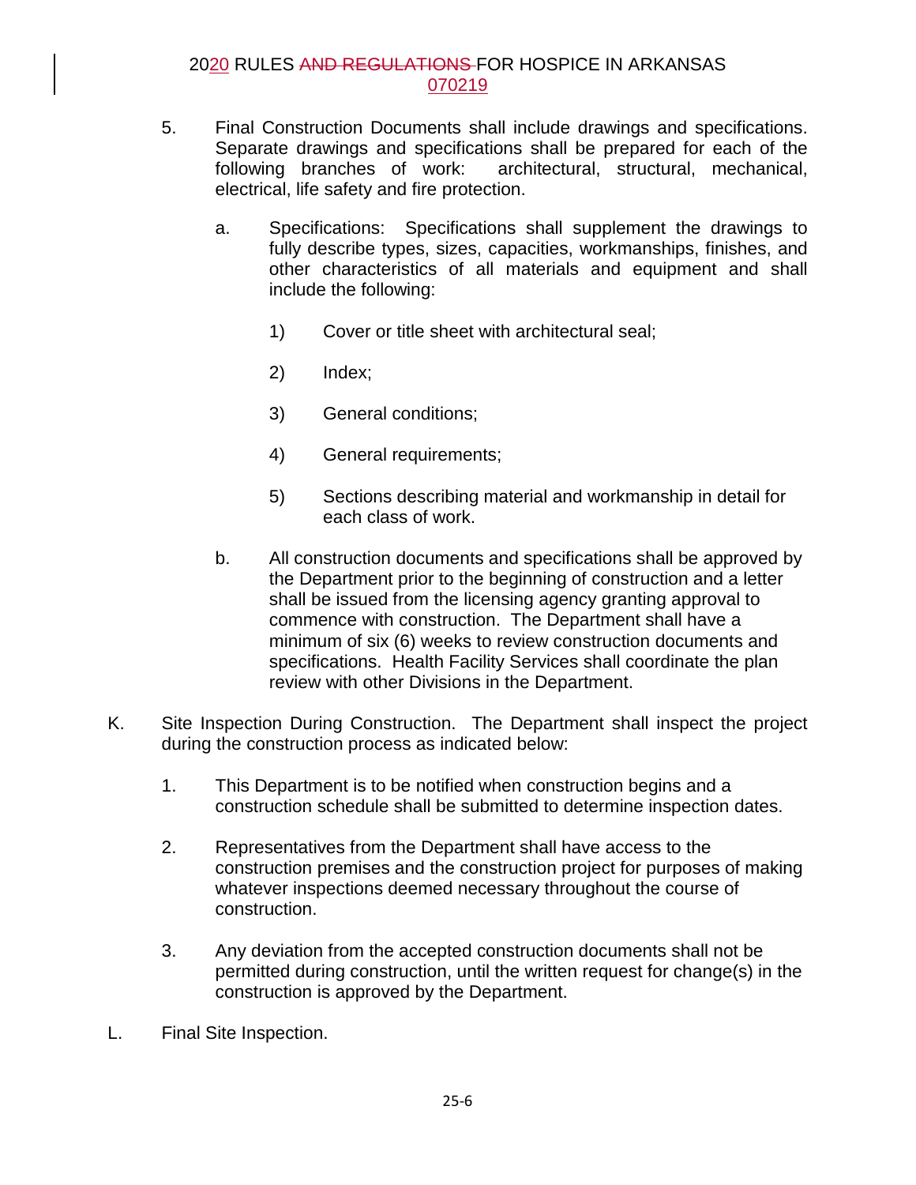5. Final Construction Documents shall include drawings and specifications. Separate drawings and specifications shall be prepared for each of the following branches of work: architectural, structural, mechanical, electrical, life safety and fire protection.

   a. Specifications: Specifications shall supplement the drawings to fully describe types, sizes, capacities, workmanships, finishes, and other characteristics of all materials and equipment and shall include the following:

      1) Cover or title sheet with architectural seal;

      2) Index;

      3) General conditions;

      4) General requirements;

      5) Sections describing material and workmanship in detail for each class of work.

   b. All construction documents and specifications shall be approved by the Department prior to the beginning of construction and a letter shall be issued from the licensing agency granting approval to commence with construction. The Department shall have a minimum of six (6) weeks to review construction documents and specifications. Health Facility Services shall coordinate the plan review with other Divisions in the Department.

K. Site Inspection During Construction. The Department shall inspect the project during the construction process as indicated below:

   1. This Department is to be notified when construction begins and a construction schedule shall be submitted to determine inspection dates.

   2. Representatives from the Department shall have access to the construction premises and the construction project for purposes of making whatever inspections deemed necessary throughout the course of construction.

   3. Any deviation from the accepted construction documents shall not be permitted during construction, until the written request for change(s) in the construction is approved by the Department.

L. Final Site Inspection.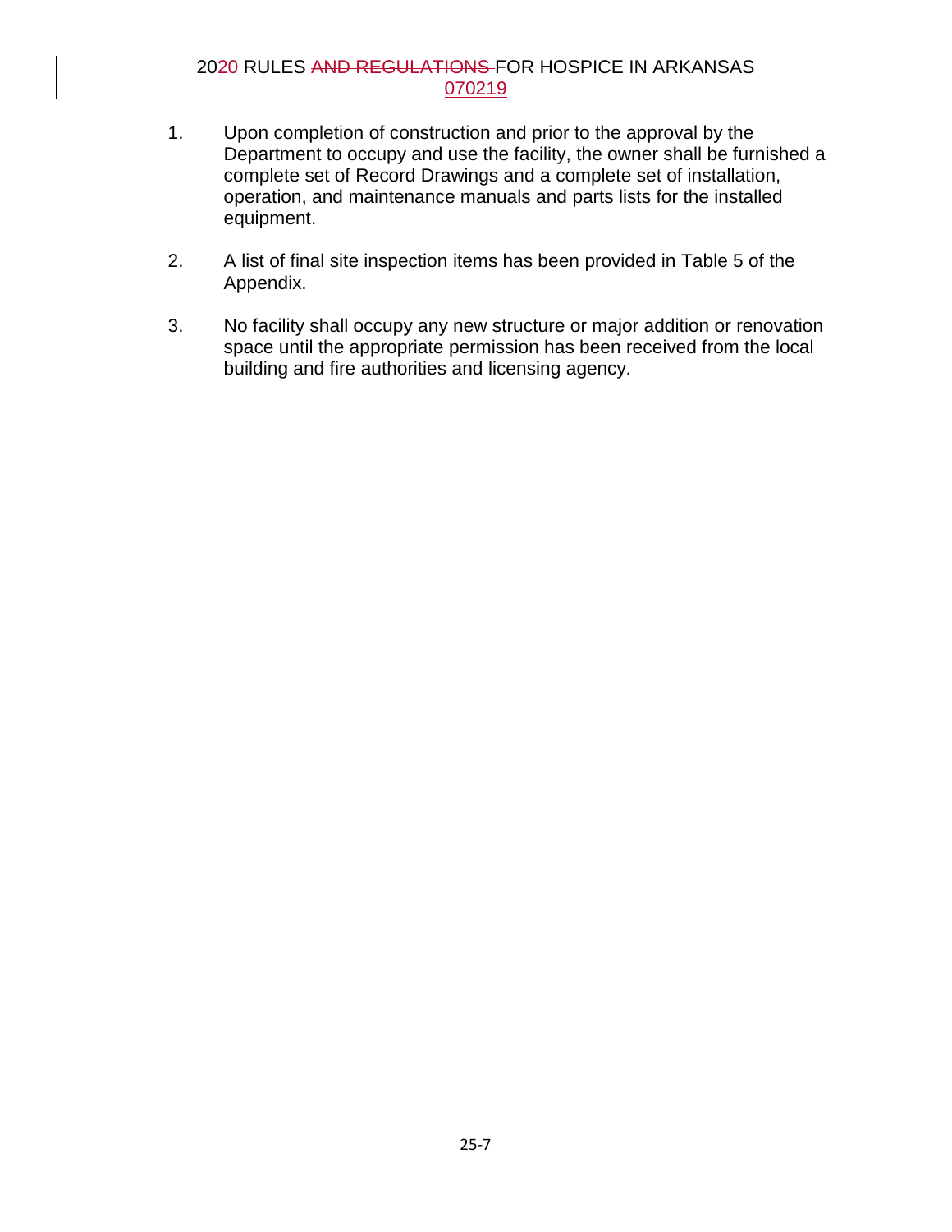1. Upon completion of construction and prior to the approval by the Department to occupy and use the facility, the owner shall be furnished a complete set of Record Drawings and a complete set of installation, operation, and maintenance manuals and parts lists for the installed equipment.

2. A list of final site inspection items has been provided in Table 5 of the Appendix.

3. No facility shall occupy any new structure or major addition or renovation space until the appropriate permission has been received from the local building and fire authorities and licensing agency.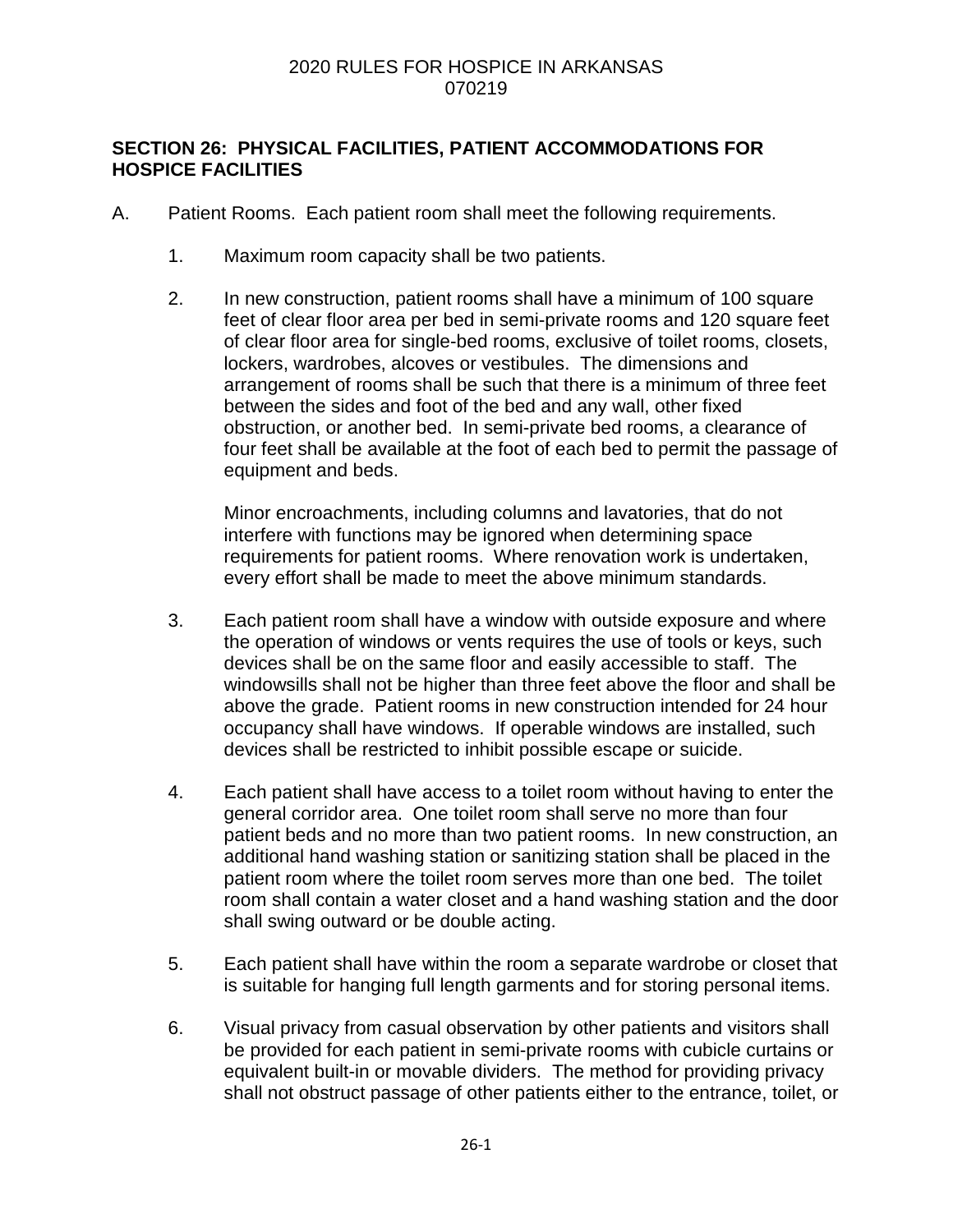## SECTION 26: PHYSICAL FACILITIES, PATIENT ACCOMMODATIONS FOR HOSPICE FACILITIES

A. Patient Rooms. Each patient room shall meet the following requirements.

1. Maximum room capacity shall be two patients.

2. In new construction, patient rooms shall have a minimum of 100 square feet of clear floor area per bed in semi-private rooms and 120 square feet of clear floor area for single-bed rooms, exclusive of toilet rooms, closets, lockers, wardrobes, alcoves or vestibules. The dimensions and arrangement of rooms shall be such that there is a minimum of three feet between the sides and foot of the bed and any wall, other fixed obstruction, or another bed. In semi-private bed rooms, a clearance of four feet shall be available at the foot of each bed to permit the passage of equipment and beds.

   Minor encroachments, including columns and lavatories, that do not interfere with functions may be ignored when determining space requirements for patient rooms. Where renovation work is undertaken, every effort shall be made to meet the above minimum standards.

3. Each patient room shall have a window with outside exposure and where the operation of windows or vents requires the use of tools or keys, such devices shall be on the same floor and easily accessible to staff. The windowsills shall not be higher than three feet above the floor and shall be above the grade. Patient rooms in new construction intended for 24 hour occupancy shall have windows. If operable windows are installed, such devices shall be restricted to inhibit possible escape or suicide.

4. Each patient shall have access to a toilet room without having to enter the general corridor area. One toilet room shall serve no more than four patient beds and no more than two patient rooms. In new construction, an additional hand washing station or sanitizing station shall be placed in the patient room where the toilet room serves more than one bed. The toilet room shall contain a water closet and a hand washing station and the door shall swing outward or be double acting.

5. Each patient shall have within the room a separate wardrobe or closet that is suitable for hanging full length garments and for storing personal items.

6. Visual privacy from casual observation by other patients and visitors shall be provided for each patient in semi-private rooms with cubicle curtains or equivalent built-in or movable dividers. The method for providing privacy shall not obstruct passage of other patients either to the entrance, toilet, or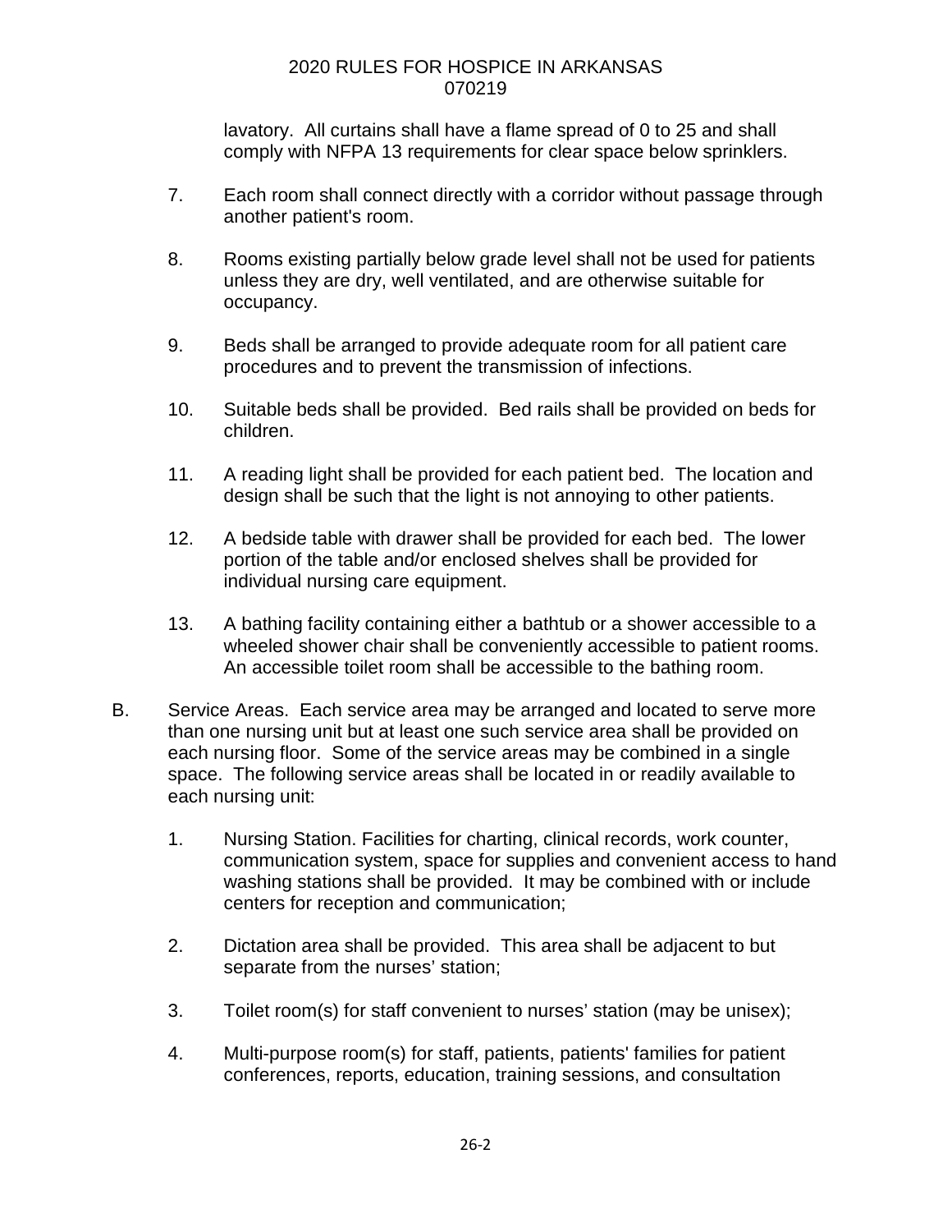lavatory. All curtains shall have a flame spread of 0 to 25 and shall comply with NFPA 13 requirements for clear space below sprinklers.

7. Each room shall connect directly with a corridor without passage through another patient's room.

8. Rooms existing partially below grade level shall not be used for patients unless they are dry, well ventilated, and are otherwise suitable for occupancy.

9. Beds shall be arranged to provide adequate room for all patient care procedures and to prevent the transmission of infections.

10. Suitable beds shall be provided. Bed rails shall be provided on beds for children.

11. A reading light shall be provided for each patient bed. The location and design shall be such that the light is not annoying to other patients.

12. A bedside table with drawer shall be provided for each bed. The lower portion of the table and/or enclosed shelves shall be provided for individual nursing care equipment.

13. A bathing facility containing either a bathtub or a shower accessible to a wheeled shower chair shall be conveniently accessible to patient rooms. An accessible toilet room shall be accessible to the bathing room.

B. Service Areas. Each service area may be arranged and located to serve more than one nursing unit but at least one such service area shall be provided on each nursing floor. Some of the service areas may be combined in a single space. The following service areas shall be located in or readily available to each nursing unit:

1. Nursing Station. Facilities for charting, clinical records, work counter, communication system, space for supplies and convenient access to hand washing stations shall be provided. It may be combined with or include centers for reception and communication;

2. Dictation area shall be provided. This area shall be adjacent to but separate from the nurses' station;

3. Toilet room(s) for staff convenient to nurses' station (may be unisex);

4. Multi-purpose room(s) for staff, patients, patients' families for patient conferences, reports, education, training sessions, and consultation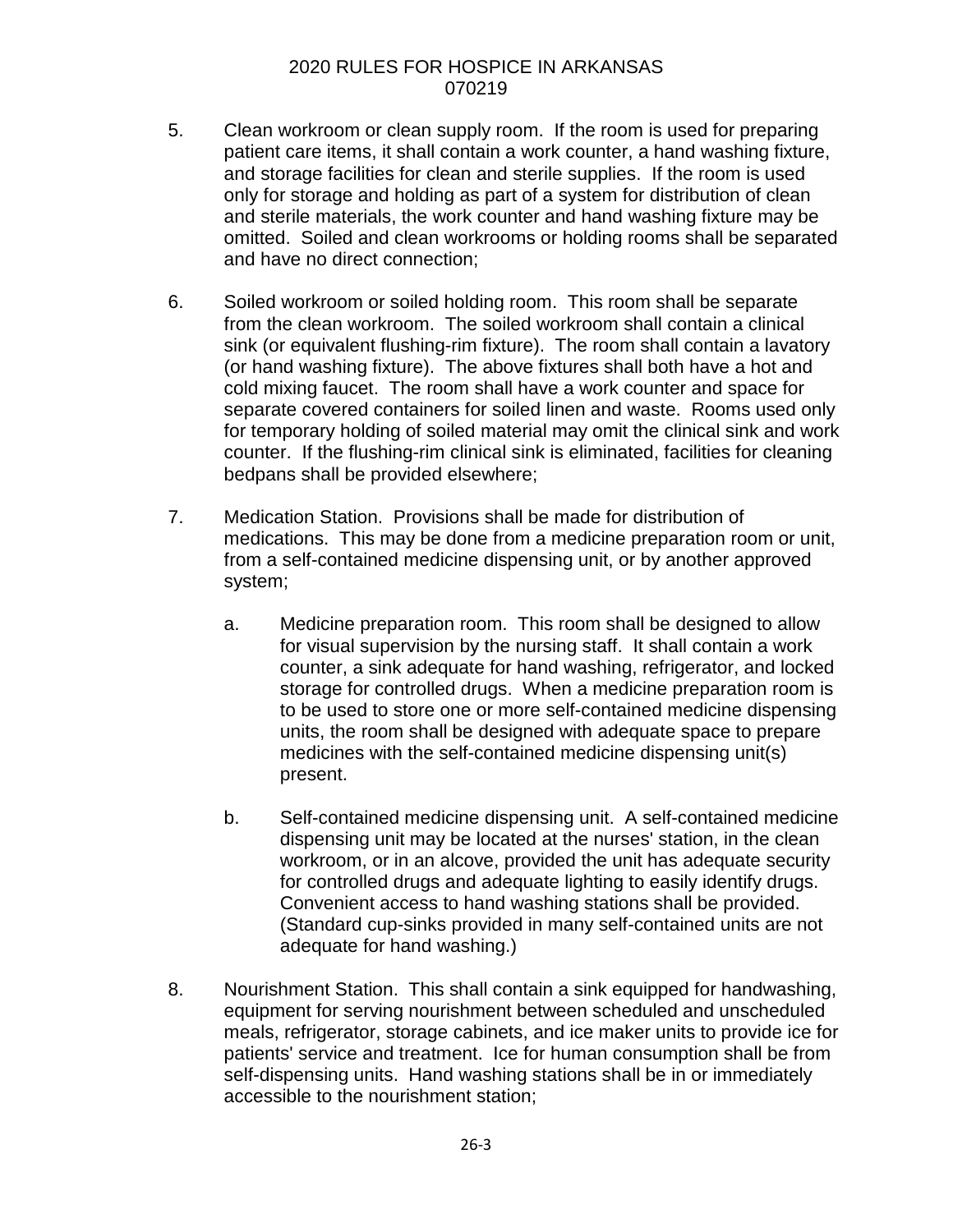5. Clean workroom or clean supply room. If the room is used for preparing patient care items, it shall contain a work counter, a hand washing fixture, and storage facilities for clean and sterile supplies. If the room is used only for storage and holding as part of a system for distribution of clean and sterile materials, the work counter and hand washing fixture may be omitted. Soiled and clean workrooms or holding rooms shall be separated and have no direct connection;

6. Soiled workroom or soiled holding room. This room shall be separate from the clean workroom. The soiled workroom shall contain a clinical sink (or equivalent flushing-rim fixture). The room shall contain a lavatory (or hand washing fixture). The above fixtures shall both have a hot and cold mixing faucet. The room shall have a work counter and space for separate covered containers for soiled linen and waste. Rooms used only for temporary holding of soiled material may omit the clinical sink and work counter. If the flushing-rim clinical sink is eliminated, facilities for cleaning bedpans shall be provided elsewhere;

7. Medication Station. Provisions shall be made for distribution of medications. This may be done from a medicine preparation room or unit, from a self-contained medicine dispensing unit, or by another approved system;

   a. Medicine preparation room. This room shall be designed to allow for visual supervision by the nursing staff. It shall contain a work counter, a sink adequate for hand washing, refrigerator, and locked storage for controlled drugs. When a medicine preparation room is to be used to store one or more self-contained medicine dispensing units, the room shall be designed with adequate space to prepare medicines with the self-contained medicine dispensing unit(s) present.

   b. Self-contained medicine dispensing unit. A self-contained medicine dispensing unit may be located at the nurses' station, in the clean workroom, or in an alcove, provided the unit has adequate security for controlled drugs and adequate lighting to easily identify drugs. Convenient access to hand washing stations shall be provided. (Standard cup-sinks provided in many self-contained units are not adequate for hand washing.)

8. Nourishment Station. This shall contain a sink equipped for handwashing, equipment for serving nourishment between scheduled and unscheduled meals, refrigerator, storage cabinets, and ice maker units to provide ice for patients' service and treatment. Ice for human consumption shall be from self-dispensing units. Hand washing stations shall be in or immediately accessible to the nourishment station;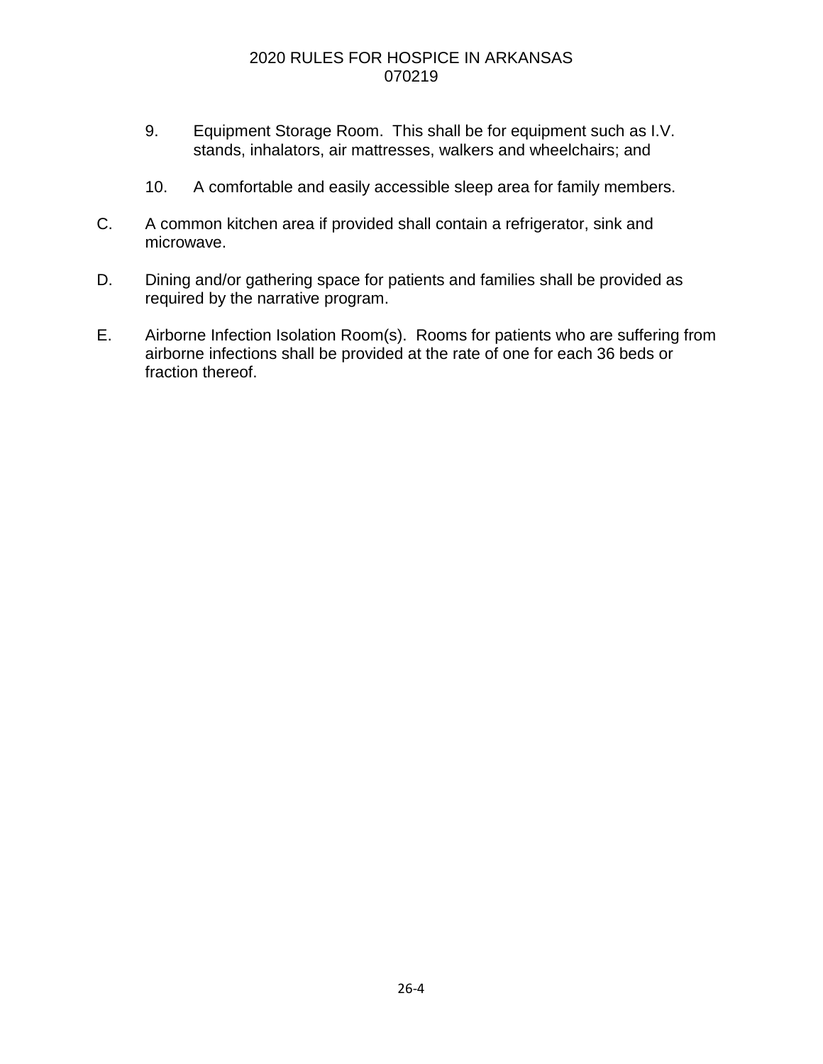9. Equipment Storage Room. This shall be for equipment such as I.V. stands, inhalators, air mattresses, walkers and wheelchairs; and

10. A comfortable and easily accessible sleep area for family members.

C. A common kitchen area if provided shall contain a refrigerator, sink and microwave.

D. Dining and/or gathering space for patients and families shall be provided as required by the narrative program.

E. Airborne Infection Isolation Room(s). Rooms for patients who are suffering from airborne infections shall be provided at the rate of one for each 36 beds or fraction thereof.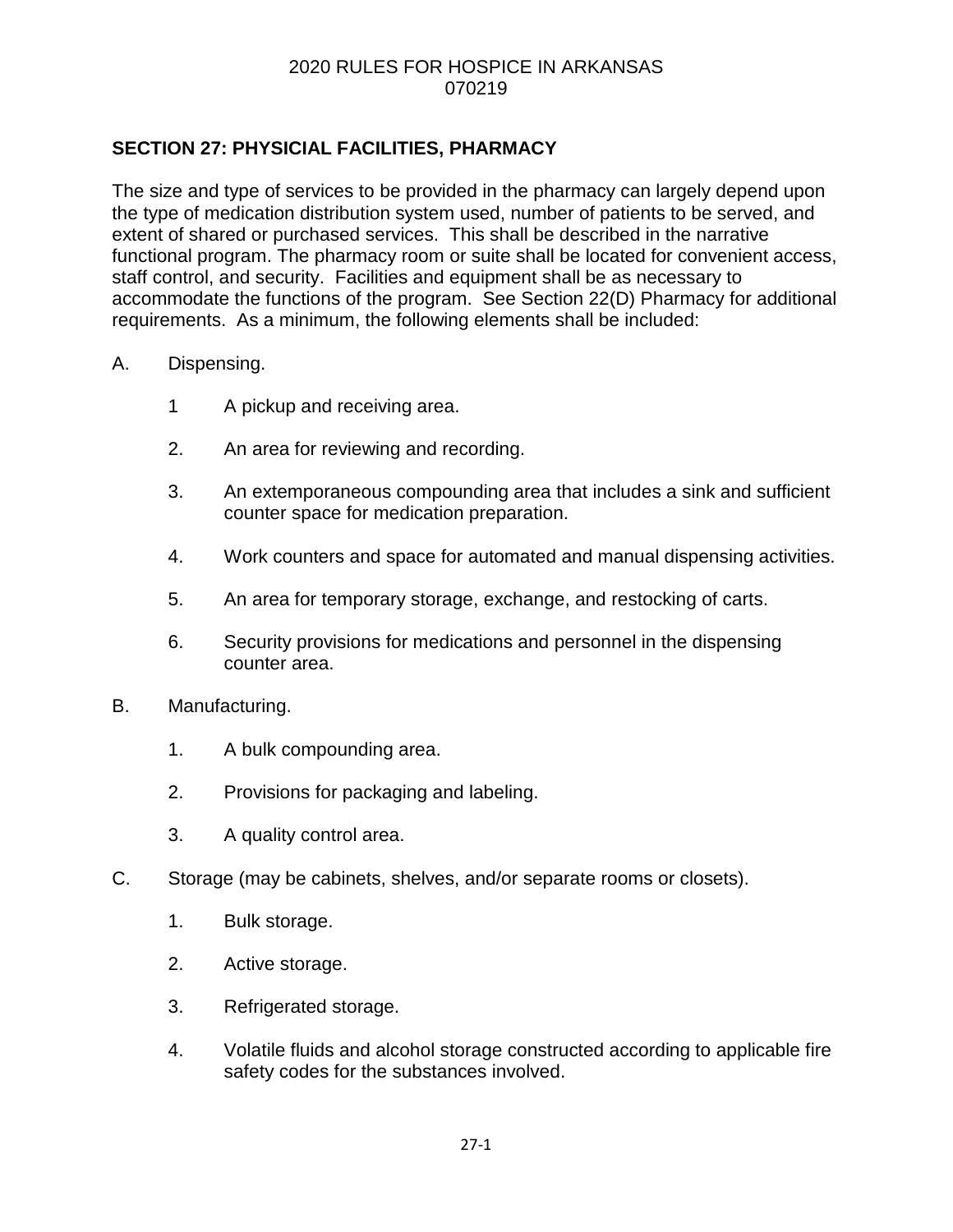## SECTION 27: PHYSICIAL FACILITIES, PHARMACY

The size and type of services to be provided in the pharmacy can largely depend upon the type of medication distribution system used, number of patients to be served, and extent of shared or purchased services. This shall be described in the narrative functional program. The pharmacy room or suite shall be located for convenient access, staff control, and security. Facilities and equipment shall be as necessary to accommodate the functions of the program. See Section 22(D) Pharmacy for additional requirements. As a minimum, the following elements shall be included:

A. Dispensing.

   1 A pickup and receiving area.

   2. An area for reviewing and recording.

   3. An extemporaneous compounding area that includes a sink and sufficient counter space for medication preparation.

   4. Work counters and space for automated and manual dispensing activities.

   5. An area for temporary storage, exchange, and restocking of carts.

   6. Security provisions for medications and personnel in the dispensing counter area.

B. Manufacturing.

   1. A bulk compounding area.

   2. Provisions for packaging and labeling.

   3. A quality control area.

C. Storage (may be cabinets, shelves, and/or separate rooms or closets).

   1. Bulk storage.

   2. Active storage.

   3. Refrigerated storage.

   4. Volatile fluids and alcohol storage constructed according to applicable fire safety codes for the substances involved.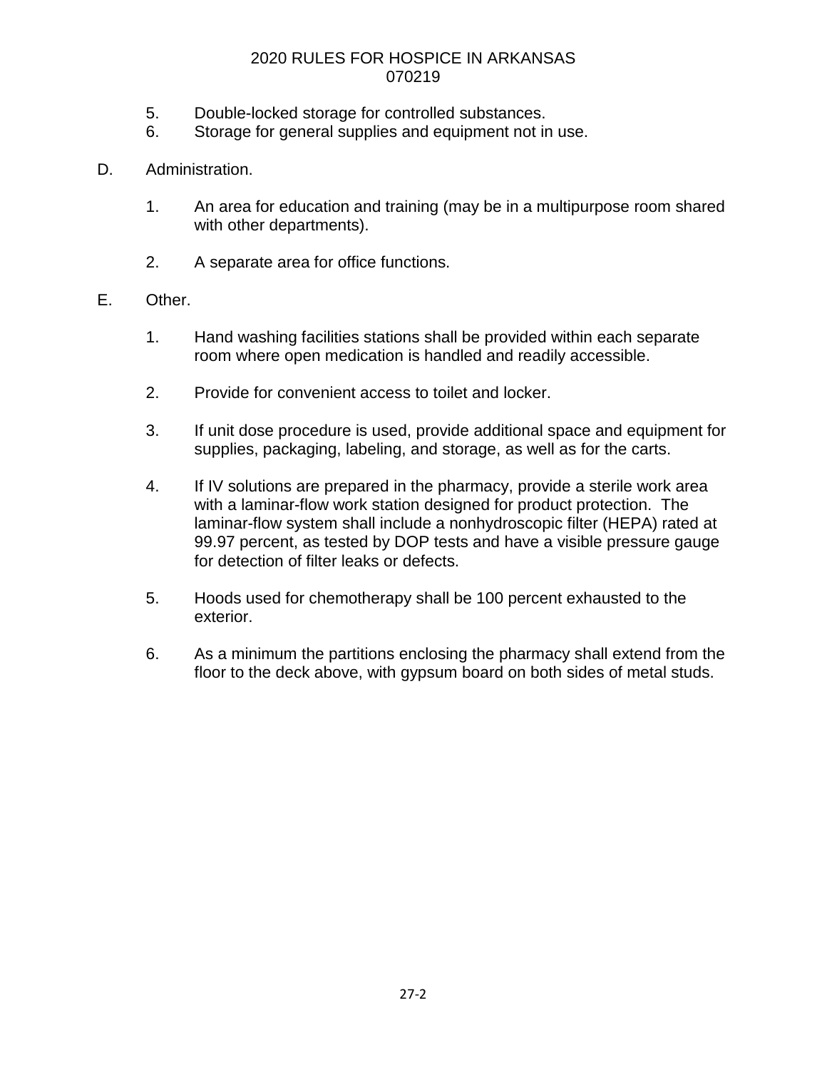5. Double-locked storage for controlled substances.
6. Storage for general supplies and equipment not in use.

D. Administration.

   1. An area for education and training (may be in a multipurpose room shared with other departments).

   2. A separate area for office functions.

E. Other.

   1. Hand washing facilities stations shall be provided within each separate room where open medication is handled and readily accessible.

   2. Provide for convenient access to toilet and locker.

   3. If unit dose procedure is used, provide additional space and equipment for supplies, packaging, labeling, and storage, as well as for the carts.

   4. If IV solutions are prepared in the pharmacy, provide a sterile work area with a laminar-flow work station designed for product protection. The laminar-flow system shall include a nonhydroscopic filter (HEPA) rated at 99.97 percent, as tested by DOP tests and have a visible pressure gauge for detection of filter leaks or defects.

   5. Hoods used for chemotherapy shall be 100 percent exhausted to the exterior.

   6. As a minimum the partitions enclosing the pharmacy shall extend from the floor to the deck above, with gypsum board on both sides of metal studs.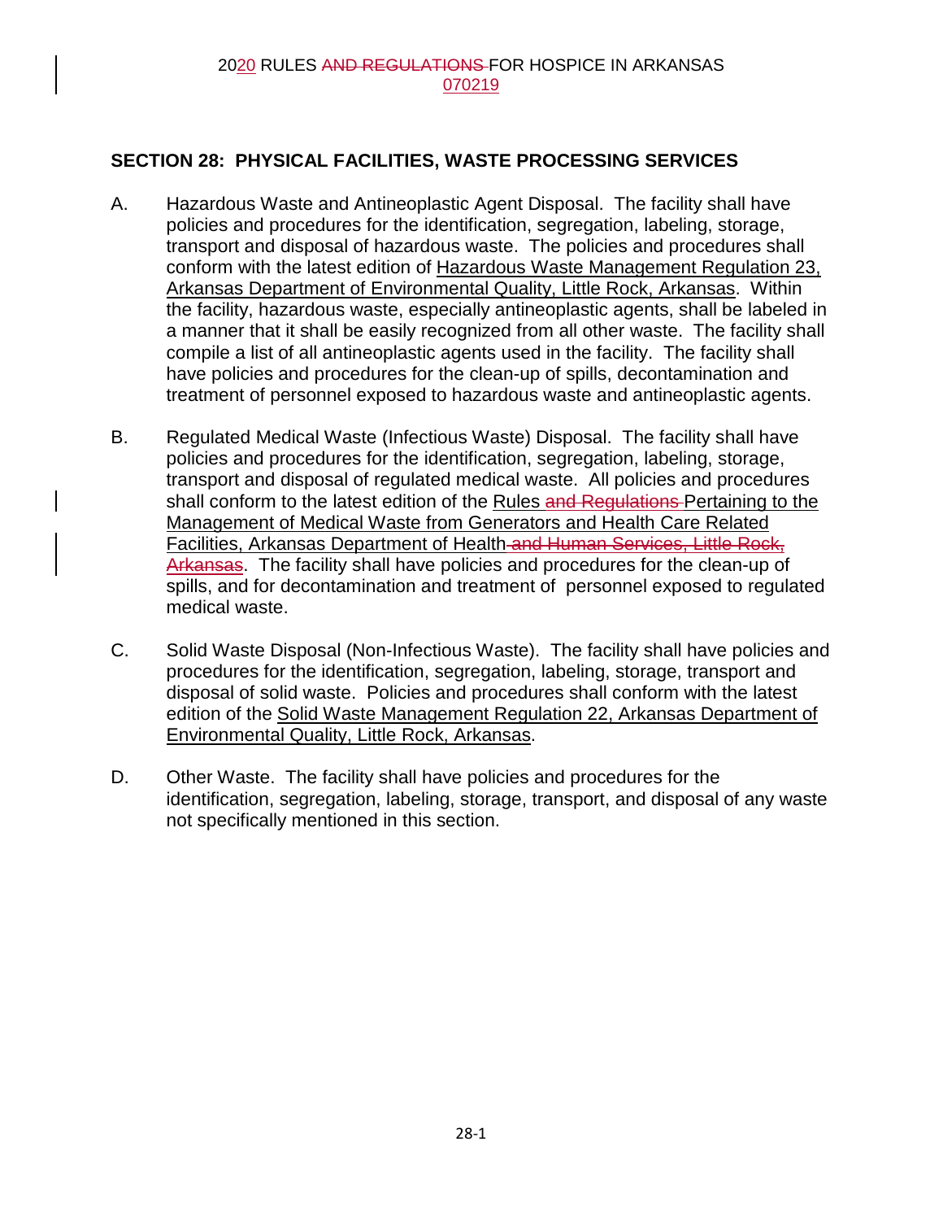## SECTION 28: PHYSICAL FACILITIES, WASTE PROCESSING SERVICES

A. Hazardous Waste and Antineoplastic Agent Disposal. The facility shall have policies and procedures for the identification, segregation, labeling, storage, transport and disposal of hazardous waste. The policies and procedures shall conform with the latest edition of Hazardous Waste Management Regulation 23, Arkansas Department of Environmental Quality, Little Rock, Arkansas. Within the facility, hazardous waste, especially antineoplastic agents, shall be labeled in a manner that it shall be easily recognized from all other waste. The facility shall compile a list of all antineoplastic agents used in the facility. The facility shall have policies and procedures for the clean-up of spills, decontamination and treatment of personnel exposed to hazardous waste and antineoplastic agents.

B. Regulated Medical Waste (Infectious Waste) Disposal. The facility shall have policies and procedures for the identification, segregation, labeling, storage, transport and disposal of regulated medical waste. All policies and procedures shall conform to the latest edition of the Rules ~~and Regulations~~ Pertaining to the Management of Medical Waste from Generators and Health Care Related Facilities, Arkansas Department of Health ~~and Human Services, Little Rock, Arkansas~~. The facility shall have policies and procedures for the clean-up of spills, and for decontamination and treatment of personnel exposed to regulated medical waste.

C. Solid Waste Disposal (Non-Infectious Waste). The facility shall have policies and procedures for the identification, segregation, labeling, storage, transport and disposal of solid waste. Policies and procedures shall conform with the latest edition of the Solid Waste Management Regulation 22, Arkansas Department of Environmental Quality, Little Rock, Arkansas.

D. Other Waste. The facility shall have policies and procedures for the identification, segregation, labeling, storage, transport, and disposal of any waste not specifically mentioned in this section.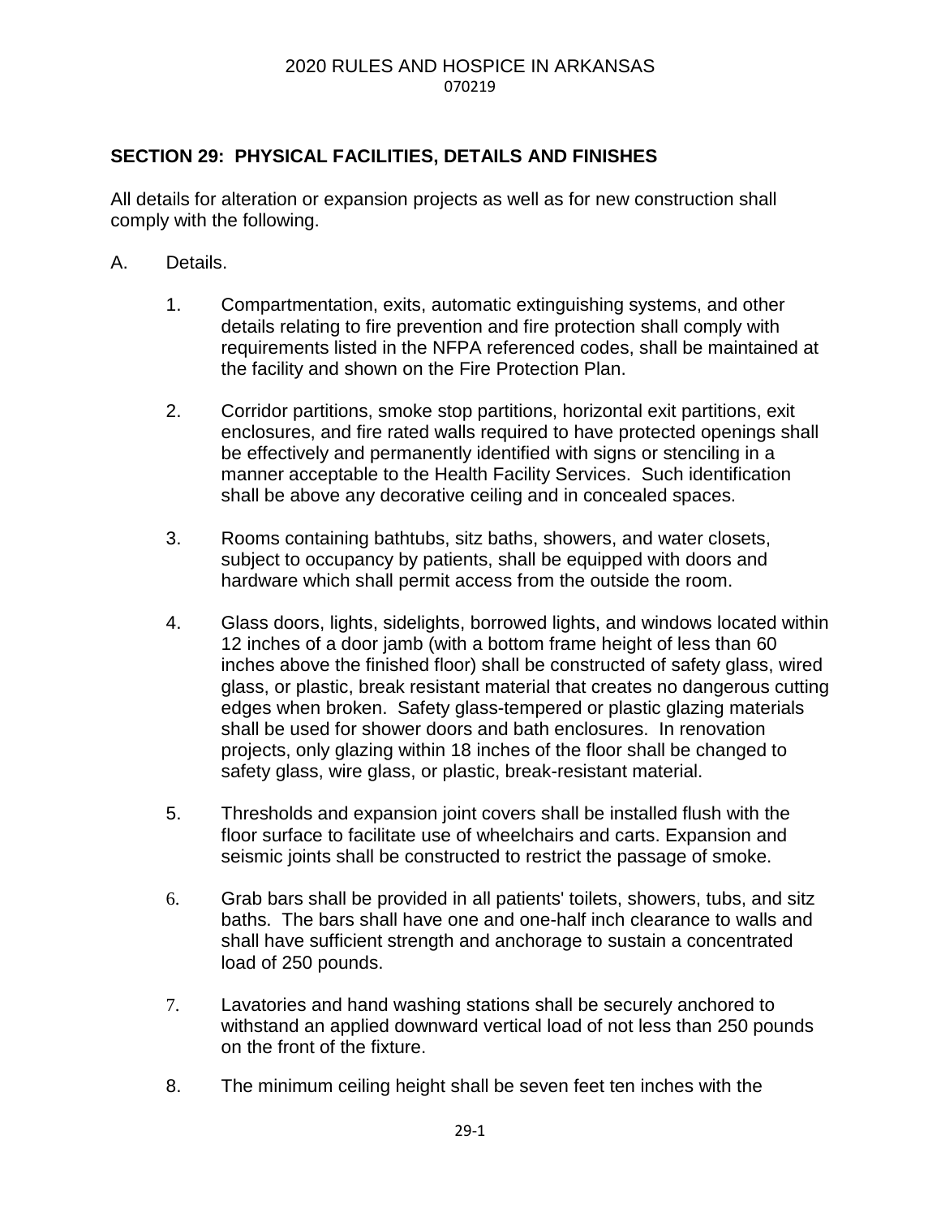## SECTION 29: PHYSICAL FACILITIES, DETAILS AND FINISHES

All details for alteration or expansion projects as well as for new construction shall comply with the following.

A. Details.

1. Compartmentation, exits, automatic extinguishing systems, and other details relating to fire prevention and fire protection shall comply with requirements listed in the NFPA referenced codes, shall be maintained at the facility and shown on the Fire Protection Plan.

2. Corridor partitions, smoke stop partitions, horizontal exit partitions, exit enclosures, and fire rated walls required to have protected openings shall be effectively and permanently identified with signs or stenciling in a manner acceptable to the Health Facility Services. Such identification shall be above any decorative ceiling and in concealed spaces.

3. Rooms containing bathtubs, sitz baths, showers, and water closets, subject to occupancy by patients, shall be equipped with doors and hardware which shall permit access from the outside the room.

4. Glass doors, lights, sidelights, borrowed lights, and windows located within 12 inches of a door jamb (with a bottom frame height of less than 60 inches above the finished floor) shall be constructed of safety glass, wired glass, or plastic, break resistant material that creates no dangerous cutting edges when broken. Safety glass-tempered or plastic glazing materials shall be used for shower doors and bath enclosures. In renovation projects, only glazing within 18 inches of the floor shall be changed to safety glass, wire glass, or plastic, break-resistant material.

5. Thresholds and expansion joint covers shall be installed flush with the floor surface to facilitate use of wheelchairs and carts. Expansion and seismic joints shall be constructed to restrict the passage of smoke.

6. Grab bars shall be provided in all patients' toilets, showers, tubs, and sitz baths. The bars shall have one and one-half inch clearance to walls and shall have sufficient strength and anchorage to sustain a concentrated load of 250 pounds.

7. Lavatories and hand washing stations shall be securely anchored to withstand an applied downward vertical load of not less than 250 pounds on the front of the fixture.

8. The minimum ceiling height shall be seven feet ten inches with the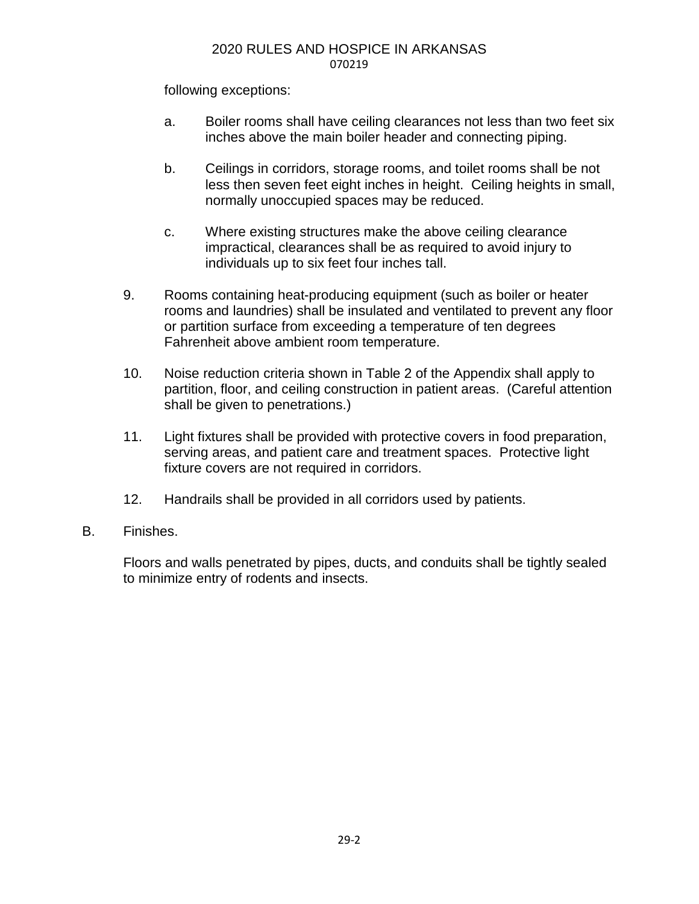following exceptions:

a. Boiler rooms shall have ceiling clearances not less than two feet six inches above the main boiler header and connecting piping.

b. Ceilings in corridors, storage rooms, and toilet rooms shall be not less then seven feet eight inches in height. Ceiling heights in small, normally unoccupied spaces may be reduced.

c. Where existing structures make the above ceiling clearance impractical, clearances shall be as required to avoid injury to individuals up to six feet four inches tall.

9. Rooms containing heat-producing equipment (such as boiler or heater rooms and laundries) shall be insulated and ventilated to prevent any floor or partition surface from exceeding a temperature of ten degrees Fahrenheit above ambient room temperature.

10. Noise reduction criteria shown in Table 2 of the Appendix shall apply to partition, floor, and ceiling construction in patient areas. (Careful attention shall be given to penetrations.)

11. Light fixtures shall be provided with protective covers in food preparation, serving areas, and patient care and treatment spaces. Protective light fixture covers are not required in corridors.

12. Handrails shall be provided in all corridors used by patients.

B. Finishes.

Floors and walls penetrated by pipes, ducts, and conduits shall be tightly sealed to minimize entry of rodents and insects.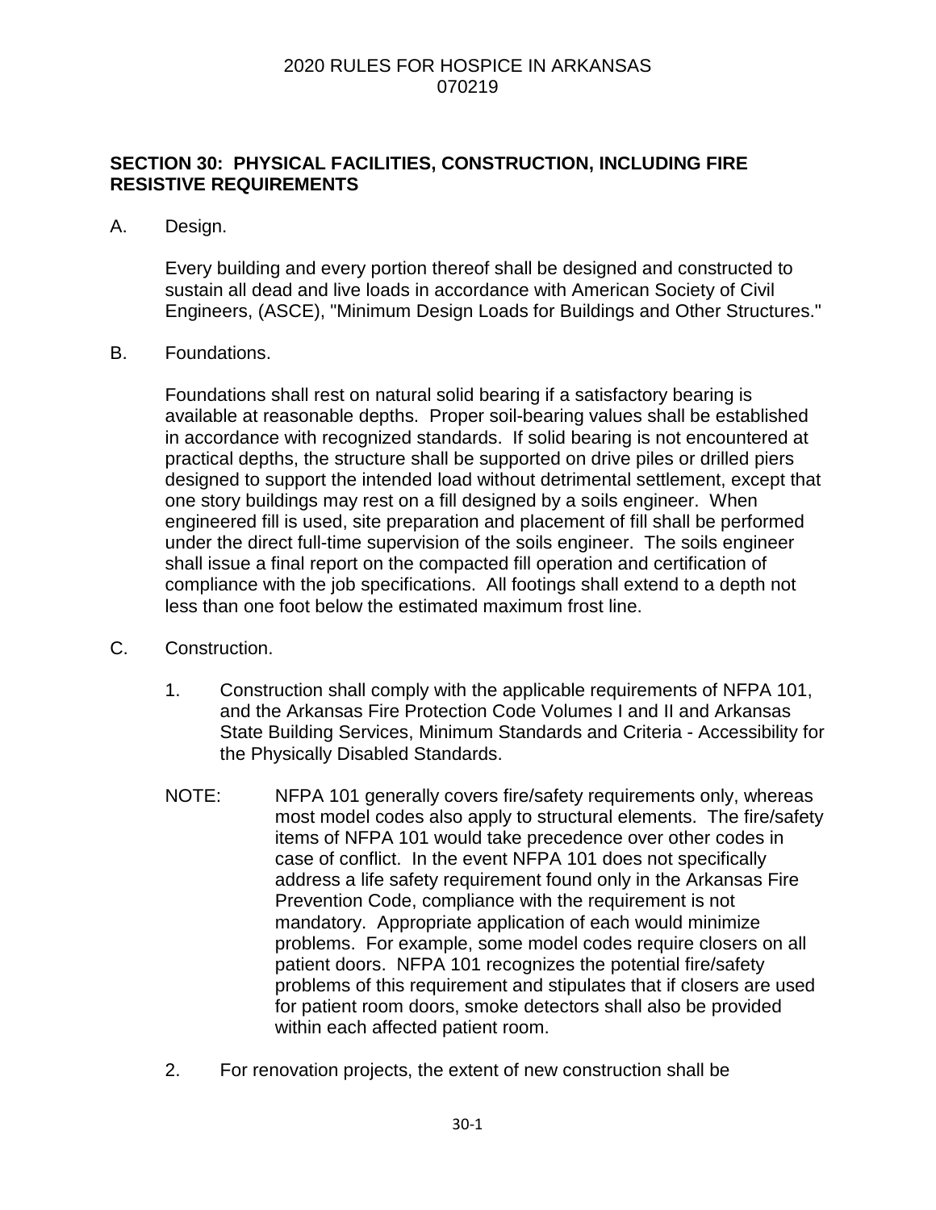## SECTION 30: PHYSICAL FACILITIES, CONSTRUCTION, INCLUDING FIRE RESISTIVE REQUIREMENTS

A. Design.

Every building and every portion thereof shall be designed and constructed to sustain all dead and live loads in accordance with American Society of Civil Engineers, (ASCE), "Minimum Design Loads for Buildings and Other Structures."

B. Foundations.

Foundations shall rest on natural solid bearing if a satisfactory bearing is available at reasonable depths. Proper soil-bearing values shall be established in accordance with recognized standards. If solid bearing is not encountered at practical depths, the structure shall be supported on drive piles or drilled piers designed to support the intended load without detrimental settlement, except that one story buildings may rest on a fill designed by a soils engineer. When engineered fill is used, site preparation and placement of fill shall be performed under the direct full-time supervision of the soils engineer. The soils engineer shall issue a final report on the compacted fill operation and certification of compliance with the job specifications. All footings shall extend to a depth not less than one foot below the estimated maximum frost line.

C. Construction.

1. Construction shall comply with the applicable requirements of NFPA 101, and the Arkansas Fire Protection Code Volumes I and II and Arkansas State Building Services, Minimum Standards and Criteria - Accessibility for the Physically Disabled Standards.

NOTE: NFPA 101 generally covers fire/safety requirements only, whereas most model codes also apply to structural elements. The fire/safety items of NFPA 101 would take precedence over other codes in case of conflict. In the event NFPA 101 does not specifically address a life safety requirement found only in the Arkansas Fire Prevention Code, compliance with the requirement is not mandatory. Appropriate application of each would minimize problems. For example, some model codes require closers on all patient doors. NFPA 101 recognizes the potential fire/safety problems of this requirement and stipulates that if closers are used for patient room doors, smoke detectors shall also be provided within each affected patient room.

2. For renovation projects, the extent of new construction shall be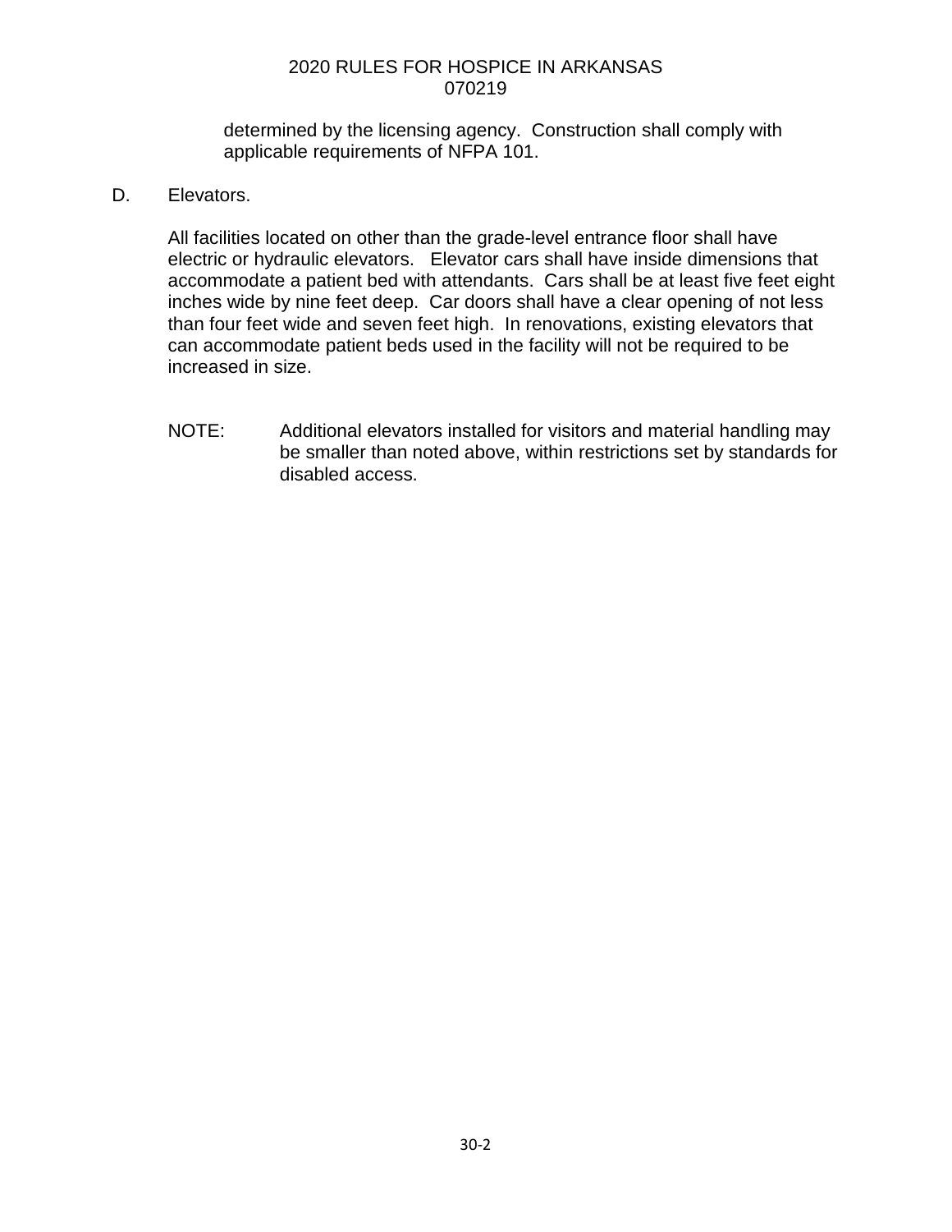determined by the licensing agency. Construction shall comply with applicable requirements of NFPA 101.

D. Elevators.

All facilities located on other than the grade-level entrance floor shall have electric or hydraulic elevators. Elevator cars shall have inside dimensions that accommodate a patient bed with attendants. Cars shall be at least five feet eight inches wide by nine feet deep. Car doors shall have a clear opening of not less than four feet wide and seven feet high. In renovations, existing elevators that can accommodate patient beds used in the facility will not be required to be increased in size.

NOTE: Additional elevators installed for visitors and material handling may be smaller than noted above, within restrictions set by standards for disabled access.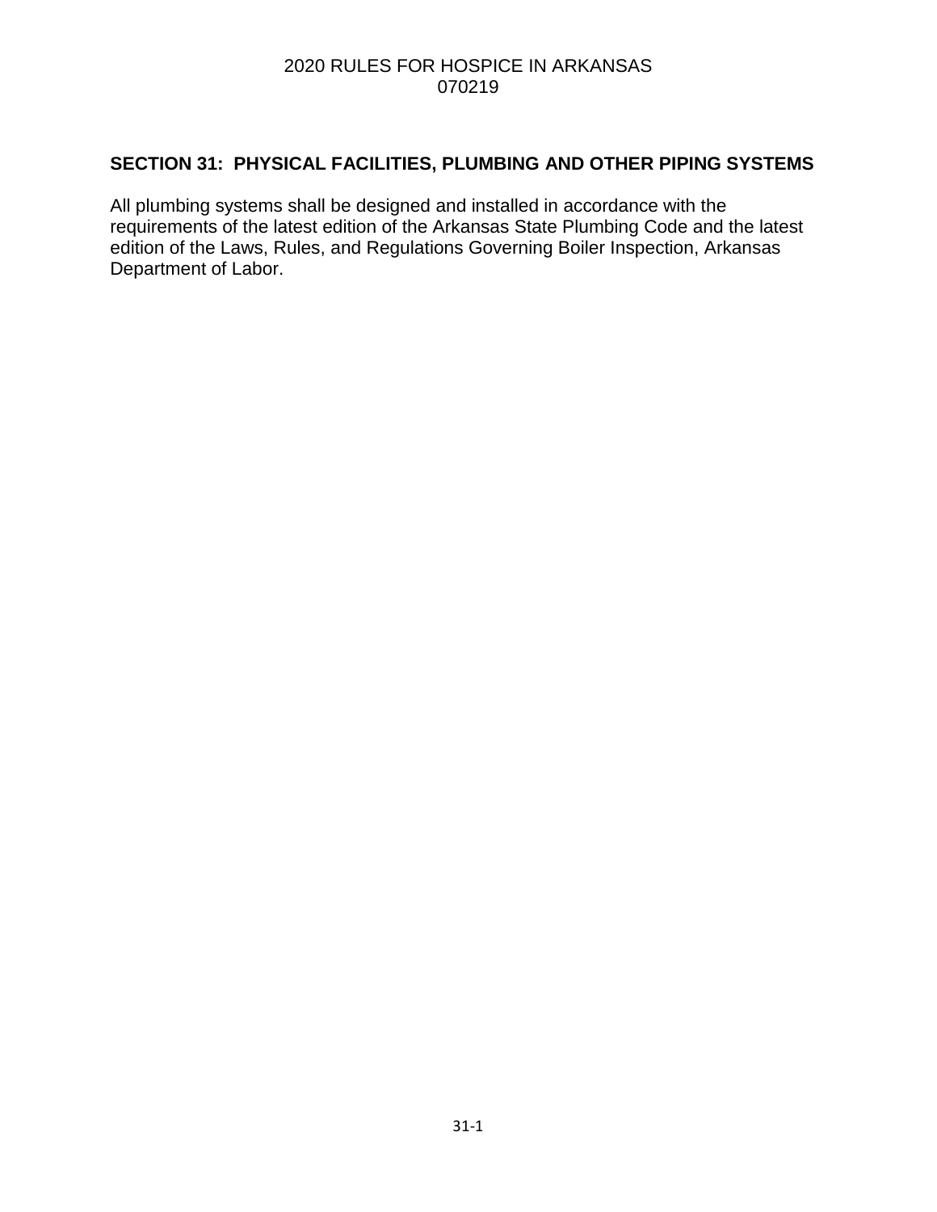## SECTION 31: PHYSICAL FACILITIES, PLUMBING AND OTHER PIPING SYSTEMS

All plumbing systems shall be designed and installed in accordance with the requirements of the latest edition of the Arkansas State Plumbing Code and the latest edition of the Laws, Rules, and Regulations Governing Boiler Inspection, Arkansas Department of Labor.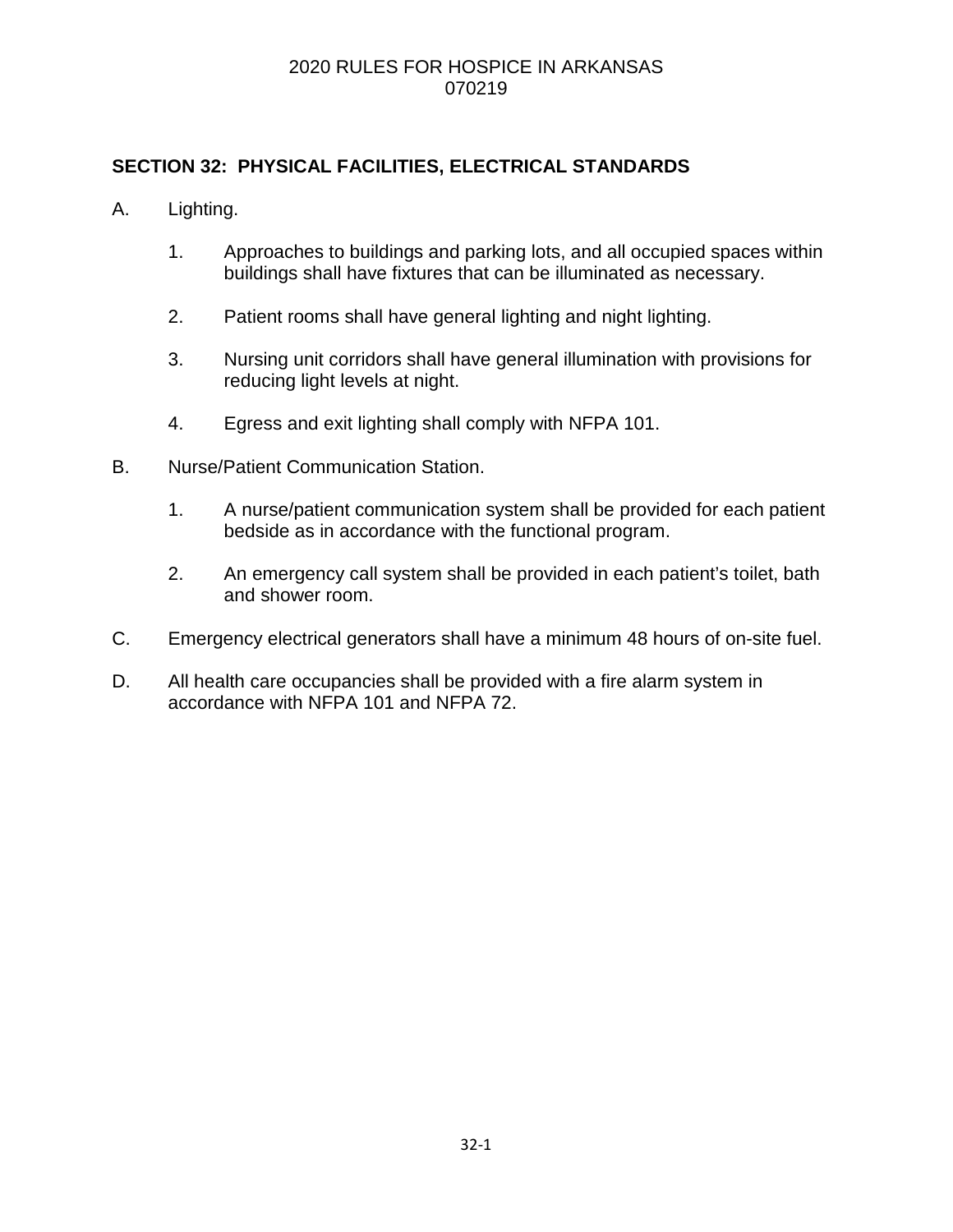## SECTION 32: PHYSICAL FACILITIES, ELECTRICAL STANDARDS

A. Lighting.

1. Approaches to buildings and parking lots, and all occupied spaces within buildings shall have fixtures that can be illuminated as necessary.

2. Patient rooms shall have general lighting and night lighting.

3. Nursing unit corridors shall have general illumination with provisions for reducing light levels at night.

4. Egress and exit lighting shall comply with NFPA 101.

B. Nurse/Patient Communication Station.

1. A nurse/patient communication system shall be provided for each patient bedside as in accordance with the functional program.

2. An emergency call system shall be provided in each patient's toilet, bath and shower room.

C. Emergency electrical generators shall have a minimum 48 hours of on-site fuel.

D. All health care occupancies shall be provided with a fire alarm system in accordance with NFPA 101 and NFPA 72.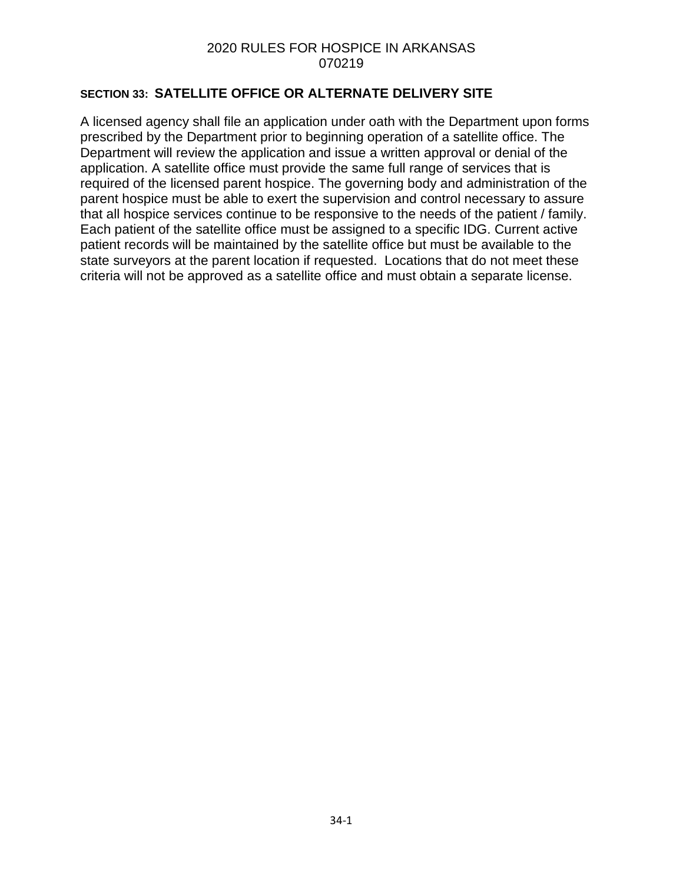## SECTION 33: SATELLITE OFFICE OR ALTERNATE DELIVERY SITE

A licensed agency shall file an application under oath with the Department upon forms prescribed by the Department prior to beginning operation of a satellite office. The Department will review the application and issue a written approval or denial of the application. A satellite office must provide the same full range of services that is required of the licensed parent hospice. The governing body and administration of the parent hospice must be able to exert the supervision and control necessary to assure that all hospice services continue to be responsive to the needs of the patient / family. Each patient of the satellite office must be assigned to a specific IDG. Current active patient records will be maintained by the satellite office but must be available to the state surveyors at the parent location if requested. Locations that do not meet these criteria will not be approved as a satellite office and must obtain a separate license.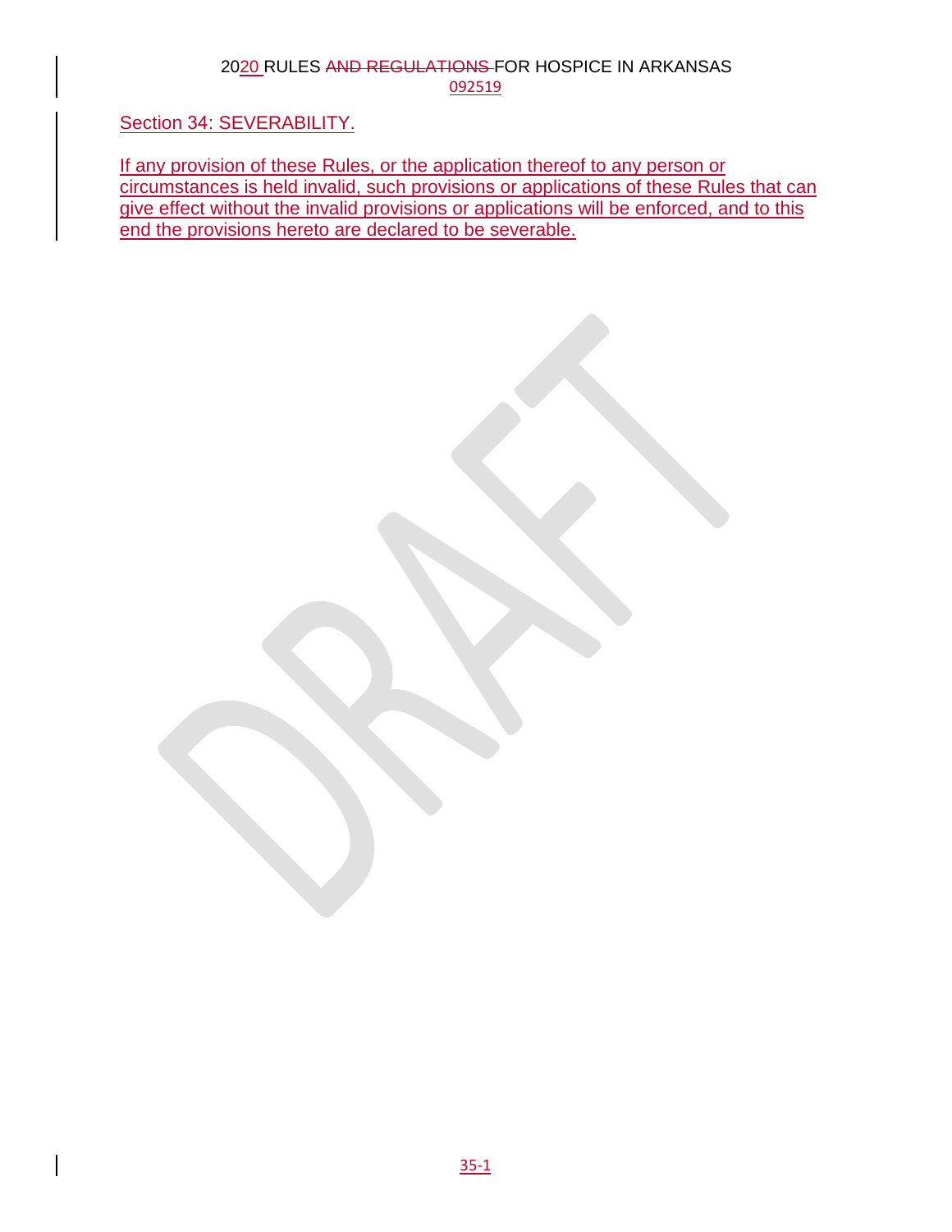## Section 34: SEVERABILITY.

If any provision of these Rules, or the application thereof to any person or circumstances is held invalid, such provisions or applications of these Rules that can give effect without the invalid provisions or applications will be enforced, and to this end the provisions hereto are declared to be severable.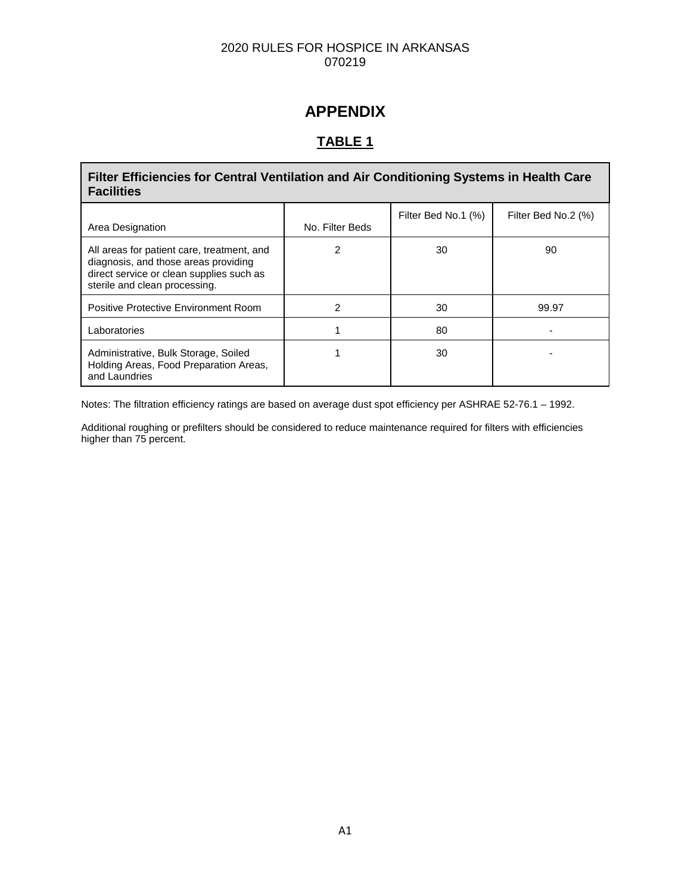# APPENDIX

## TABLE 1

**Filter Efficiencies for Central Ventilation and Air Conditioning Systems in Health Care Facilities**

| Area Designation | No. Filter Beds | Filter Bed No.1 (%) | Filter Bed No.2 (%) |
|---|---|---|---|
| All areas for patient care, treatment, and diagnosis, and those areas providing direct service or clean supplies such as sterile and clean processing. | 2 | 30 | 90 |
| Positive Protective Environment Room | 2 | 30 | 99.97 |
| Laboratories | 1 | 80 | - |
| Administrative, Bulk Storage, Soiled Holding Areas, Food Preparation Areas, and Laundries | 1 | 30 | - |

Notes: The filtration efficiency ratings are based on average dust spot efficiency per ASHRAE 52-76.1 – 1992.

Additional roughing or prefilters should be considered to reduce maintenance required for filters with efficiencies higher than 75 percent.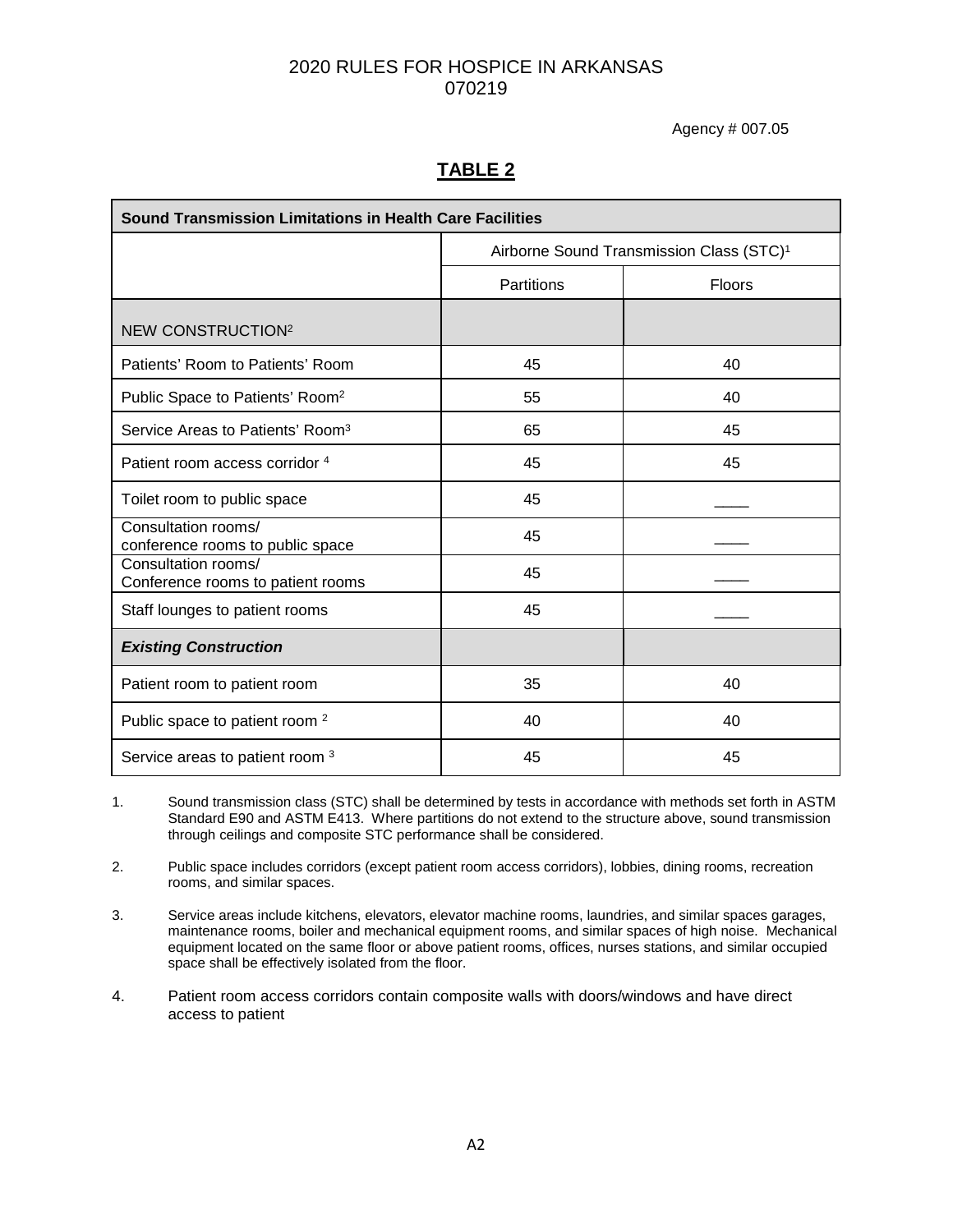Agency # 007.05

## TABLE 2

| Sound Transmission Limitations in Health Care Facilities | | |
|---|---|---|
| | Airborne Sound Transmission Class (STC)[1] | |
| | Partitions | Floors |
| NEW CONSTRUCTION[2] | | |
| Patients' Room to Patients' Room | 45 | 40 |
| Public Space to Patients' Room[2] | 55 | 40 |
| Service Areas to Patients' Room[3] | 65 | 45 |
| Patient room access corridor [4] | 45 | 45 |
| Toilet room to public space | 45 | ____ |
| Consultation rooms/ conference rooms to public space | 45 | ____ |
| Consultation rooms/ Conference rooms to patient rooms | 45 | ____ |
| Staff lounges to patient rooms | 45 | ____ |
| ***Existing Construction*** | | |
| Patient room to patient room | 35 | 40 |
| Public space to patient room [2] | 40 | 40 |
| Service areas to patient room [3] | 45 | 45 |

1. Sound transmission class (STC) shall be determined by tests in accordance with methods set forth in ASTM Standard E90 and ASTM E413. Where partitions do not extend to the structure above, sound transmission through ceilings and composite STC performance shall be considered.

2. Public space includes corridors (except patient room access corridors), lobbies, dining rooms, recreation rooms, and similar spaces.

3. Service areas include kitchens, elevators, elevator machine rooms, laundries, and similar spaces garages, maintenance rooms, boiler and mechanical equipment rooms, and similar spaces of high noise. Mechanical equipment located on the same floor or above patient rooms, offices, nurses stations, and similar occupied space shall be effectively isolated from the floor.

4. Patient room access corridors contain composite walls with doors/windows and have direct access to patient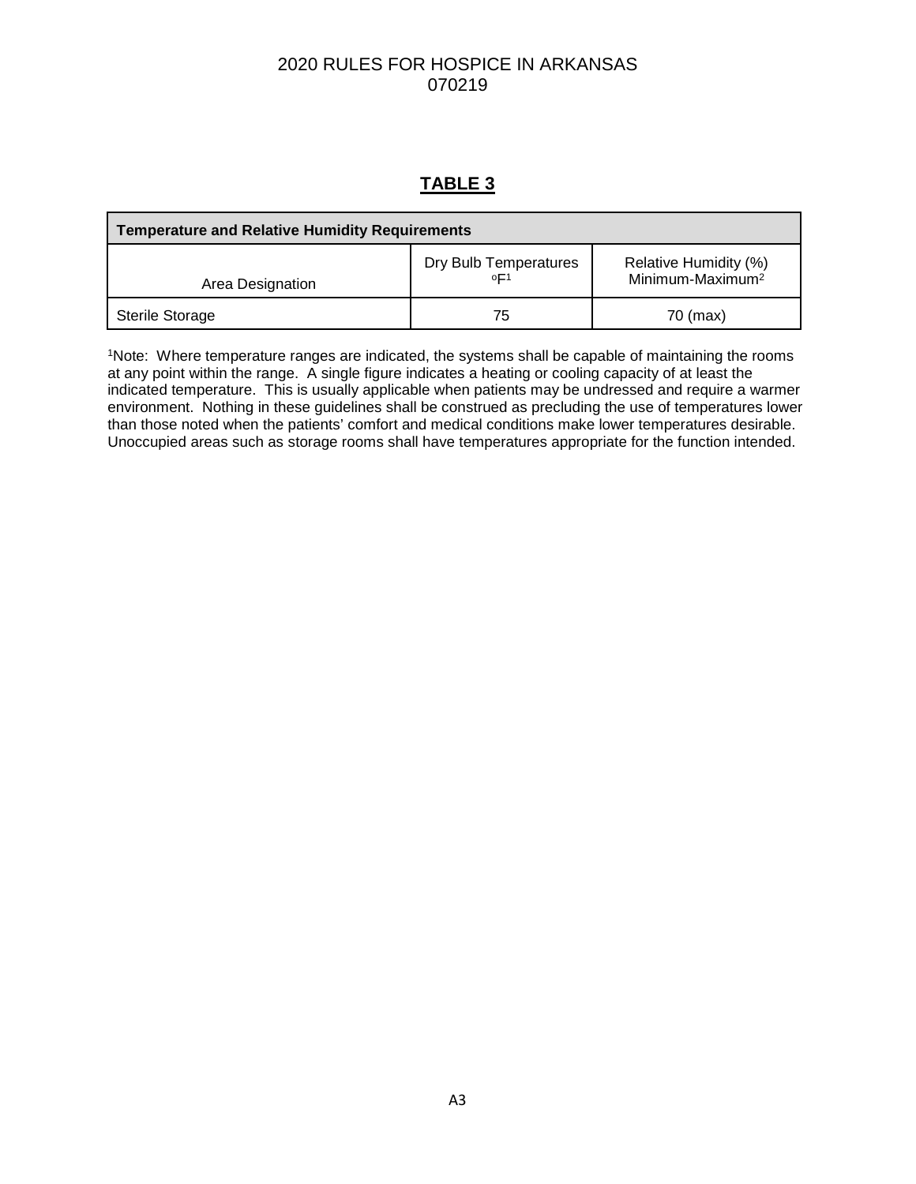## TABLE 3

| Temperature and Relative Humidity Requirements | | |
|---|---|---|
| Area Designation | Dry Bulb Temperatures °F[1] | Relative Humidity (%) Minimum-Maximum[2] |
| Sterile Storage | 75 | 70 (max) |

[1]Note: Where temperature ranges are indicated, the systems shall be capable of maintaining the rooms at any point within the range. A single figure indicates a heating or cooling capacity of at least the indicated temperature. This is usually applicable when patients may be undressed and require a warmer environment. Nothing in these guidelines shall be construed as precluding the use of temperatures lower than those noted when the patients' comfort and medical conditions make lower temperatures desirable. Unoccupied areas such as storage rooms shall have temperatures appropriate for the function intended.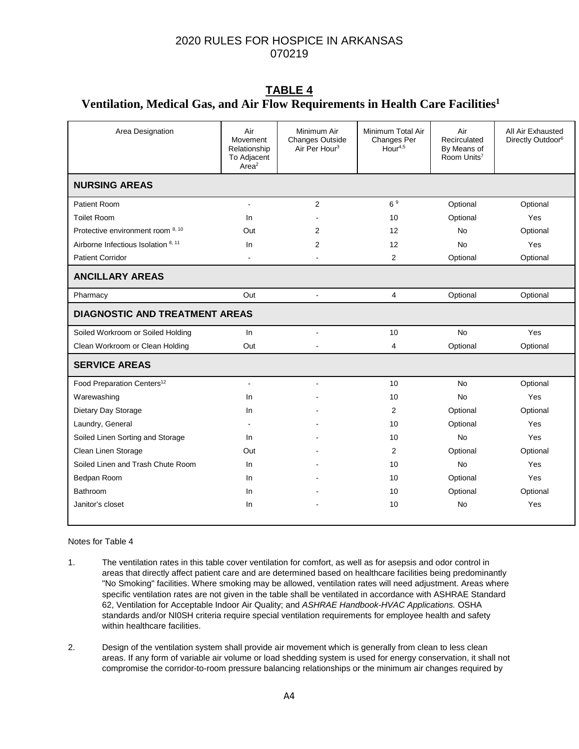## TABLE 4

### Ventilation, Medical Gas, and Air Flow Requirements in Health Care Facilities[1]

| Area Designation | Air Movement Relationship To Adjacent Area[2] | Minimum Air Changes Outside Air Per Hour[3] | Minimum Total Air Changes Per Hour[4,5] | Air Recirculated By Means of Room Units[7] | All Air Exhausted Directly Outdoor[6] |
|---|---|---|---|---|---|
| **NURSING AREAS** | | | | | |
| Patient Room | - | 2 | 6 [9] | Optional | Optional |
| Toilet Room | In | - | 10 | Optional | Yes |
| Protective environment room [8, 10] | Out | 2 | 12 | No | Optional |
| Airborne Infectious Isolation [8, 11] | In | 2 | 12 | No | Yes |
| Patient Corridor | - | - | 2 | Optional | Optional |
| **ANCILLARY AREAS** | | | | | |
| Pharmacy | Out | - | 4 | Optional | Optional |
| **DIAGNOSTIC AND TREATMENT AREAS** | | | | | |
| Soiled Workroom or Soiled Holding | In | - | 10 | No | Yes |
| Clean Workroom or Clean Holding | Out | - | 4 | Optional | Optional |
| **SERVICE AREAS** | | | | | |
| Food Preparation Centers[12] | - | - | 10 | No | Optional |
| Warewashing | In | - | 10 | No | Yes |
| Dietary Day Storage | In | - | 2 | Optional | Optional |
| Laundry, General | - | - | 10 | Optional | Yes |
| Soiled Linen Sorting and Storage | In | - | 10 | No | Yes |
| Clean Linen Storage | Out | - | 2 | Optional | Optional |
| Soiled Linen and Trash Chute Room | In | - | 10 | No | Yes |
| Bedpan Room | In | - | 10 | Optional | Yes |
| Bathroom | In | - | 10 | Optional | Optional |
| Janitor's closet | In | - | 10 | No | Yes |

Notes for Table 4

1. The ventilation rates in this table cover ventilation for comfort, as well as for asepsis and odor control in areas that directly affect patient care and are determined based on healthcare facilities being predominantly "No Smoking" facilities. Where smoking may be allowed, ventilation rates will need adjustment. Areas where specific ventilation rates are not given in the table shall be ventilated in accordance with ASHRAE Standard 62, Ventilation for Acceptable Indoor Air Quality; and *ASHRAE Handbook-HVAC Applications.* OSHA standards and/or NI0SH criteria require special ventilation requirements for employee health and safety within healthcare facilities.

2. Design of the ventilation system shall provide air movement which is generally from clean to less clean areas. If any form of variable air volume or load shedding system is used for energy conservation, it shall not compromise the corridor-to-room pressure balancing relationships or the minimum air changes required by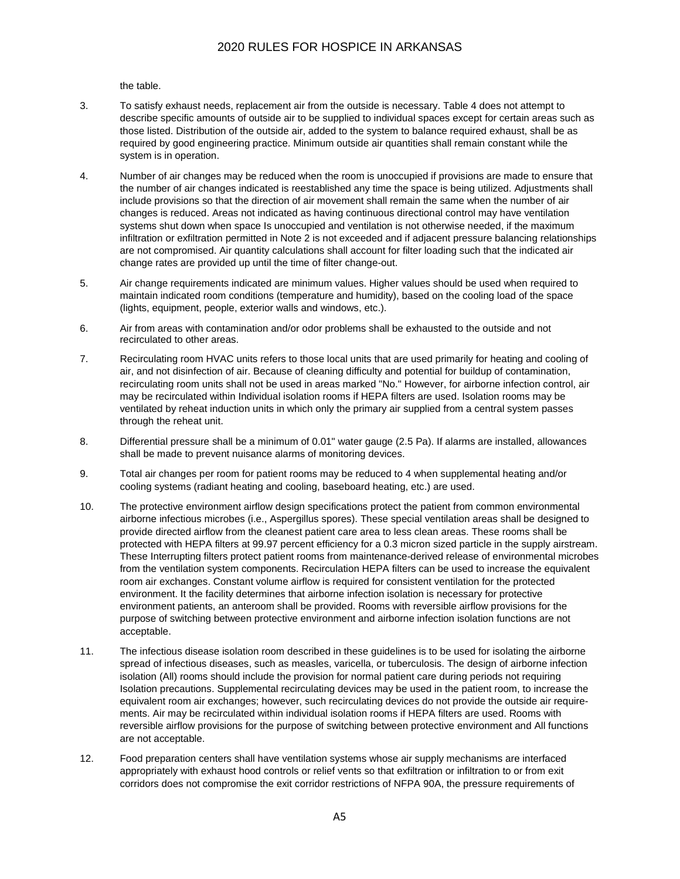the table.

3. To satisfy exhaust needs, replacement air from the outside is necessary. Table 4 does not attempt to describe specific amounts of outside air to be supplied to individual spaces except for certain areas such as those listed. Distribution of the outside air, added to the system to balance required exhaust, shall be as required by good engineering practice. Minimum outside air quantities shall remain constant while the system is in operation.

4. Number of air changes may be reduced when the room is unoccupied if provisions are made to ensure that the number of air changes indicated is reestablished any time the space is being utilized. Adjustments shall include provisions so that the direction of air movement shall remain the same when the number of air changes is reduced. Areas not indicated as having continuous directional control may have ventilation systems shut down when space Is unoccupied and ventilation is not otherwise needed, if the maximum infiltration or exfiltration permitted in Note 2 is not exceeded and if adjacent pressure balancing relationships are not compromised. Air quantity calculations shall account for filter loading such that the indicated air change rates are provided up until the time of filter change-out.

5. Air change requirements indicated are minimum values. Higher values should be used when required to maintain indicated room conditions (temperature and humidity), based on the cooling load of the space (lights, equipment, people, exterior walls and windows, etc.).

6. Air from areas with contamination and/or odor problems shall be exhausted to the outside and not recirculated to other areas.

7. Recirculating room HVAC units refers to those local units that are used primarily for heating and cooling of air, and not disinfection of air. Because of cleaning difficulty and potential for buildup of contamination, recirculating room units shall not be used in areas marked "No." However, for airborne infection control, air may be recirculated within Individual isolation rooms if HEPA filters are used. Isolation rooms may be ventilated by reheat induction units in which only the primary air supplied from a central system passes through the reheat unit.

8. Differential pressure shall be a minimum of 0.01" water gauge (2.5 Pa). If alarms are installed, allowances shall be made to prevent nuisance alarms of monitoring devices.

9. Total air changes per room for patient rooms may be reduced to 4 when supplemental heating and/or cooling systems (radiant heating and cooling, baseboard heating, etc.) are used.

10. The protective environment airflow design specifications protect the patient from common environmental airborne infectious microbes (i.e., Aspergillus spores). These special ventilation areas shall be designed to provide directed airflow from the cleanest patient care area to less clean areas. These rooms shall be protected with HEPA filters at 99.97 percent efficiency for a 0.3 micron sized particle in the supply airstream. These Interrupting filters protect patient rooms from maintenance-derived release of environmental microbes from the ventilation system components. Recirculation HEPA filters can be used to increase the equivalent room air exchanges. Constant volume airflow is required for consistent ventilation for the protected environment. It the facility determines that airborne infection isolation is necessary for protective environment patients, an anteroom shall be provided. Rooms with reversible airflow provisions for the purpose of switching between protective environment and airborne infection isolation functions are not acceptable.

11. The infectious disease isolation room described in these guidelines is to be used for isolating the airborne spread of infectious diseases, such as measles, varicella, or tuberculosis. The design of airborne infection isolation (All) rooms should include the provision for normal patient care during periods not requiring Isolation precautions. Supplemental recirculating devices may be used in the patient room, to increase the equivalent room air exchanges; however, such recirculating devices do not provide the outside air requirements. Air may be recirculated within individual isolation rooms if HEPA filters are used. Rooms with reversible airflow provisions for the purpose of switching between protective environment and All functions are not acceptable.

12. Food preparation centers shall have ventilation systems whose air supply mechanisms are interfaced appropriately with exhaust hood controls or relief vents so that exfiltration or infiltration to or from exit corridors does not compromise the exit corridor restrictions of NFPA 90A, the pressure requirements of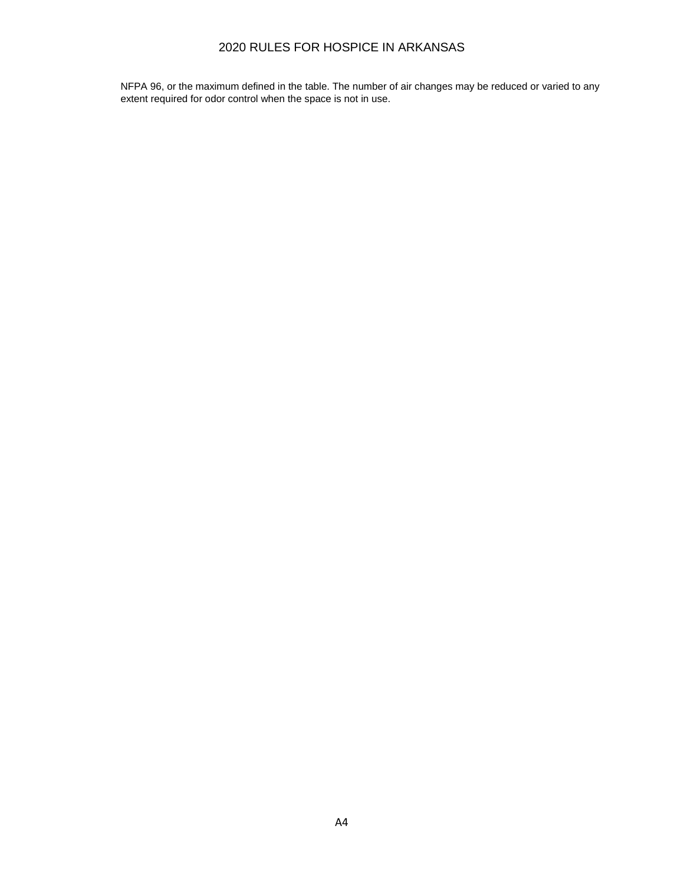NFPA 96, or the maximum defined in the table. The number of air changes may be reduced or varied to any extent required for odor control when the space is not in use.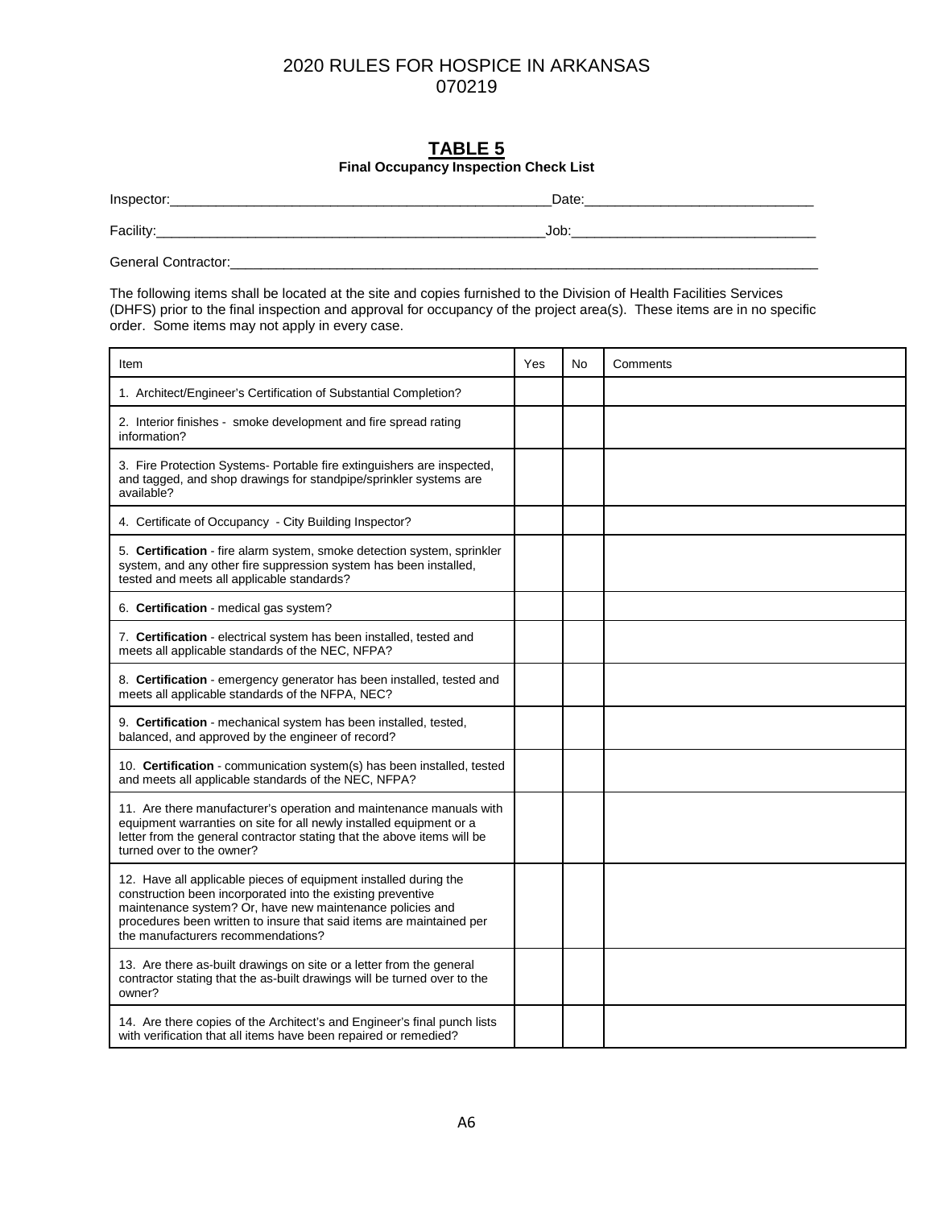## TABLE 5

**Final Occupancy Inspection Check List**

Inspector:\_\_\_\_\_\_\_\_\_\_\_\_\_\_\_\_\_\_\_\_\_\_\_\_\_\_\_\_\_\_\_\_\_\_\_\_\_\_\_\_\_\_\_\_\_\_\_\_Date:\_\_\_\_\_\_\_\_\_\_\_\_\_\_\_\_\_\_\_\_\_\_\_\_\_\_\_\_\_\_

Facility:\_\_\_\_\_\_\_\_\_\_\_\_\_\_\_\_\_\_\_\_\_\_\_\_\_\_\_\_\_\_\_\_\_\_\_\_\_\_\_\_\_\_\_\_\_\_\_\_\_\_\_Job:\_\_\_\_\_\_\_\_\_\_\_\_\_\_\_\_\_\_\_\_\_\_\_\_\_\_\_\_\_\_\_\_\_

General Contractor:\_\_\_\_\_\_\_\_\_\_\_\_\_\_\_\_\_\_\_\_\_\_\_\_\_\_\_\_\_\_\_\_\_\_\_\_\_\_\_\_\_\_\_\_\_\_\_\_\_\_\_\_\_\_\_\_\_\_\_\_\_\_\_\_\_\_\_\_\_\_\_\_\_\_\_\_\_\_

The following items shall be located at the site and copies furnished to the Division of Health Facilities Services (DHFS) prior to the final inspection and approval for occupancy of the project area(s). These items are in no specific order. Some items may not apply in every case.

| Item | Yes | No | Comments |
|---|---|---|---|
| 1. Architect/Engineer's Certification of Substantial Completion? | | | |
| 2. Interior finishes - smoke development and fire spread rating information? | | | |
| 3. Fire Protection Systems- Portable fire extinguishers are inspected, and tagged, and shop drawings for standpipe/sprinkler systems are available? | | | |
| 4. Certificate of Occupancy - City Building Inspector? | | | |
| 5. **Certification** - fire alarm system, smoke detection system, sprinkler system, and any other fire suppression system has been installed, tested and meets all applicable standards? | | | |
| 6. **Certification** - medical gas system? | | | |
| 7. **Certification** - electrical system has been installed, tested and meets all applicable standards of the NEC, NFPA? | | | |
| 8. **Certification** - emergency generator has been installed, tested and meets all applicable standards of the NFPA, NEC? | | | |
| 9. **Certification** - mechanical system has been installed, tested, balanced, and approved by the engineer of record? | | | |
| 10. **Certification** - communication system(s) has been installed, tested and meets all applicable standards of the NEC, NFPA? | | | |
| 11. Are there manufacturer's operation and maintenance manuals with equipment warranties on site for all newly installed equipment or a letter from the general contractor stating that the above items will be turned over to the owner? | | | |
| 12. Have all applicable pieces of equipment installed during the construction been incorporated into the existing preventive maintenance system? Or, have new maintenance policies and procedures been written to insure that said items are maintained per the manufacturers recommendations? | | | |
| 13. Are there as-built drawings on site or a letter from the general contractor stating that the as-built drawings will be turned over to the owner? | | | |
| 14. Are there copies of the Architect's and Engineer's final punch lists with verification that all items have been repaired or remedied? | | | |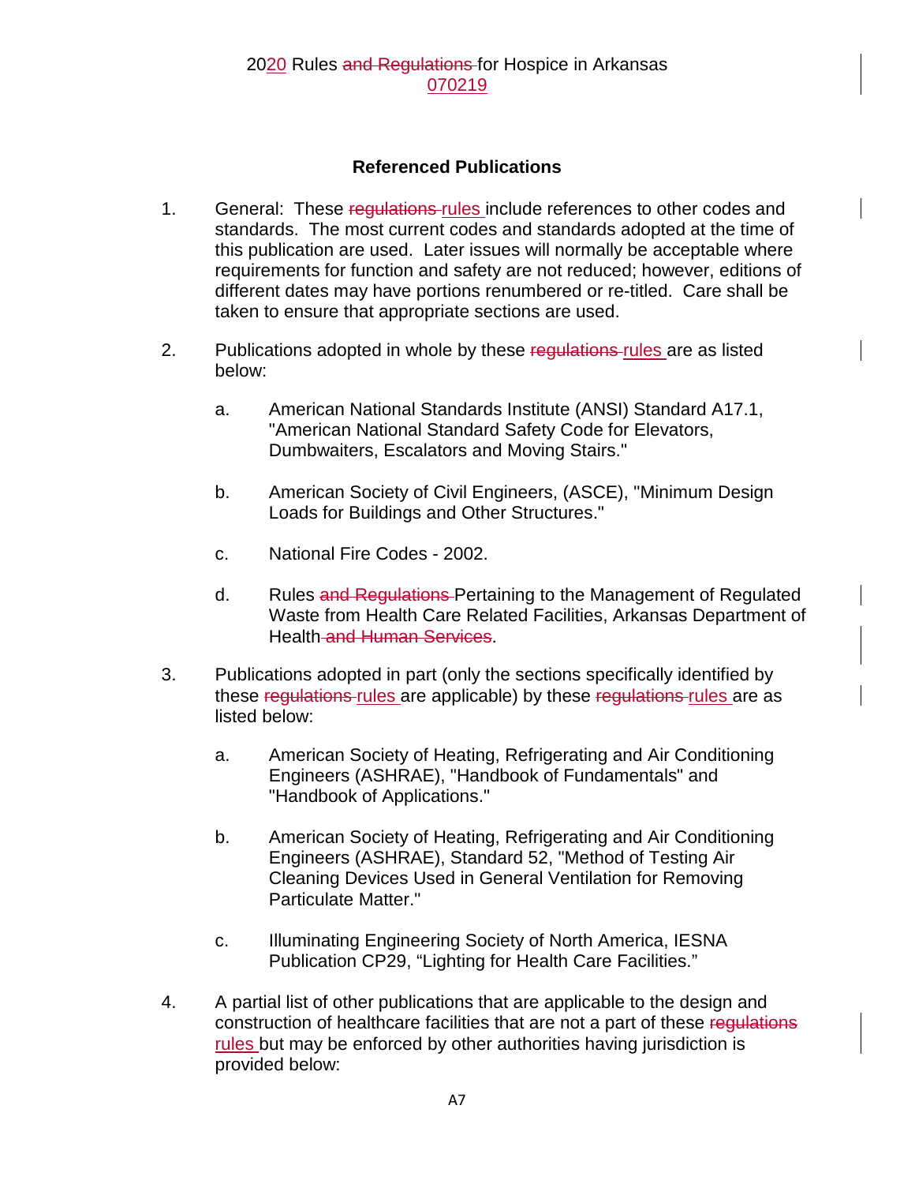## Referenced Publications

1. General: These ~~regulations~~ rules include references to other codes and standards. The most current codes and standards adopted at the time of this publication are used. Later issues will normally be acceptable where requirements for function and safety are not reduced; however, editions of different dates may have portions renumbered or re-titled. Care shall be taken to ensure that appropriate sections are used.

2. Publications adopted in whole by these ~~regulations~~ rules are as listed below:

   a. American National Standards Institute (ANSI) Standard A17.1, "American National Standard Safety Code for Elevators, Dumbwaiters, Escalators and Moving Stairs."

   b. American Society of Civil Engineers, (ASCE), "Minimum Design Loads for Buildings and Other Structures."

   c. National Fire Codes - 2002.

   d. Rules ~~and Regulations~~ Pertaining to the Management of Regulated Waste from Health Care Related Facilities, Arkansas Department of Health ~~and Human Services~~.

3. Publications adopted in part (only the sections specifically identified by these ~~regulations~~ rules are applicable) by these ~~regulations~~ rules are as listed below:

   a. American Society of Heating, Refrigerating and Air Conditioning Engineers (ASHRAE), "Handbook of Fundamentals" and "Handbook of Applications."

   b. American Society of Heating, Refrigerating and Air Conditioning Engineers (ASHRAE), Standard 52, "Method of Testing Air Cleaning Devices Used in General Ventilation for Removing Particulate Matter."

   c. Illuminating Engineering Society of North America, IESNA Publication CP29, "Lighting for Health Care Facilities."

4. A partial list of other publications that are applicable to the design and construction of healthcare facilities that are not a part of these ~~regulations~~ rules but may be enforced by other authorities having jurisdiction is provided below: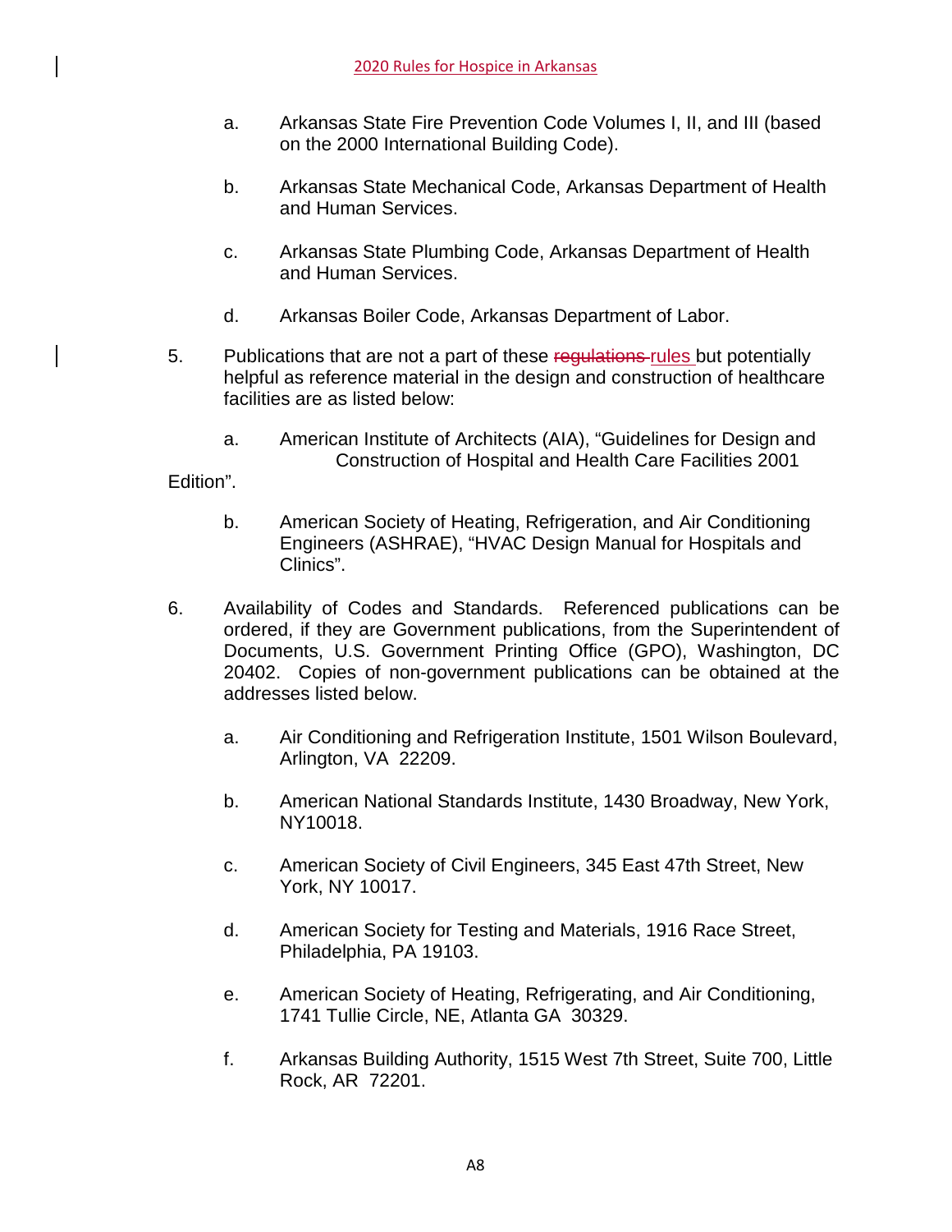a. Arkansas State Fire Prevention Code Volumes I, II, and III (based on the 2000 International Building Code).

b. Arkansas State Mechanical Code, Arkansas Department of Health and Human Services.

c. Arkansas State Plumbing Code, Arkansas Department of Health and Human Services.

d. Arkansas Boiler Code, Arkansas Department of Labor.

5. Publications that are not a part of these ~~regulations~~ rules but potentially helpful as reference material in the design and construction of healthcare facilities are as listed below:

   a. American Institute of Architects (AIA), "Guidelines for Design and Construction of Hospital and Health Care Facilities 2001 Edition".

   b. American Society of Heating, Refrigeration, and Air Conditioning Engineers (ASHRAE), "HVAC Design Manual for Hospitals and Clinics".

6. Availability of Codes and Standards. Referenced publications can be ordered, if they are Government publications, from the Superintendent of Documents, U.S. Government Printing Office (GPO), Washington, DC 20402. Copies of non-government publications can be obtained at the addresses listed below.

   a. Air Conditioning and Refrigeration Institute, 1501 Wilson Boulevard, Arlington, VA 22209.

   b. American National Standards Institute, 1430 Broadway, New York, NY10018.

   c. American Society of Civil Engineers, 345 East 47th Street, New York, NY 10017.

   d. American Society for Testing and Materials, 1916 Race Street, Philadelphia, PA 19103.

   e. American Society of Heating, Refrigerating, and Air Conditioning, 1741 Tullie Circle, NE, Atlanta GA 30329.

   f. Arkansas Building Authority, 1515 West 7th Street, Suite 700, Little Rock, AR 72201.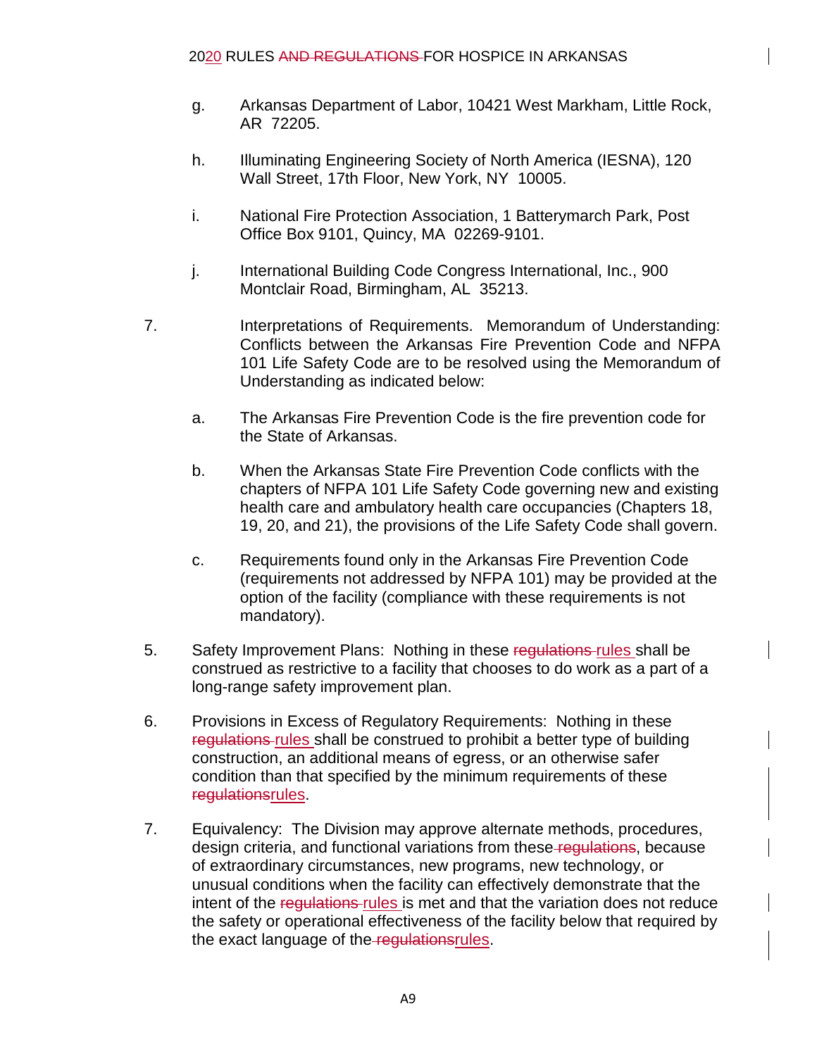g. Arkansas Department of Labor, 10421 West Markham, Little Rock, AR 72205.

h. Illuminating Engineering Society of North America (IESNA), 120 Wall Street, 17th Floor, New York, NY 10005.

i. National Fire Protection Association, 1 Batterymarch Park, Post Office Box 9101, Quincy, MA 02269-9101.

j. International Building Code Congress International, Inc., 900 Montclair Road, Birmingham, AL 35213.

7. Interpretations of Requirements. Memorandum of Understanding: Conflicts between the Arkansas Fire Prevention Code and NFPA 101 Life Safety Code are to be resolved using the Memorandum of Understanding as indicated below:

   a. The Arkansas Fire Prevention Code is the fire prevention code for the State of Arkansas.

   b. When the Arkansas State Fire Prevention Code conflicts with the chapters of NFPA 101 Life Safety Code governing new and existing health care and ambulatory health care occupancies (Chapters 18, 19, 20, and 21), the provisions of the Life Safety Code shall govern.

   c. Requirements found only in the Arkansas Fire Prevention Code (requirements not addressed by NFPA 101) may be provided at the option of the facility (compliance with these requirements is not mandatory).

5. Safety Improvement Plans: Nothing in these ~~regulations~~ rules shall be construed as restrictive to a facility that chooses to do work as a part of a long-range safety improvement plan.

6. Provisions in Excess of Regulatory Requirements: Nothing in these ~~regulations~~ rules shall be construed to prohibit a better type of building construction, an additional means of egress, or an otherwise safer condition than that specified by the minimum requirements of these ~~regulations~~rules.

7. Equivalency: The Division may approve alternate methods, procedures, design criteria, and functional variations from these ~~regulations~~, because of extraordinary circumstances, new programs, new technology, or unusual conditions when the facility can effectively demonstrate that the intent of the ~~regulations~~ rules is met and that the variation does not reduce the safety or operational effectiveness of the facility below that required by the exact language of the ~~regulations~~rules.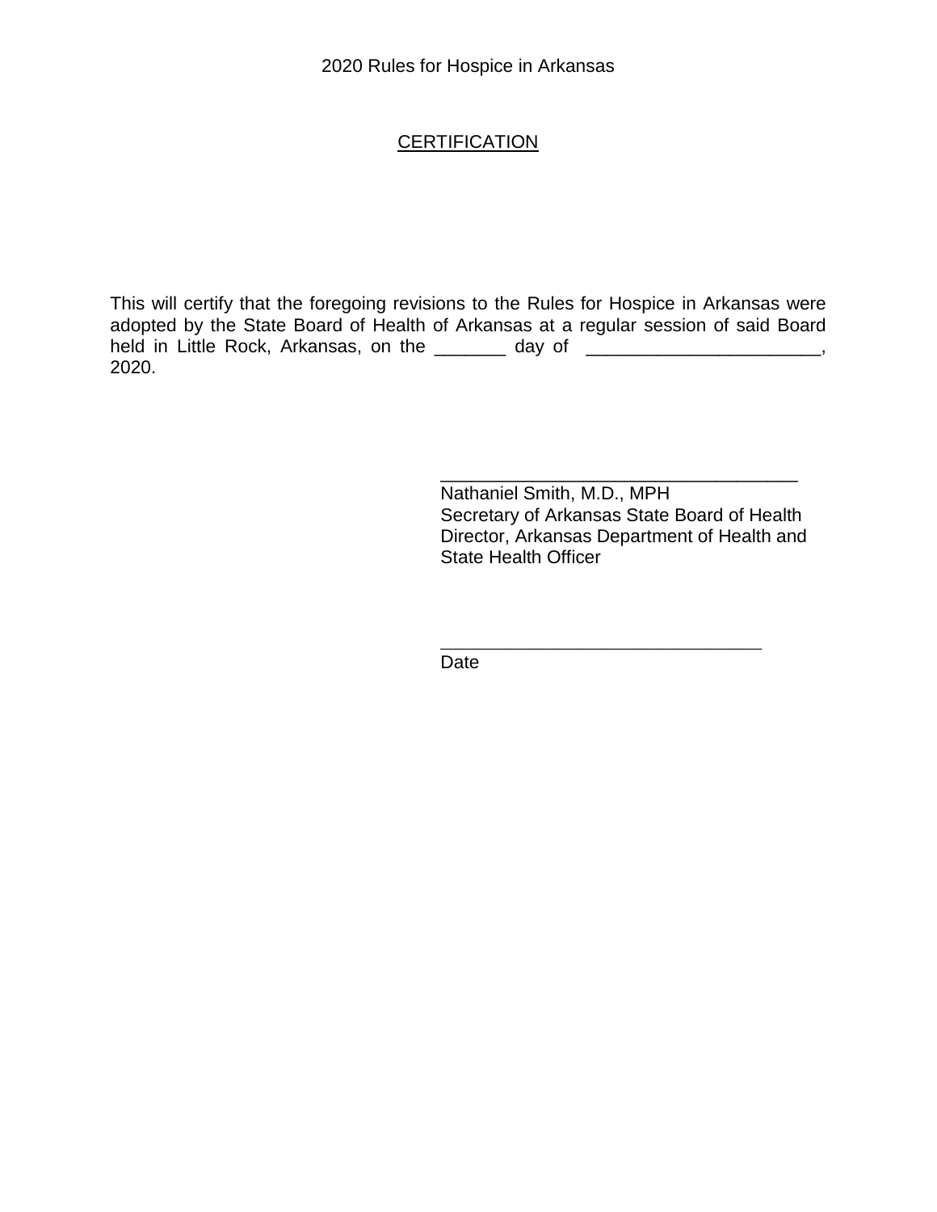## CERTIFICATION

This will certify that the foregoing revisions to the Rules for Hospice in Arkansas were adopted by the State Board of Health of Arkansas at a regular session of said Board held in Little Rock, Arkansas, on the _______ day of _______________________, 2020.

___________________________________
Nathaniel Smith, M.D., MPH
Secretary of Arkansas State Board of Health
Director, Arkansas Department of Health and
State Health Officer

________________________________
Date